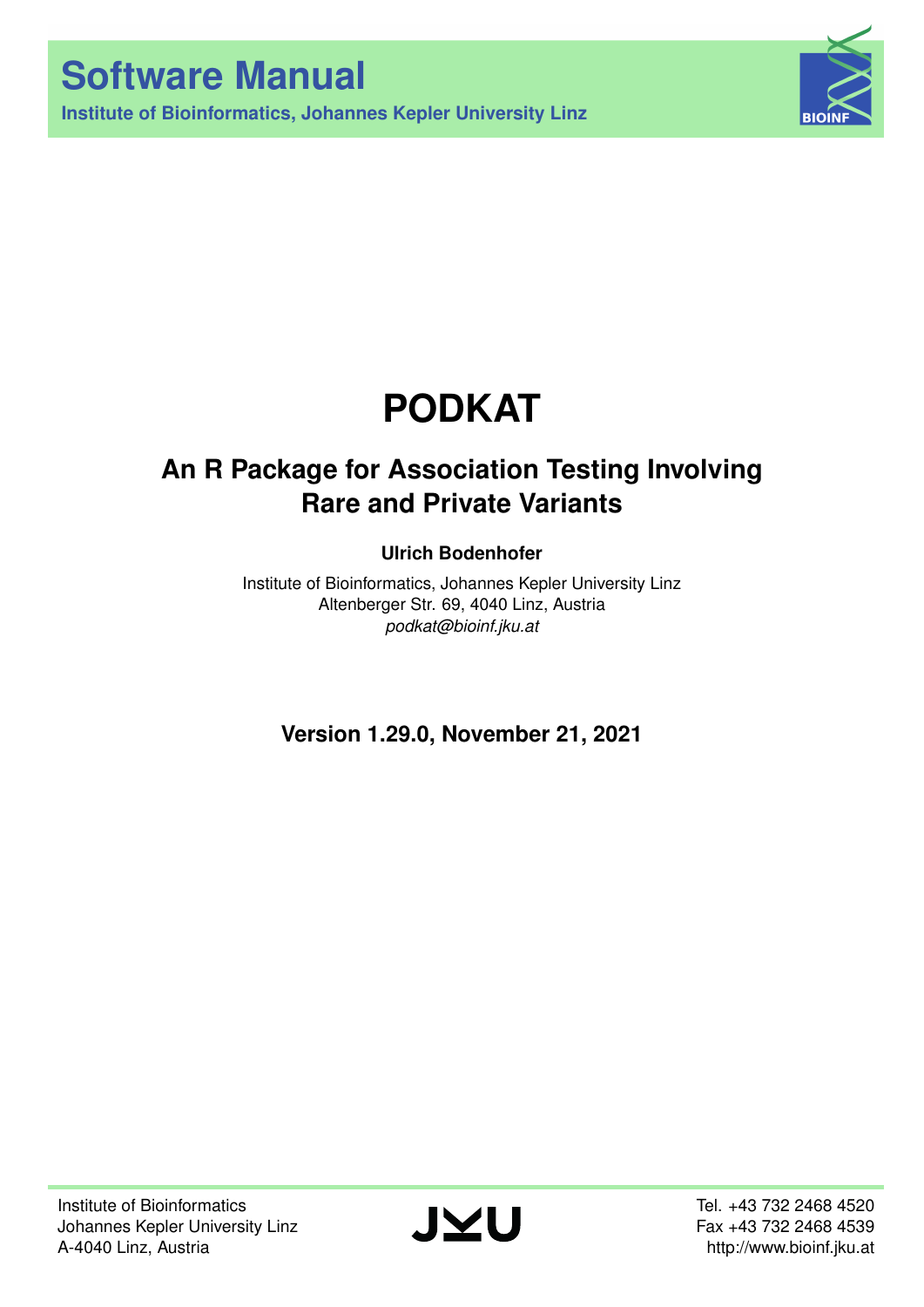# Software Manual

**Institute of Bioinformatics, Johannes Kepler University Linz**

# PODKAT

## An R Package for Association Testing Involving Rare and Private Variants

**Ulrich Bodenhofer**

Institute of Bioinformatics, Johannes Kepler University Linz
Altenberger Str. 69, 4040 Linz, Austria
*podkat@bioinf.jku.at*

**Version 1.29.0, November 21, 2021**

Institute of Bioinformatics
Johannes Kepler University Linz
A-4040 Linz, Austria

Tel. +43 732 2468 4520
Fax +43 732 2468 4539
http://www.bioinf.jku.at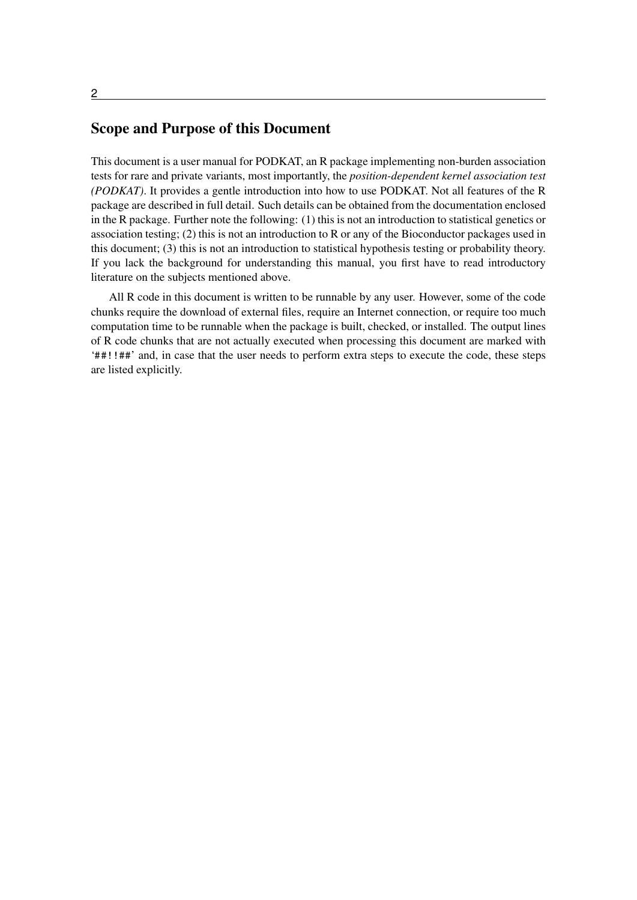# Scope and Purpose of this Document

This document is a user manual for PODKAT, an R package implementing non-burden association tests for rare and private variants, most importantly, the *position-dependent kernel association test (PODKAT)*. It provides a gentle introduction into how to use PODKAT. Not all features of the R package are described in full detail. Such details can be obtained from the documentation enclosed in the R package. Further note the following: (1) this is not an introduction to statistical genetics or association testing; (2) this is not an introduction to R or any of the Bioconductor packages used in this document; (3) this is not an introduction to statistical hypothesis testing or probability theory. If you lack the background for understanding this manual, you first have to read introductory literature on the subjects mentioned above.

All R code in this document is written to be runnable by any user. However, some of the code chunks require the download of external files, require an Internet connection, or require too much computation time to be runnable when the package is built, checked, or installed. The output lines of R code chunks that are not actually executed when processing this document are marked with '##!!##' and, in case that the user needs to perform extra steps to execute the code, these steps are listed explicitly.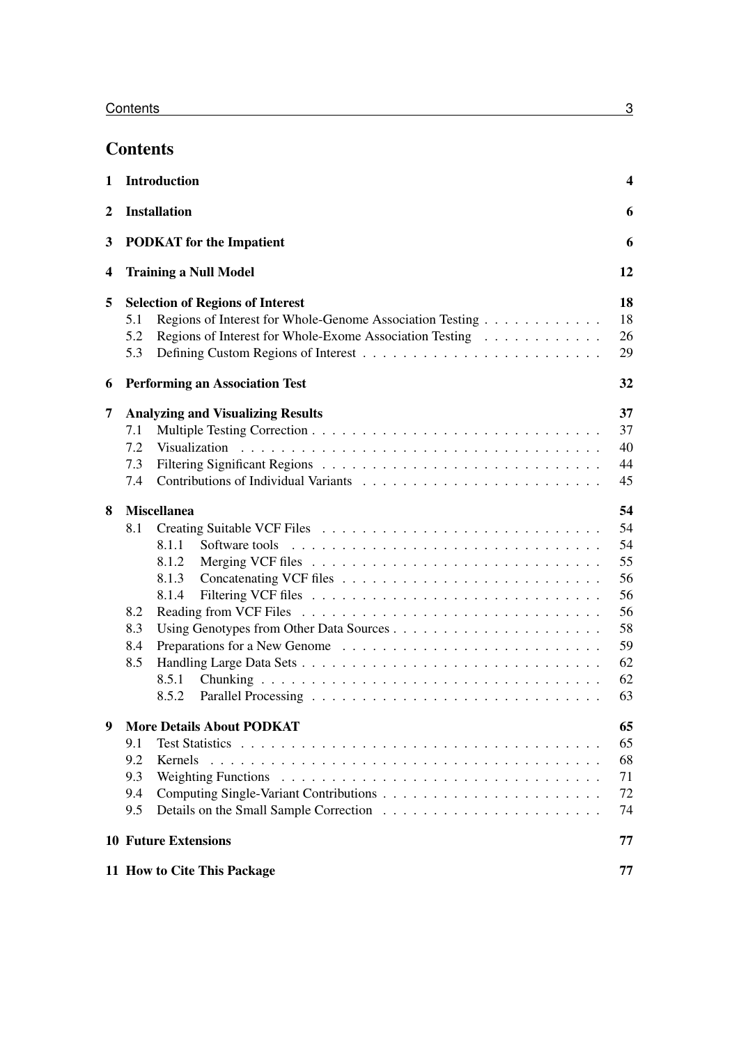# Contents

- **1 Introduction** — **4**
- **2 Installation** — **6**
- **3 PODKAT for the Impatient** — **6**
- **4 Training a Null Model** — **12**
- **5 Selection of Regions of Interest** — **18**
  - 5.1 Regions of Interest for Whole-Genome Association Testing — 18
  - 5.2 Regions of Interest for Whole-Exome Association Testing — 26
  - 5.3 Defining Custom Regions of Interest — 29
- **6 Performing an Association Test** — **32**
- **7 Analyzing and Visualizing Results** — **37**
  - 7.1 Multiple Testing Correction — 37
  - 7.2 Visualization — 40
  - 7.3 Filtering Significant Regions — 44
  - 7.4 Contributions of Individual Variants — 45
- **8 Miscellanea** — **54**
  - 8.1 Creating Suitable VCF Files — 54
    - 8.1.1 Software tools — 54
    - 8.1.2 Merging VCF files — 55
    - 8.1.3 Concatenating VCF files — 56
    - 8.1.4 Filtering VCF files — 56
  - 8.2 Reading from VCF Files — 56
  - 8.3 Using Genotypes from Other Data Sources — 58
  - 8.4 Preparations for a New Genome — 59
  - 8.5 Handling Large Data Sets — 62
    - 8.5.1 Chunking — 62
    - 8.5.2 Parallel Processing — 63
- **9 More Details About PODKAT** — **65**
  - 9.1 Test Statistics — 65
  - 9.2 Kernels — 68
  - 9.3 Weighting Functions — 71
  - 9.4 Computing Single-Variant Contributions — 72
  - 9.5 Details on the Small Sample Correction — 74
- **10 Future Extensions** — **77**
- **11 How to Cite This Package** — **77**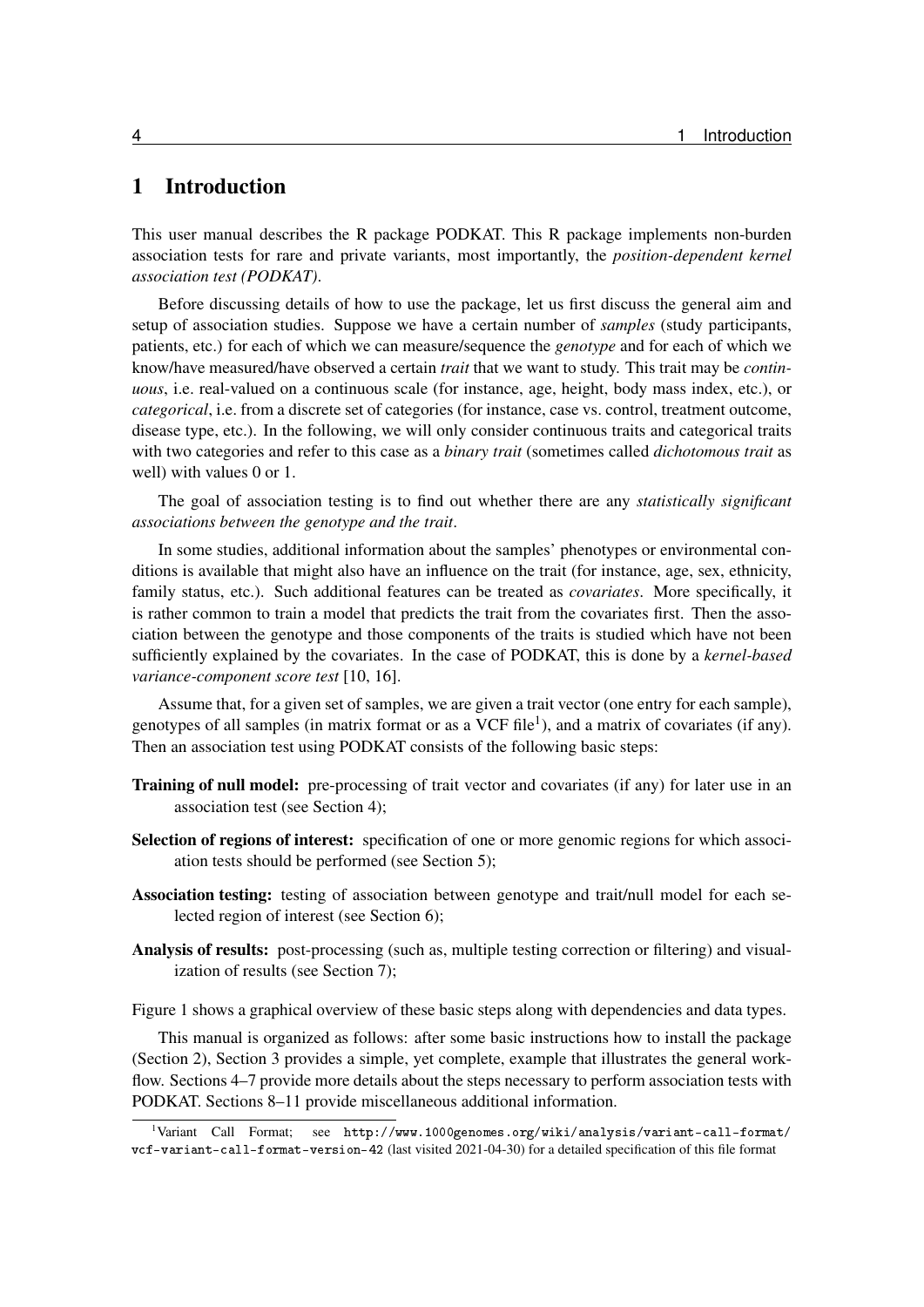# 1 Introduction

This user manual describes the R package PODKAT. This R package implements non-burden association tests for rare and private variants, most importantly, the *position-dependent kernel association test (PODKAT)*.

Before discussing details of how to use the package, let us first discuss the general aim and setup of association studies. Suppose we have a certain number of *samples* (study participants, patients, etc.) for each of which we can measure/sequence the *genotype* and for each of which we know/have measured/have observed a certain *trait* that we want to study. This trait may be *continuous*, i.e. real-valued on a continuous scale (for instance, age, height, body mass index, etc.), or *categorical*, i.e. from a discrete set of categories (for instance, case vs. control, treatment outcome, disease type, etc.). In the following, we will only consider continuous traits and categorical traits with two categories and refer to this case as a *binary trait* (sometimes called *dichotomous trait* as well) with values 0 or 1.

The goal of association testing is to find out whether there are any *statistically significant associations between the genotype and the trait*.

In some studies, additional information about the samples' phenotypes or environmental conditions is available that might also have an influence on the trait (for instance, age, sex, ethnicity, family status, etc.). Such additional features can be treated as *covariates*. More specifically, it is rather common to train a model that predicts the trait from the covariates first. Then the association between the genotype and those components of the traits is studied which have not been sufficiently explained by the covariates. In the case of PODKAT, this is done by a *kernel-based variance-component score test* [10, 16].

Assume that, for a given set of samples, we are given a trait vector (one entry for each sample), genotypes of all samples (in matrix format or as a VCF file[1]), and a matrix of covariates (if any). Then an association test using PODKAT consists of the following basic steps:

**Training of null model:** pre-processing of trait vector and covariates (if any) for later use in an association test (see Section 4);

**Selection of regions of interest:** specification of one or more genomic regions for which association tests should be performed (see Section 5);

**Association testing:** testing of association between genotype and trait/null model for each selected region of interest (see Section 6);

**Analysis of results:** post-processing (such as, multiple testing correction or filtering) and visualization of results (see Section 7);

Figure 1 shows a graphical overview of these basic steps along with dependencies and data types.

This manual is organized as follows: after some basic instructions how to install the package (Section 2), Section 3 provides a simple, yet complete, example that illustrates the general workflow. Sections 4–7 provide more details about the steps necessary to perform association tests with PODKAT. Sections 8–11 provide miscellaneous additional information.

[1] Variant Call Format; see `http://www.1000genomes.org/wiki/analysis/variant-call-format/vcf-variant-call-format-version-42` (last visited 2021-04-30) for a detailed specification of this file format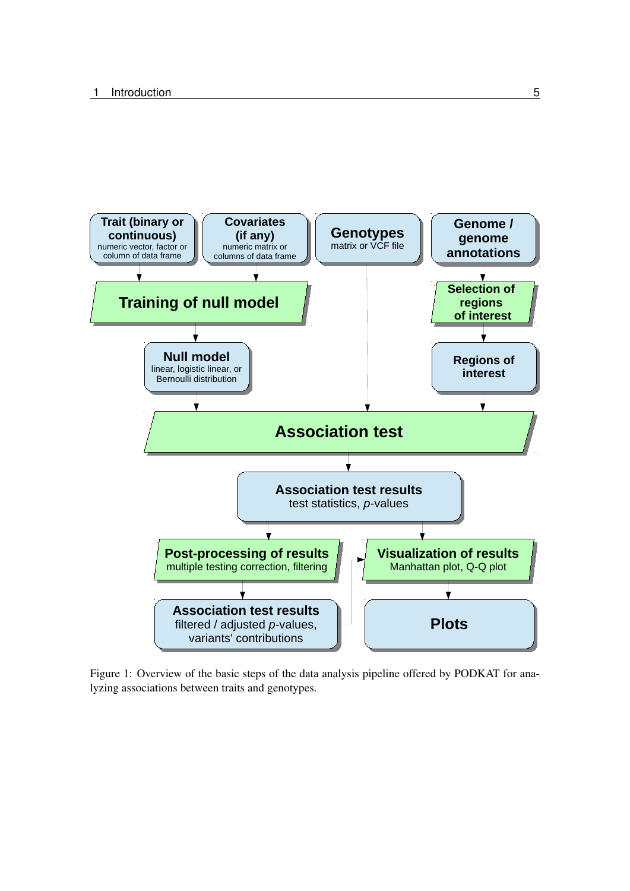Trait (binary or continuous)
numeric vector, factor or column of data frame

Covariates (if any)
numeric matrix or columns of data frame

Genotypes
matrix or VCF file

Genome / genome annotations

Training of null model

Selection of regions of interest

Null model
linear, logistic linear, or Bernoulli distribution

Regions of interest

Association test

Association test results
test statistics, *p*-values

Post-processing of results
multiple testing correction, filtering

Visualization of results
Manhattan plot, Q-Q plot

Association test results
filtered / adjusted *p*-values, variants' contributions

Plots

Figure 1: Overview of the basic steps of the data analysis pipeline offered by PODKAT for analyzing associations between traits and genotypes.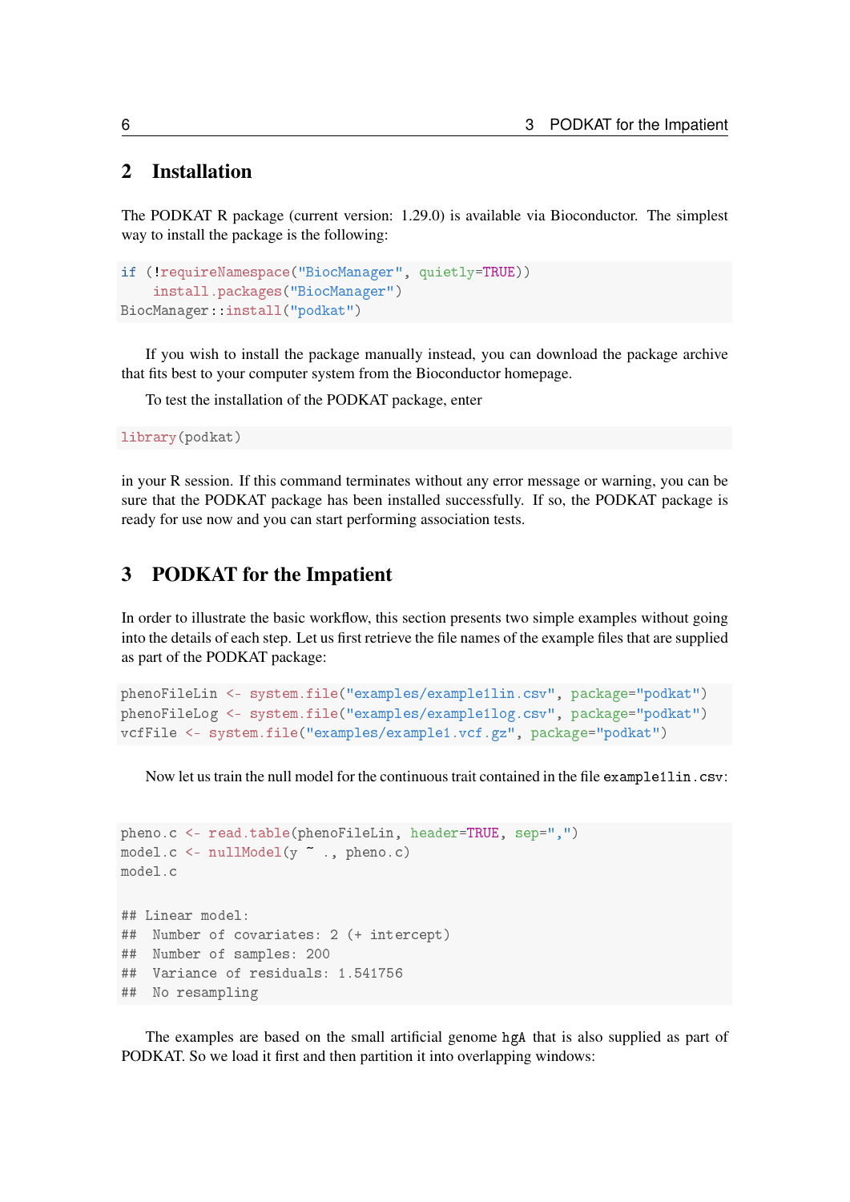# 2 Installation

The PODKAT R package (current version: 1.29.0) is available via Bioconductor. The simplest way to install the package is the following:

```
if (!requireNamespace("BiocManager", quietly=TRUE))
    install.packages("BiocManager")
BiocManager::install("podkat")
```

If you wish to install the package manually instead, you can download the package archive that fits best to your computer system from the Bioconductor homepage.

To test the installation of the PODKAT package, enter

```
library(podkat)
```

in your R session. If this command terminates without any error message or warning, you can be sure that the PODKAT package has been installed successfully. If so, the PODKAT package is ready for use now and you can start performing association tests.

# 3 PODKAT for the Impatient

In order to illustrate the basic workflow, this section presents two simple examples without going into the details of each step. Let us first retrieve the file names of the example files that are supplied as part of the PODKAT package:

```
phenoFileLin <- system.file("examples/example1lin.csv", package="podkat")
phenoFileLog <- system.file("examples/example1log.csv", package="podkat")
vcfFile <- system.file("examples/example1.vcf.gz", package="podkat")
```

Now let us train the null model for the continuous trait contained in the file `example1lin.csv`:

```
pheno.c <- read.table(phenoFileLin, header=TRUE, sep=",")
model.c <- nullModel(y ~ ., pheno.c)
model.c

## Linear model:
##  Number of covariates: 2 (+ intercept)
##  Number of samples: 200
##  Variance of residuals: 1.541756
##  No resampling
```

The examples are based on the small artificial genome `hgA` that is also supplied as part of PODKAT. So we load it first and then partition it into overlapping windows: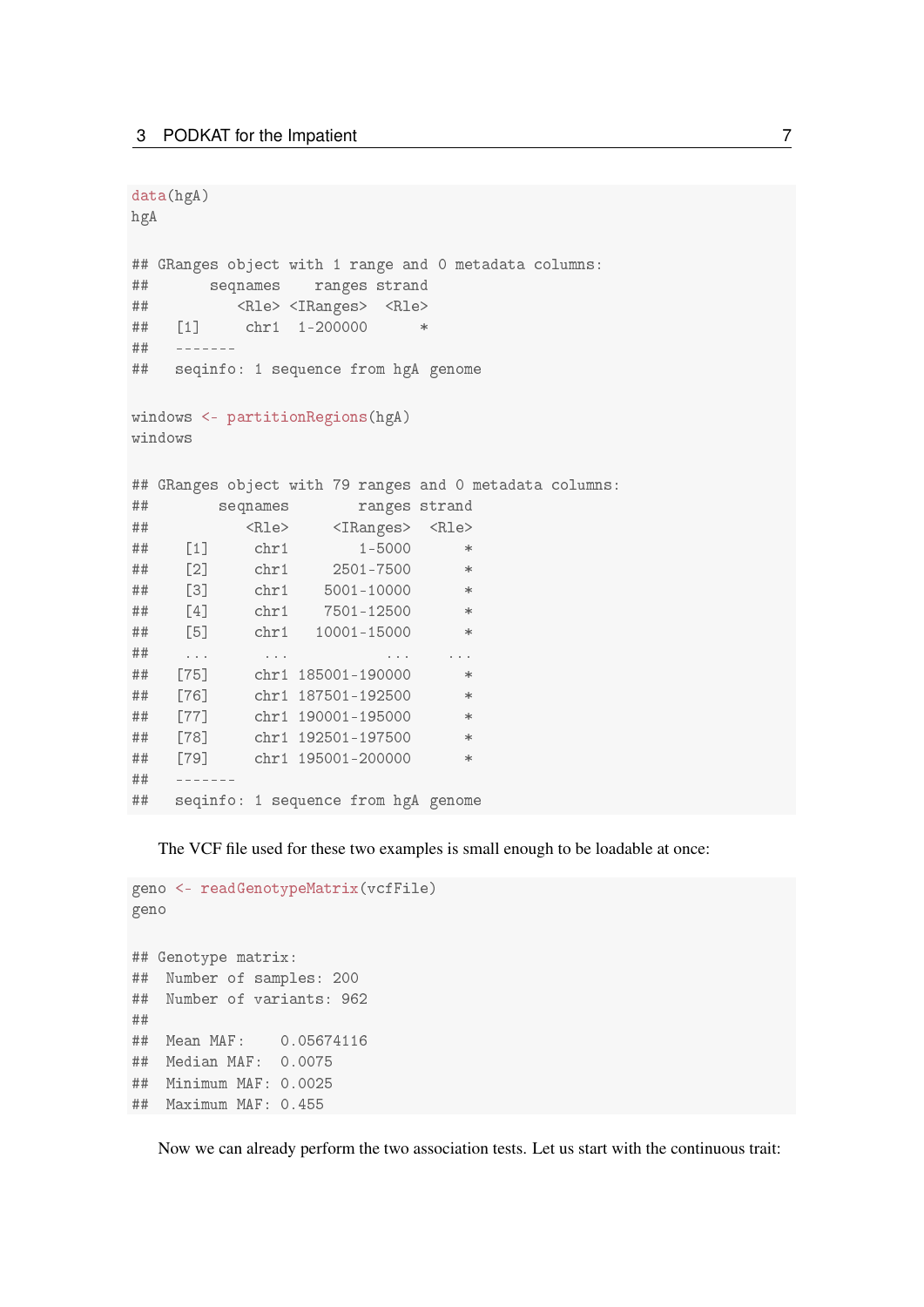```
data(hgA)
hgA

## GRanges object with 1 range and 0 metadata columns:
##       seqnames    ranges strand
##          <Rle> <IRanges>  <Rle>
##   [1]     chr1  1-200000      *
##   -------
##   seqinfo: 1 sequence from hgA genome

windows <- partitionRegions(hgA)
windows

## GRanges object with 79 ranges and 0 metadata columns:
##        seqnames        ranges strand
##           <Rle>     <IRanges>  <Rle>
##    [1]     chr1        1-5000      *
##    [2]     chr1     2501-7500      *
##    [3]     chr1    5001-10000      *
##    [4]     chr1    7501-12500      *
##    [5]     chr1   10001-15000      *
##    ...      ...           ...    ...
##   [75]     chr1 185001-190000      *
##   [76]     chr1 187501-192500      *
##   [77]     chr1 190001-195000      *
##   [78]     chr1 192501-197500      *
##   [79]     chr1 195001-200000      *
##   -------
##   seqinfo: 1 sequence from hgA genome
```

The VCF file used for these two examples is small enough to be loadable at once:

```
geno <- readGenotypeMatrix(vcfFile)
geno

## Genotype matrix:
##  Number of samples: 200
##  Number of variants: 962
##
##  Mean MAF:    0.05674116
##  Median MAF:  0.0075
##  Minimum MAF: 0.0025
##  Maximum MAF: 0.455
```

Now we can already perform the two association tests. Let us start with the continuous trait: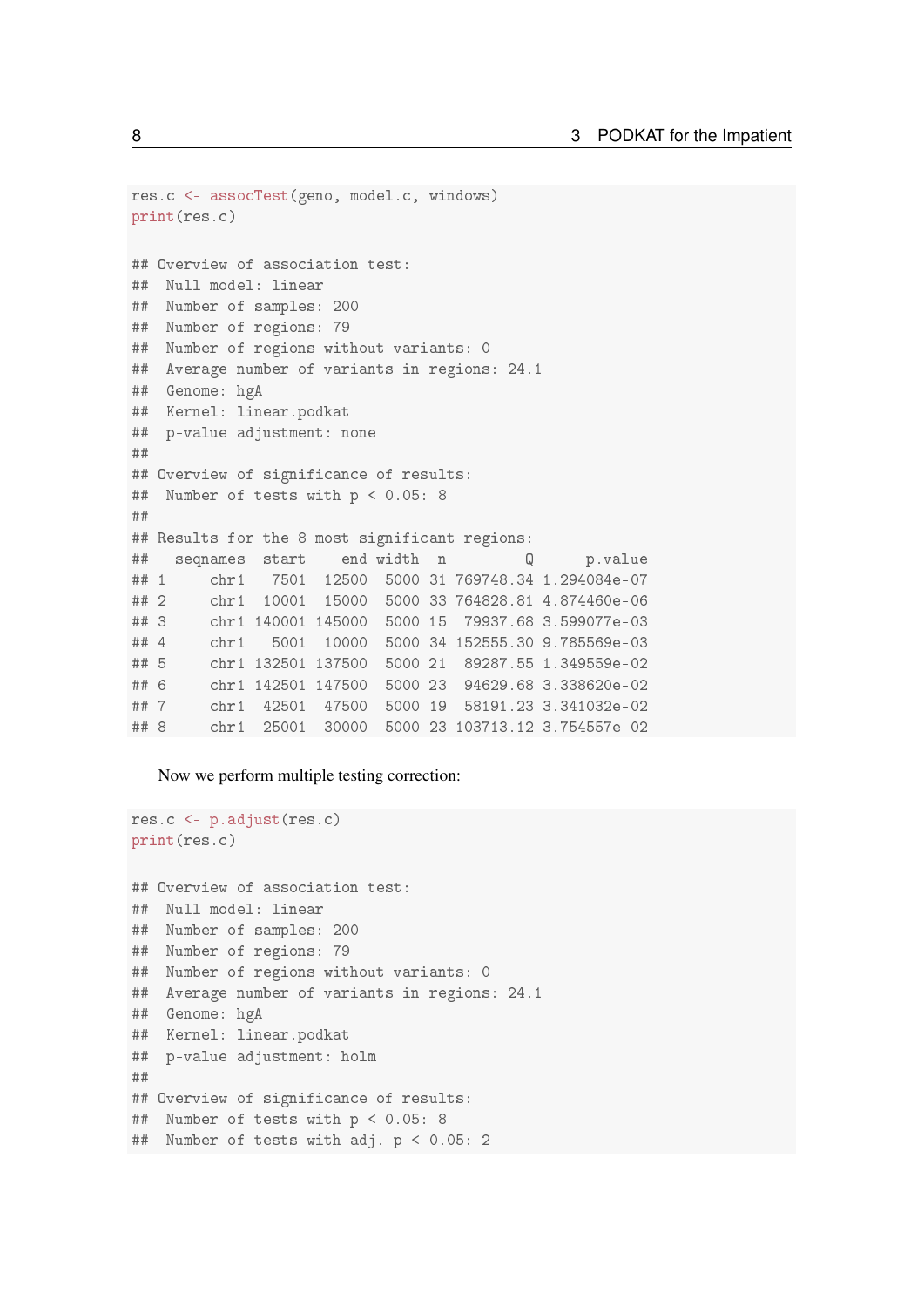```
res.c <- assocTest(geno, model.c, windows)
print(res.c)

## Overview of association test:
##  Null model: linear
##  Number of samples: 200
##  Number of regions: 79
##  Number of regions without variants: 0
##  Average number of variants in regions: 24.1
##  Genome: hgA
##  Kernel: linear.podkat
##  p-value adjustment: none
##
## Overview of significance of results:
##  Number of tests with p < 0.05: 8
##
## Results for the 8 most significant regions:
##   seqnames  start    end width  n         Q      p.value
## 1     chr1   7501  12500  5000 31 769748.34 1.294084e-07
## 2     chr1  10001  15000  5000 33 764828.81 4.874460e-06
## 3     chr1 140001 145000  5000 15  79937.68 3.599077e-03
## 4     chr1   5001  10000  5000 34 152555.30 9.785569e-03
## 5     chr1 132501 137500  5000 21  89287.55 1.349559e-02
## 6     chr1 142501 147500  5000 23  94629.68 3.338620e-02
## 7     chr1  42501  47500  5000 19  58191.23 3.341032e-02
## 8     chr1  25001  30000  5000 23 103713.12 3.754557e-02
```

Now we perform multiple testing correction:

```
res.c <- p.adjust(res.c)
print(res.c)

## Overview of association test:
##  Null model: linear
##  Number of samples: 200
##  Number of regions: 79
##  Number of regions without variants: 0
##  Average number of variants in regions: 24.1
##  Genome: hgA
##  Kernel: linear.podkat
##  p-value adjustment: holm
##
## Overview of significance of results:
##  Number of tests with p < 0.05: 8
##  Number of tests with adj. p < 0.05: 2
```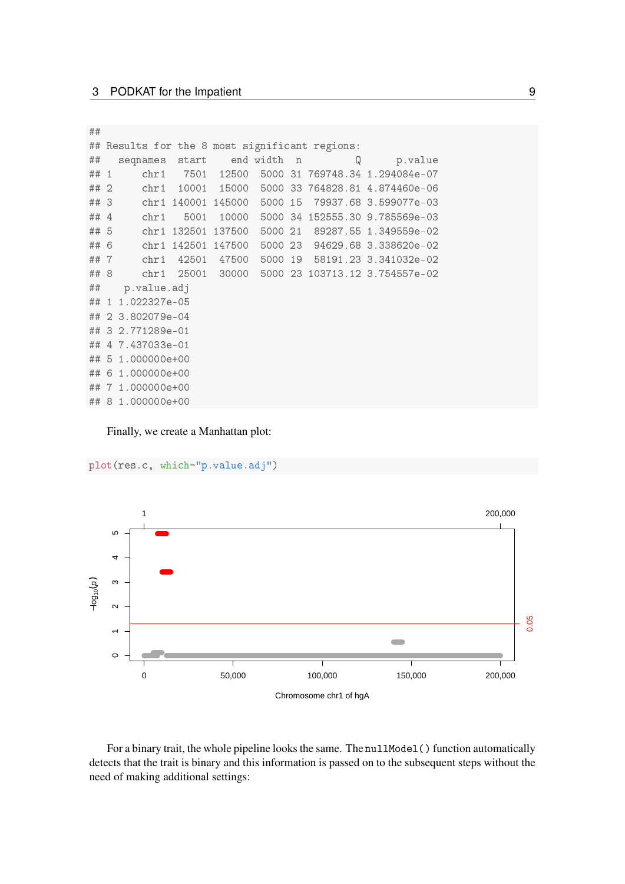```
##
## Results for the 8 most significant regions:
##   seqnames  start    end width  n         Q      p.value
## 1     chr1   7501  12500  5000 31 769748.34 1.294084e-07
## 2     chr1  10001  15000  5000 33 764828.81 4.874460e-06
## 3     chr1 140001 145000  5000 15  79937.68 3.599077e-03
## 4     chr1   5001  10000  5000 34 152555.30 9.785569e-03
## 5     chr1 132501 137500  5000 21  89287.55 1.349559e-02
## 6     chr1 142501 147500  5000 23  94629.68 3.338620e-02
## 7     chr1  42501  47500  5000 19  58191.23 3.341032e-02
## 8     chr1  25001  30000  5000 23 103713.12 3.754557e-02
##    p.value.adj
## 1 1.022327e-05
## 2 3.802079e-04
## 3 2.771289e-01
## 4 7.437033e-01
## 5 1.000000e+00
## 6 1.000000e+00
## 7 1.000000e+00
## 8 1.000000e+00
```

Finally, we create a Manhattan plot:

```
plot(res.c, which="p.value.adj")
```

For a binary trait, the whole pipeline looks the same. The `nullModel()` function automatically detects that the trait is binary and this information is passed on to the subsequent steps without the need of making additional settings: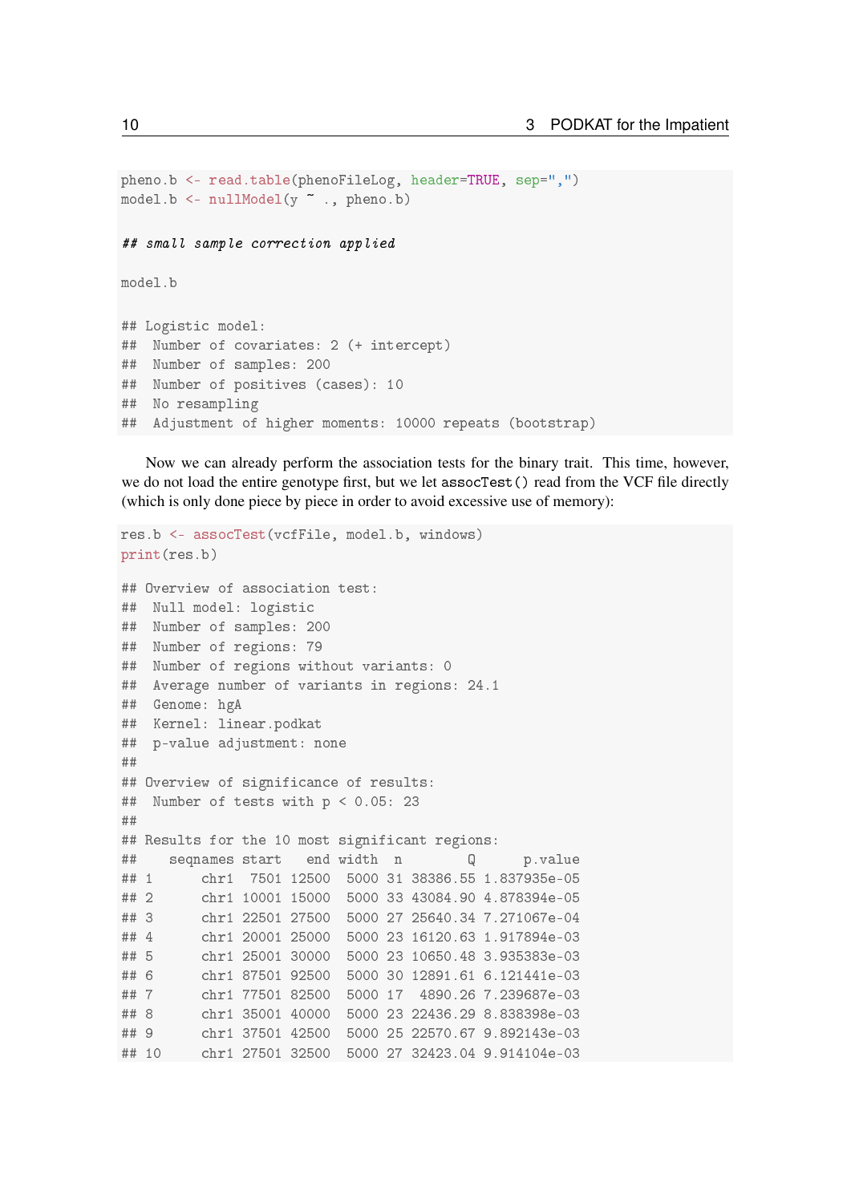```r
pheno.b <- read.table(phenoFileLog, header=TRUE, sep=",")
model.b <- nullModel(y ~ ., pheno.b)

## small sample correction applied

model.b

## Logistic model:
##  Number of covariates: 2 (+ intercept)
##  Number of samples: 200
##  Number of positives (cases): 10
##  No resampling
##  Adjustment of higher moments: 10000 repeats (bootstrap)
```

Now we can already perform the association tests for the binary trait. This time, however, we do not load the entire genotype first, but we let `assocTest()` read from the VCF file directly (which is only done piece by piece in order to avoid excessive use of memory):

```r
res.b <- assocTest(vcfFile, model.b, windows)
print(res.b)

## Overview of association test:
##  Null model: logistic
##  Number of samples: 200
##  Number of regions: 79
##  Number of regions without variants: 0
##  Average number of variants in regions: 24.1
##  Genome: hgA
##  Kernel: linear.podkat
##  p-value adjustment: none
##
## Overview of significance of results:
##  Number of tests with p < 0.05: 23
##
## Results for the 10 most significant regions:
##    seqnames start   end width  n        Q      p.value
## 1      chr1  7501 12500  5000 31 38386.55 1.837935e-05
## 2      chr1 10001 15000  5000 33 43084.90 4.878394e-05
## 3      chr1 22501 27500  5000 27 25640.34 7.271067e-04
## 4      chr1 20001 25000  5000 23 16120.63 1.917894e-03
## 5      chr1 25001 30000  5000 23 10650.48 3.935383e-03
## 6      chr1 87501 92500  5000 30 12891.61 6.121441e-03
## 7      chr1 77501 82500  5000 17  4890.26 7.239687e-03
## 8      chr1 35001 40000  5000 23 22436.29 8.838398e-03
## 9      chr1 37501 42500  5000 25 22570.67 9.892143e-03
## 10     chr1 27501 32500  5000 27 32423.04 9.914104e-03
```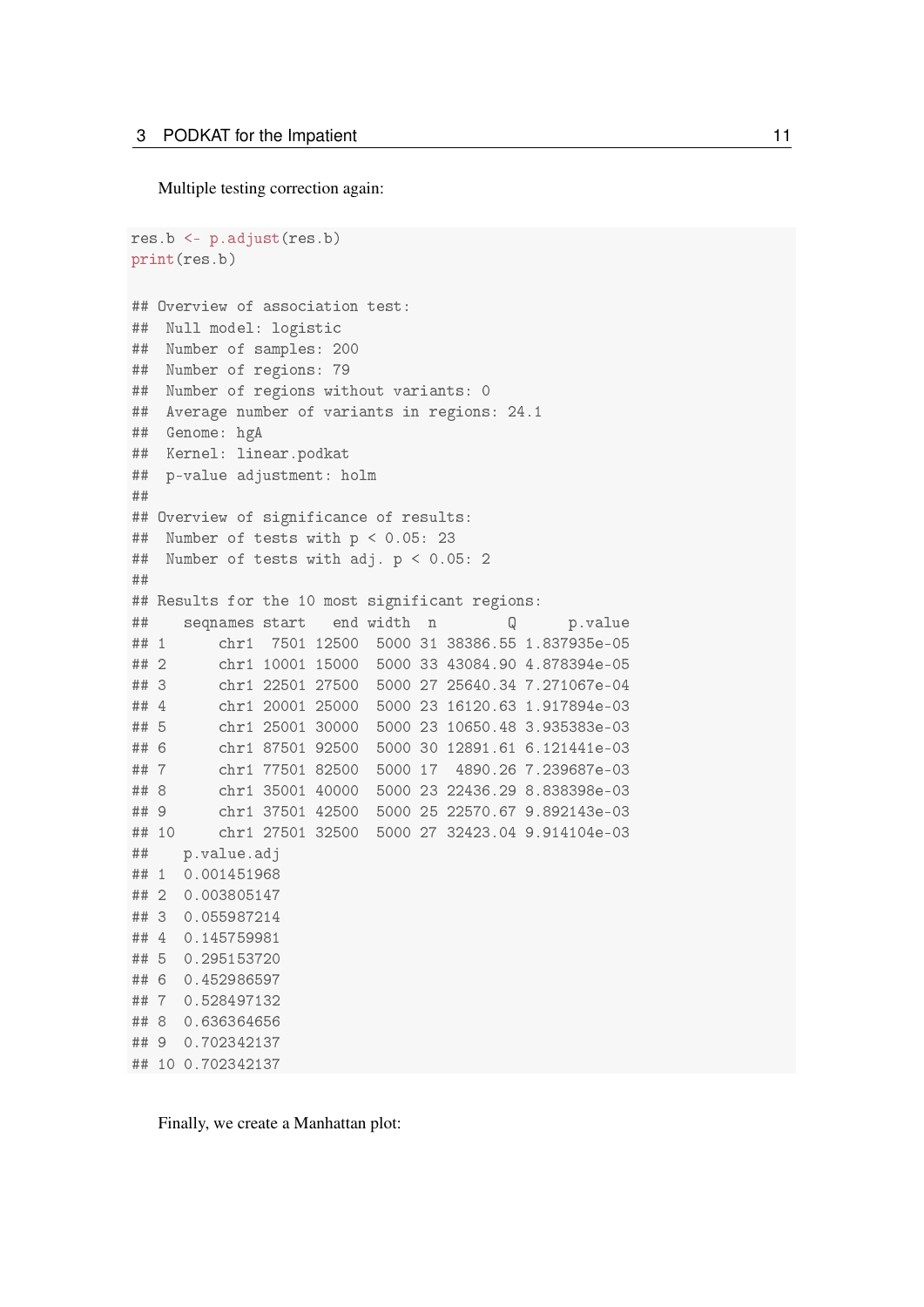Multiple testing correction again:

```
res.b <- p.adjust(res.b)
print(res.b)

## Overview of association test:
##  Null model: logistic
##  Number of samples: 200
##  Number of regions: 79
##  Number of regions without variants: 0
##  Average number of variants in regions: 24.1
##  Genome: hgA
##  Kernel: linear.podkat
##  p-value adjustment: holm
##
## Overview of significance of results:
##  Number of tests with p < 0.05: 23
##  Number of tests with adj. p < 0.05: 2
##
## Results for the 10 most significant regions:
##    seqnames start   end width  n        Q      p.value
## 1      chr1  7501 12500  5000 31 38386.55 1.837935e-05
## 2      chr1 10001 15000  5000 33 43084.90 4.878394e-05
## 3      chr1 22501 27500  5000 27 25640.34 7.271067e-04
## 4      chr1 20001 25000  5000 23 16120.63 1.917894e-03
## 5      chr1 25001 30000  5000 23 10650.48 3.935383e-03
## 6      chr1 87501 92500  5000 30 12891.61 6.121441e-03
## 7      chr1 77501 82500  5000 17  4890.26 7.239687e-03
## 8      chr1 35001 40000  5000 23 22436.29 8.838398e-03
## 9      chr1 37501 42500  5000 25 22570.67 9.892143e-03
## 10     chr1 27501 32500  5000 27 32423.04 9.914104e-03
##    p.value.adj
## 1  0.001451968
## 2  0.003805147
## 3  0.055987214
## 4  0.145759981
## 5  0.295153720
## 6  0.452986597
## 7  0.528497132
## 8  0.636364656
## 9  0.702342137
## 10 0.702342137
```

Finally, we create a Manhattan plot: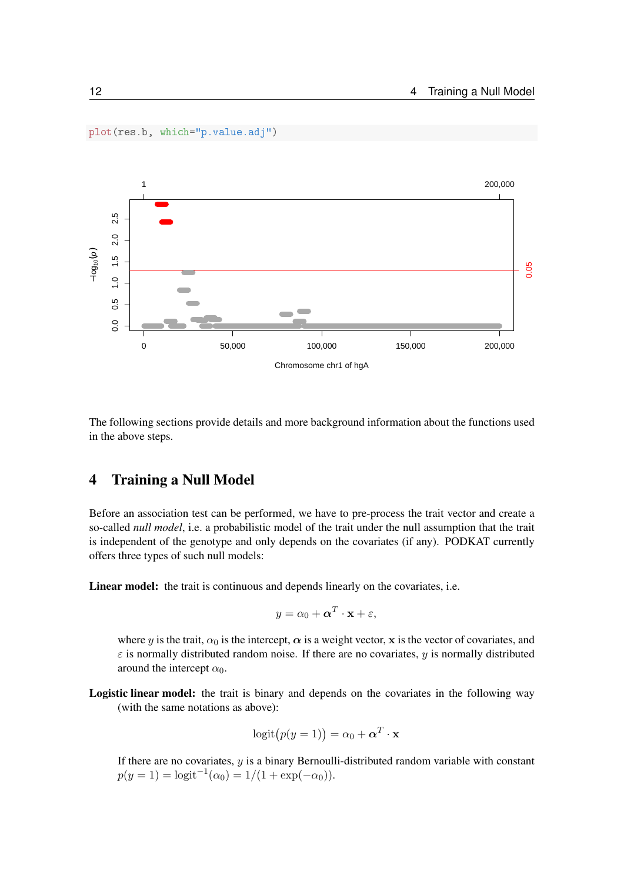```
plot(res.b, which="p.value.adj")
```

1
200,000
$-\log_{10}(p)$
0.0
0.5
1.0
1.5
2.0
2.5
0.05
0
50,000
100,000
150,000
200,000
Chromosome chr1 of hgA

The following sections provide details and more background information about the functions used in the above steps.

# 4 Training a Null Model

Before an association test can be performed, we have to pre-process the trait vector and create a so-called *null model*, i.e. a probabilistic model of the trait under the null assumption that the trait is independent of the genotype and only depends on the covariates (if any). PODKAT currently offers three types of such null models:

**Linear model:** the trait is continuous and depends linearly on the covariates, i.e.

$$y = \alpha_0 + \boldsymbol{\alpha}^T \cdot \mathbf{x} + \varepsilon,$$

where $y$ is the trait, $\alpha_0$ is the intercept, $\boldsymbol{\alpha}$ is a weight vector, $\mathbf{x}$ is the vector of covariates, and $\varepsilon$ is normally distributed random noise. If there are no covariates, $y$ is normally distributed around the intercept $\alpha_0$.

**Logistic linear model:** the trait is binary and depends on the covariates in the following way (with the same notations as above):

$$\operatorname{logit}\bigl(p(y = 1)\bigr) = \alpha_0 + \boldsymbol{\alpha}^T \cdot \mathbf{x}$$

If there are no covariates, $y$ is a binary Bernoulli-distributed random variable with constant $p(y = 1) = \operatorname{logit}^{-1}(\alpha_0) = 1/(1 + \exp(-\alpha_0))$.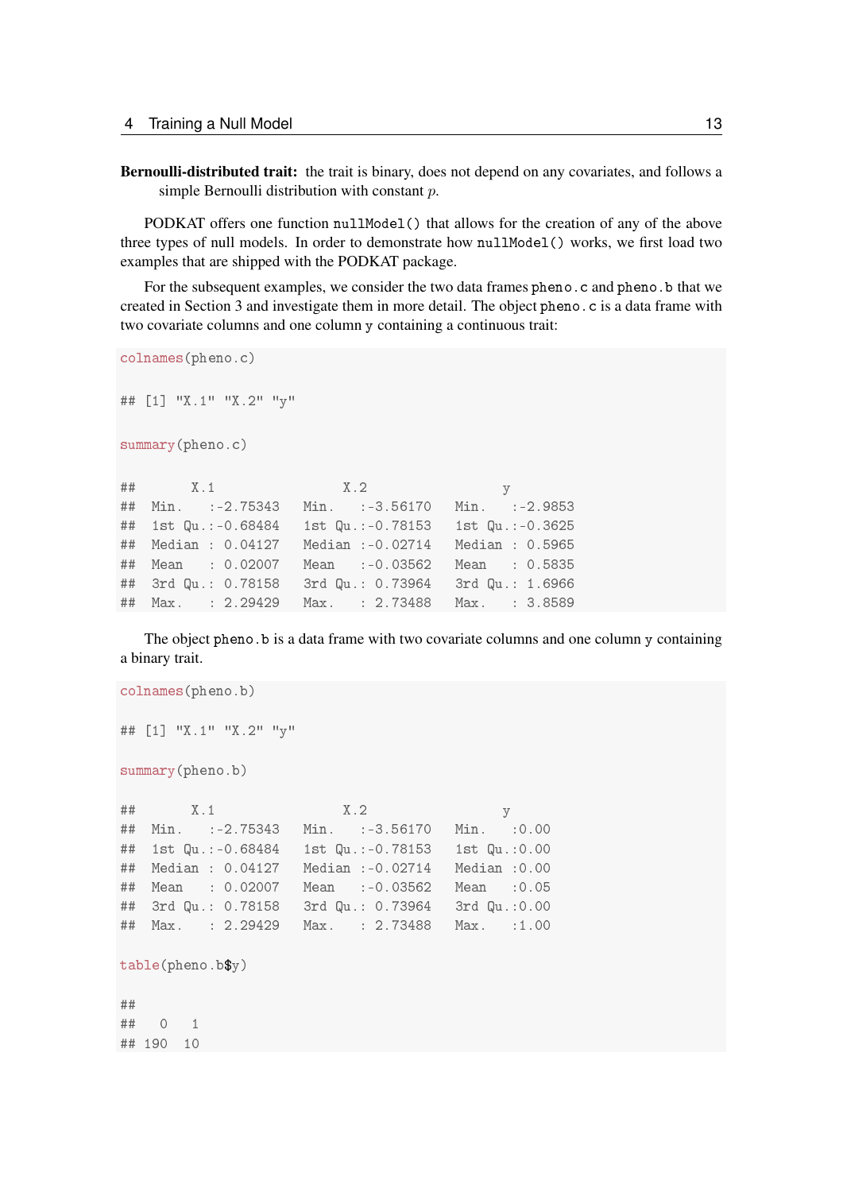**Bernoulli-distributed trait:** the trait is binary, does not depend on any covariates, and follows a simple Bernoulli distribution with constant $p$.

PODKAT offers one function `nullModel()` that allows for the creation of any of the above three types of null models. In order to demonstrate how `nullModel()` works, we first load two examples that are shipped with the PODKAT package.

For the subsequent examples, we consider the two data frames `pheno.c` and `pheno.b` that we created in Section 3 and investigate them in more detail. The object `pheno.c` is a data frame with two covariate columns and one column `y` containing a continuous trait:

```
colnames(pheno.c)

## [1] "X.1" "X.2" "y"

summary(pheno.c)

##       X.1                X.2                 y
##  Min.   :-2.75343   Min.   :-3.56170   Min.   :-2.9853
##  1st Qu.:-0.68484   1st Qu.:-0.78153   1st Qu.:-0.3625
##  Median : 0.04127   Median :-0.02714   Median : 0.5965
##  Mean   : 0.02007   Mean   :-0.03562   Mean   : 0.5835
##  3rd Qu.: 0.78158   3rd Qu.: 0.73964   3rd Qu.: 1.6966
##  Max.   : 2.29429   Max.   : 2.73488   Max.   : 3.8589
```

The object `pheno.b` is a data frame with two covariate columns and one column `y` containing a binary trait.

```
colnames(pheno.b)

## [1] "X.1" "X.2" "y"

summary(pheno.b)

##       X.1                X.2                 y
##  Min.   :-2.75343   Min.   :-3.56170   Min.   :0.00
##  1st Qu.:-0.68484   1st Qu.:-0.78153   1st Qu.:0.00
##  Median : 0.04127   Median :-0.02714   Median :0.00
##  Mean   : 0.02007   Mean   :-0.03562   Mean   :0.05
##  3rd Qu.: 0.78158   3rd Qu.: 0.73964   3rd Qu.:0.00
##  Max.   : 2.29429   Max.   : 2.73488   Max.   :1.00

table(pheno.b$y)

##
##   0   1
## 190  10
```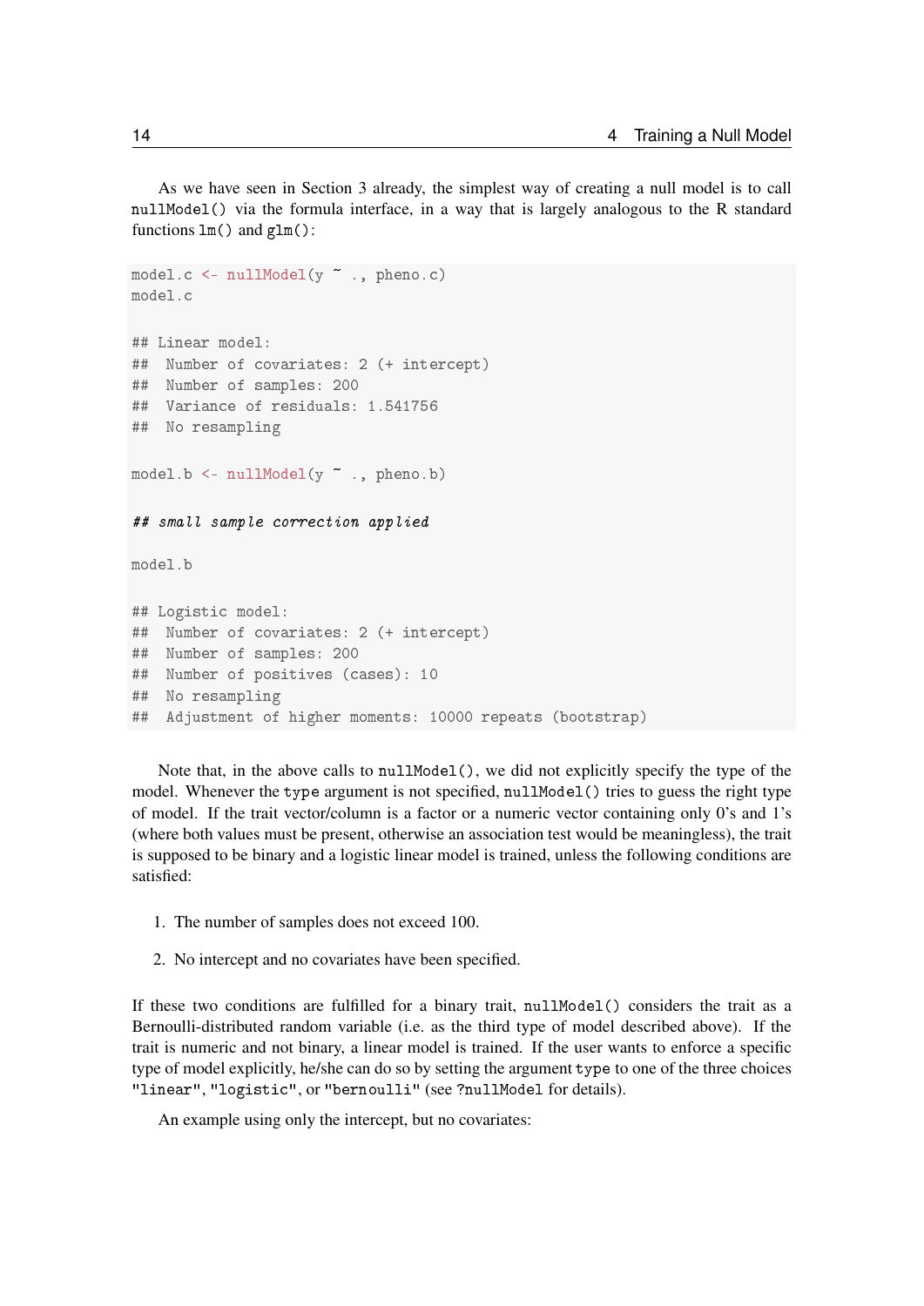As we have seen in Section 3 already, the simplest way of creating a null model is to call `nullModel()` via the formula interface, in a way that is largely analogous to the R standard functions `lm()` and `glm()`:

```
model.c <- nullModel(y ~ ., pheno.c)
model.c

## Linear model:
##  Number of covariates: 2 (+ intercept)
##  Number of samples: 200
##  Variance of residuals: 1.541756
##  No resampling

model.b <- nullModel(y ~ ., pheno.b)

## small sample correction applied

model.b

## Logistic model:
##  Number of covariates: 2 (+ intercept)
##  Number of samples: 200
##  Number of positives (cases): 10
##  No resampling
##  Adjustment of higher moments: 10000 repeats (bootstrap)
```

Note that, in the above calls to `nullModel()`, we did not explicitly specify the type of the model. Whenever the `type` argument is not specified, `nullModel()` tries to guess the right type of model. If the trait vector/column is a factor or a numeric vector containing only 0's and 1's (where both values must be present, otherwise an association test would be meaningless), the trait is supposed to be binary and a logistic linear model is trained, unless the following conditions are satisfied:

1. The number of samples does not exceed 100.
2. No intercept and no covariates have been specified.

If these two conditions are fulfilled for a binary trait, `nullModel()` considers the trait as a Bernoulli-distributed random variable (i.e. as the third type of model described above). If the trait is numeric and not binary, a linear model is trained. If the user wants to enforce a specific type of model explicitly, he/she can do so by setting the argument `type` to one of the three choices `"linear"`, `"logistic"`, or `"bernoulli"` (see `?nullModel` for details).

An example using only the intercept, but no covariates: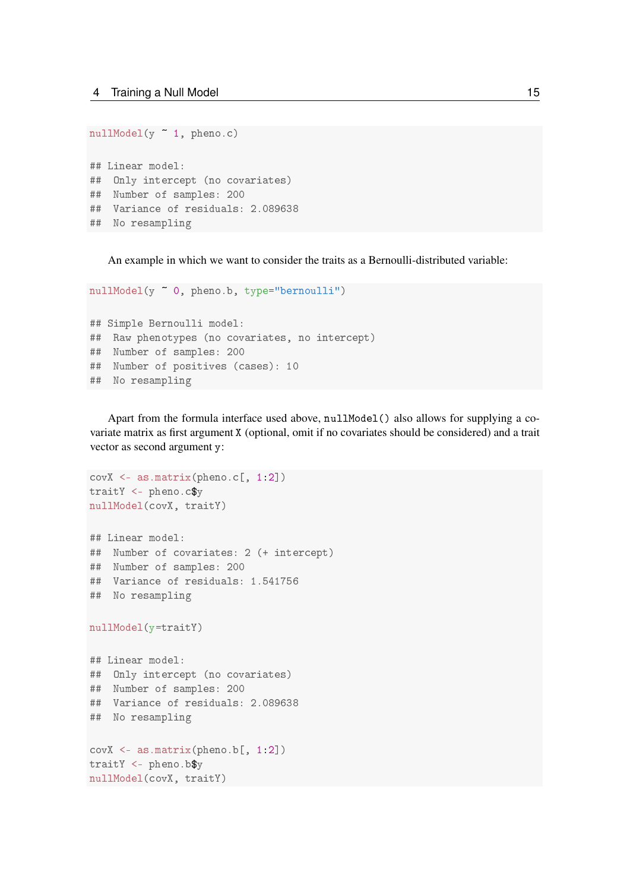```
nullModel(y ~ 1, pheno.c)

## Linear model:
##  Only intercept (no covariates)
##  Number of samples: 200
##  Variance of residuals: 2.089638
##  No resampling
```

An example in which we want to consider the traits as a Bernoulli-distributed variable:

```
nullModel(y ~ 0, pheno.b, type="bernoulli")

## Simple Bernoulli model:
##  Raw phenotypes (no covariates, no intercept)
##  Number of samples: 200
##  Number of positives (cases): 10
##  No resampling
```

Apart from the formula interface used above, `nullModel()` also allows for supplying a covariate matrix as first argument `X` (optional, omit if no covariates should be considered) and a trait vector as second argument `y`:

```
covX <- as.matrix(pheno.c[, 1:2])
traitY <- pheno.c$y
nullModel(covX, traitY)

## Linear model:
##  Number of covariates: 2 (+ intercept)
##  Number of samples: 200
##  Variance of residuals: 1.541756
##  No resampling

nullModel(y=traitY)

## Linear model:
##  Only intercept (no covariates)
##  Number of samples: 200
##  Variance of residuals: 2.089638
##  No resampling

covX <- as.matrix(pheno.b[, 1:2])
traitY <- pheno.b$y
nullModel(covX, traitY)
```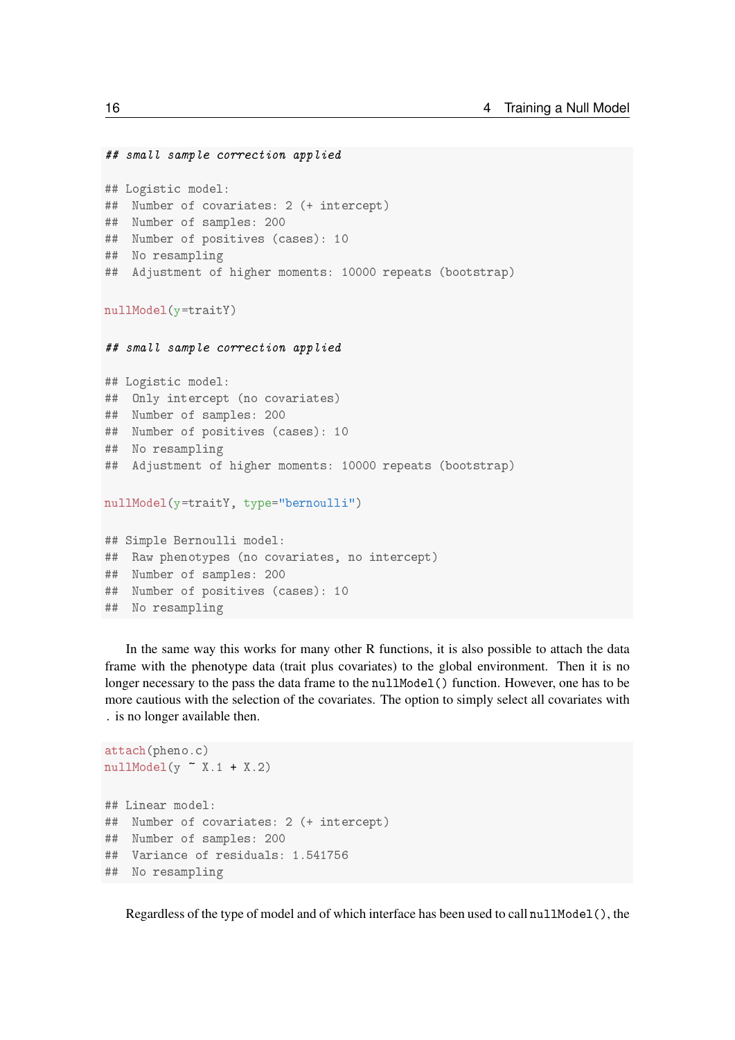```
## small sample correction applied

## Logistic model:
##  Number of covariates: 2 (+ intercept)
##  Number of samples: 200
##  Number of positives (cases): 10
##  No resampling
##  Adjustment of higher moments: 10000 repeats (bootstrap)
```

```
nullModel(y=traitY)
```

```
## small sample correction applied

## Logistic model:
##  Only intercept (no covariates)
##  Number of samples: 200
##  Number of positives (cases): 10
##  No resampling
##  Adjustment of higher moments: 10000 repeats (bootstrap)
```

```
nullModel(y=traitY, type="bernoulli")
```

```
## Simple Bernoulli model:
##  Raw phenotypes (no covariates, no intercept)
##  Number of samples: 200
##  Number of positives (cases): 10
##  No resampling
```

In the same way this works for many other R functions, it is also possible to attach the data frame with the phenotype data (trait plus covariates) to the global environment. Then it is no longer necessary to the pass the data frame to the `nullModel()` function. However, one has to be more cautious with the selection of the covariates. The option to simply select all covariates with `.` is no longer available then.

```
attach(pheno.c)
nullModel(y ~ X.1 + X.2)
```

```
## Linear model:
##  Number of covariates: 2 (+ intercept)
##  Number of samples: 200
##  Variance of residuals: 1.541756
##  No resampling
```

Regardless of the type of model and of which interface has been used to call `nullModel()`, the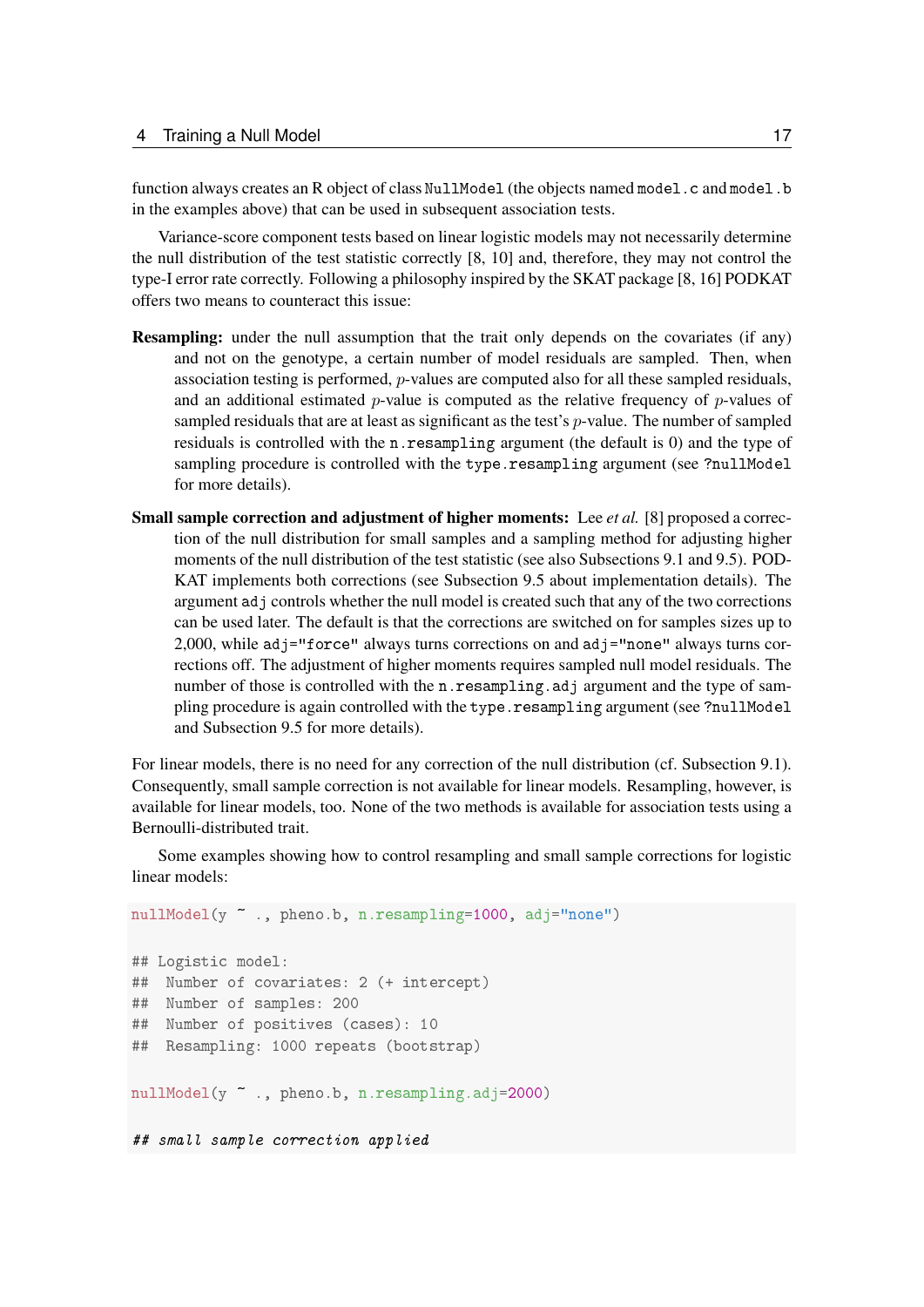function always creates an R object of class `NullModel` (the objects named `model.c` and `model.b` in the examples above) that can be used in subsequent association tests.

Variance-score component tests based on linear logistic models may not necessarily determine the null distribution of the test statistic correctly [8, 10] and, therefore, they may not control the type-I error rate correctly. Following a philosophy inspired by the SKAT package [8, 16] PODKAT offers two means to counteract this issue:

**Resampling:** under the null assumption that the trait only depends on the covariates (if any) and not on the genotype, a certain number of model residuals are sampled. Then, when association testing is performed, $p$-values are computed also for all these sampled residuals, and an additional estimated $p$-value is computed as the relative frequency of $p$-values of sampled residuals that are at least as significant as the test's $p$-value. The number of sampled residuals is controlled with the `n.resampling` argument (the default is 0) and the type of sampling procedure is controlled with the `type.resampling` argument (see `?nullModel` for more details).

**Small sample correction and adjustment of higher moments:** Lee *et al.* [8] proposed a correction of the null distribution for small samples and a sampling method for adjusting higher moments of the null distribution of the test statistic (see also Subsections 9.1 and 9.5). PODKAT implements both corrections (see Subsection 9.5 about implementation details). The argument `adj` controls whether the null model is created such that any of the two corrections can be used later. The default is that the corrections are switched on for samples sizes up to 2,000, while `adj="force"` always turns corrections on and `adj="none"` always turns corrections off. The adjustment of higher moments requires sampled null model residuals. The number of those is controlled with the `n.resampling.adj` argument and the type of sampling procedure is again controlled with the `type.resampling` argument (see `?nullModel` and Subsection 9.5 for more details).

For linear models, there is no need for any correction of the null distribution (cf. Subsection 9.1). Consequently, small sample correction is not available for linear models. Resampling, however, is available for linear models, too. None of the two methods is available for association tests using a Bernoulli-distributed trait.

Some examples showing how to control resampling and small sample corrections for logistic linear models:

```
nullModel(y ~ ., pheno.b, n.resampling=1000, adj="none")

## Logistic model:
##  Number of covariates: 2 (+ intercept)
##  Number of samples: 200
##  Number of positives (cases): 10
##  Resampling: 1000 repeats (bootstrap)

nullModel(y ~ ., pheno.b, n.resampling.adj=2000)

## small sample correction applied
```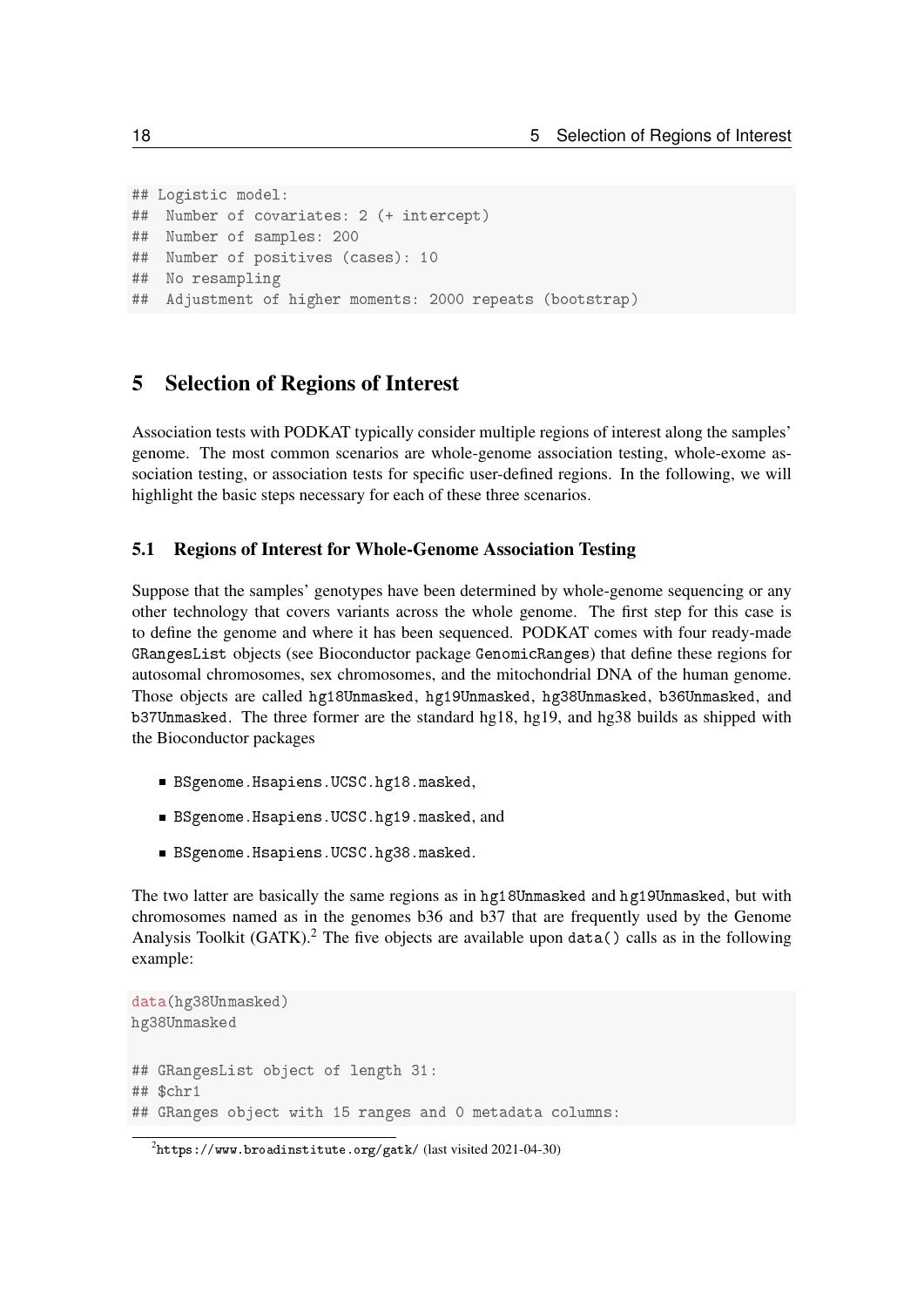```
## Logistic model:
##  Number of covariates: 2 (+ intercept)
##  Number of samples: 200
##  Number of positives (cases): 10
##  No resampling
##  Adjustment of higher moments: 2000 repeats (bootstrap)
```

# 5 Selection of Regions of Interest

Association tests with PODKAT typically consider multiple regions of interest along the samples' genome. The most common scenarios are whole-genome association testing, whole-exome association testing, or association tests for specific user-defined regions. In the following, we will highlight the basic steps necessary for each of these three scenarios.

## 5.1 Regions of Interest for Whole-Genome Association Testing

Suppose that the samples' genotypes have been determined by whole-genome sequencing or any other technology that covers variants across the whole genome. The first step for this case is to define the genome and where it has been sequenced. PODKAT comes with four ready-made `GRangesList` objects (see Bioconductor package `GenomicRanges`) that define these regions for autosomal chromosomes, sex chromosomes, and the mitochondrial DNA of the human genome. Those objects are called `hg18Unmasked`, `hg19Unmasked`, `hg38Unmasked`, `b36Unmasked`, and `b37Unmasked`. The three former are the standard hg18, hg19, and hg38 builds as shipped with the Bioconductor packages

- `BSgenome.Hsapiens.UCSC.hg18.masked`,
- `BSgenome.Hsapiens.UCSC.hg19.masked`, and
- `BSgenome.Hsapiens.UCSC.hg38.masked`.

The two latter are basically the same regions as in `hg18Unmasked` and `hg19Unmasked`, but with chromosomes named as in the genomes b36 and b37 that are frequently used by the Genome Analysis Toolkit (GATK).[2] The five objects are available upon `data()` calls as in the following example:

```
data(hg38Unmasked)
hg38Unmasked

## GRangesList object of length 31:
## $chr1
## GRanges object with 15 ranges and 0 metadata columns:
```

[2] `https://www.broadinstitute.org/gatk/` (last visited 2021-04-30)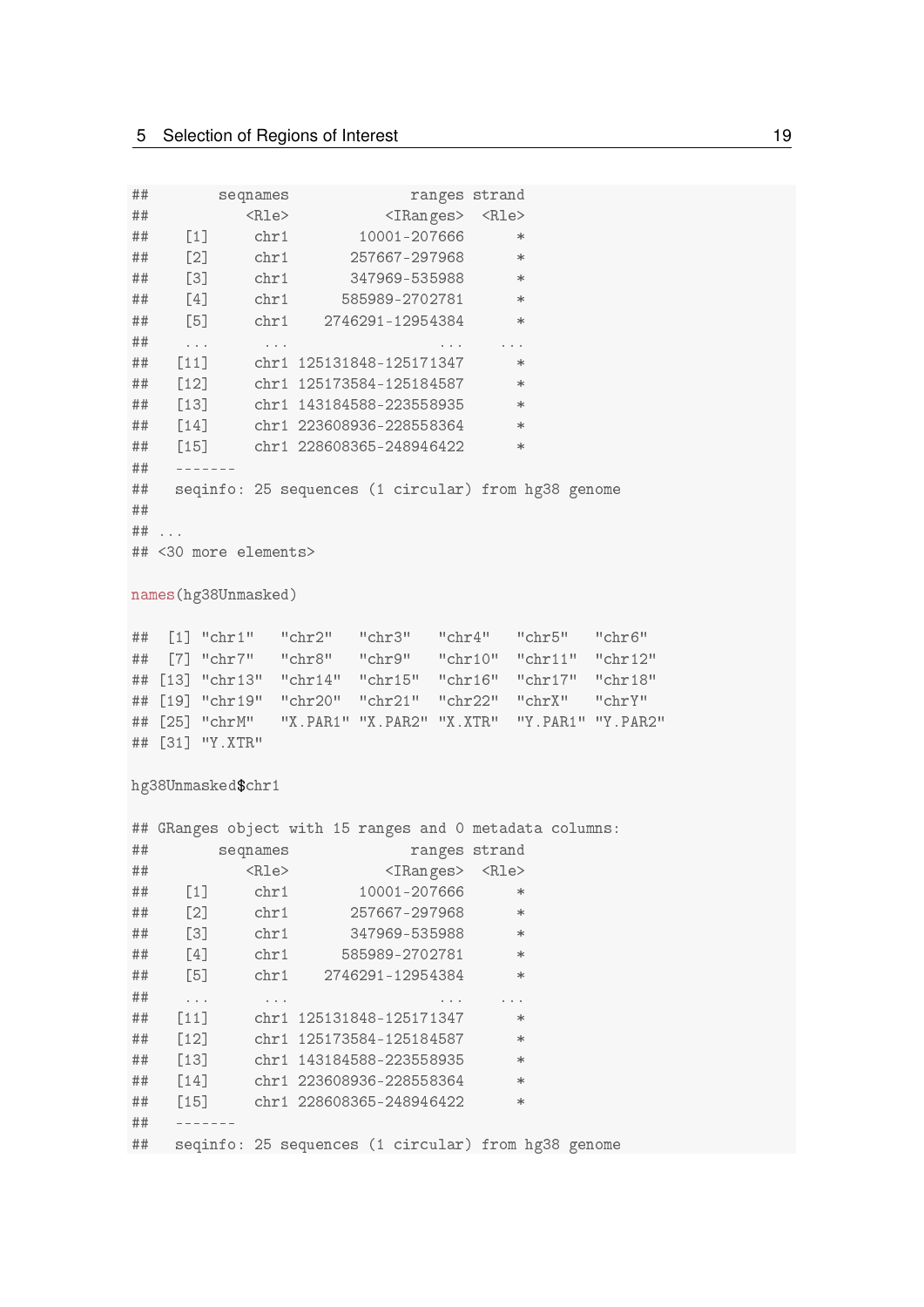```
##        seqnames              ranges strand
##           <Rle>           <IRanges>  <Rle>
##    [1]     chr1        10001-207666      *
##    [2]     chr1       257667-297968      *
##    [3]     chr1       347969-535988      *
##    [4]     chr1      585989-2702781      *
##    [5]     chr1    2746291-12954384      *
##    ...      ...                 ...    ...
##   [11]     chr1 125131848-125171347      *
##   [12]     chr1 125173584-125184587      *
##   [13]     chr1 143184588-223558935      *
##   [14]     chr1 223608936-228558364      *
##   [15]     chr1 228608365-248946422      *
##   -------
##   seqinfo: 25 sequences (1 circular) from hg38 genome
##
## ...
## <30 more elements>
```

```
names(hg38Unmasked)
```

```
##  [1] "chr1"   "chr2"   "chr3"   "chr4"   "chr5"   "chr6"
##  [7] "chr7"   "chr8"   "chr9"   "chr10"  "chr11"  "chr12"
## [13] "chr13"  "chr14"  "chr15"  "chr16"  "chr17"  "chr18"
## [19] "chr19"  "chr20"  "chr21"  "chr22"  "chrX"   "chrY"
## [25] "chrM"   "X.PAR1" "X.PAR2" "X.XTR"  "Y.PAR1" "Y.PAR2"
## [31] "Y.XTR"
```

```
hg38Unmasked$chr1
```

```
## GRanges object with 15 ranges and 0 metadata columns:
##        seqnames              ranges strand
##           <Rle>           <IRanges>  <Rle>
##    [1]     chr1        10001-207666      *
##    [2]     chr1       257667-297968      *
##    [3]     chr1       347969-535988      *
##    [4]     chr1      585989-2702781      *
##    [5]     chr1    2746291-12954384      *
##    ...      ...                 ...    ...
##   [11]     chr1 125131848-125171347      *
##   [12]     chr1 125173584-125184587      *
##   [13]     chr1 143184588-223558935      *
##   [14]     chr1 223608936-228558364      *
##   [15]     chr1 228608365-248946422      *
##   -------
##   seqinfo: 25 sequences (1 circular) from hg38 genome
```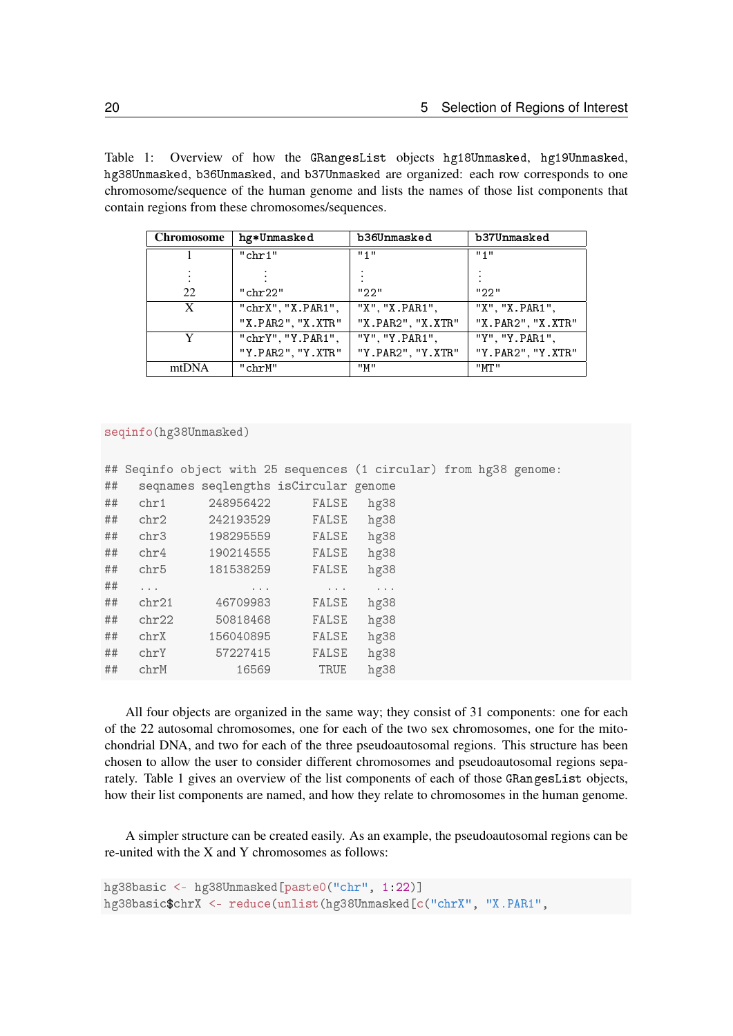Table 1: Overview of how the `GRangesList` objects `hg18Unmasked`, `hg19Unmasked`, `hg38Unmasked`, `b36Unmasked`, and `b37Unmasked` are organized: each row corresponds to one chromosome/sequence of the human genome and lists the names of those list components that contain regions from these chromosomes/sequences.

| Chromosome | `hg*Unmasked` | `b36Unmasked` | `b37Unmasked` |
|---|---|---|---|
| 1 | "chr1" | "1" | "1" |
| ⋮ | ⋮ | ⋮ | ⋮ |
| 22 | "chr22" | "22" | "22" |
| X | "chrX", "X.PAR1", "X.PAR2", "X.XTR" | "X", "X.PAR1", "X.PAR2", "X.XTR" | "X", "X.PAR1", "X.PAR2", "X.XTR" |
| Y | "chrY", "Y.PAR1", "Y.PAR2", "Y.XTR" | "Y", "Y.PAR1", "Y.PAR2", "Y.XTR" | "Y", "Y.PAR1", "Y.PAR2", "Y.XTR" |
| mtDNA | "chrM" | "M" | "MT" |

```
seqinfo(hg38Unmasked)

## Seqinfo object with 25 sequences (1 circular) from hg38 genome:
##   seqnames seqlengths isCircular genome
##   chr1      248956422      FALSE   hg38
##   chr2      242193529      FALSE   hg38
##   chr3      198295559      FALSE   hg38
##   chr4      190214555      FALSE   hg38
##   chr5      181538259      FALSE   hg38
##   ...             ...        ...    ...
##   chr21      46709983      FALSE   hg38
##   chr22      50818468      FALSE   hg38
##   chrX      156040895      FALSE   hg38
##   chrY       57227415      FALSE   hg38
##   chrM          16569       TRUE   hg38
```

All four objects are organized in the same way; they consist of 31 components: one for each of the 22 autosomal chromosomes, one for each of the two sex chromosomes, one for the mitochondrial DNA, and two for each of the three pseudoautosomal regions. This structure has been chosen to allow the user to consider different chromosomes and pseudoautosomal regions separately. Table 1 gives an overview of the list components of each of those `GRangesList` objects, how their list components are named, and how they relate to chromosomes in the human genome.

A simpler structure can be created easily. As an example, the pseudoautosomal regions can be re-united with the X and Y chromosomes as follows:

```
hg38basic <- hg38Unmasked[paste0("chr", 1:22)]
hg38basic$chrX <- reduce(unlist(hg38Unmasked[c("chrX", "X.PAR1",
```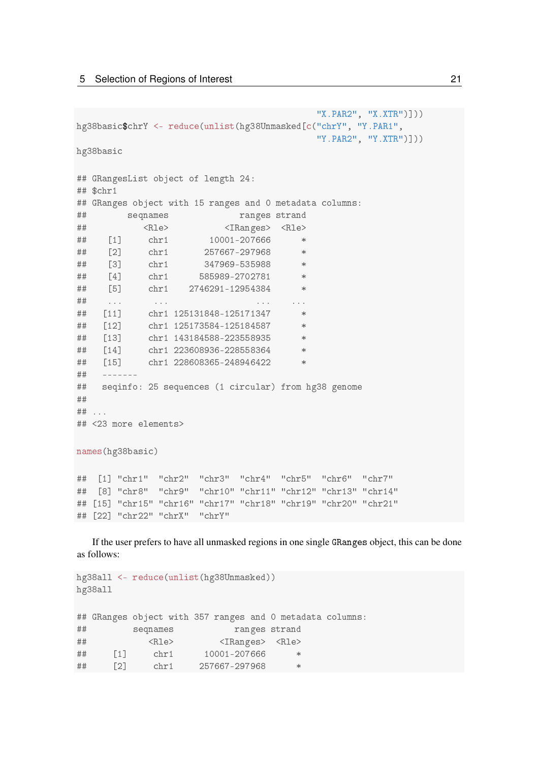```
                                        "X.PAR2", "X.XTR")]))
hg38basic$chrY <- reduce(unlist(hg38Unmasked[c("chrY", "Y.PAR1",
                                        "Y.PAR2", "Y.XTR")]))
hg38basic
```

```
## GRangesList object of length 24:
## $chr1
## GRanges object with 15 ranges and 0 metadata columns:
##        seqnames              ranges strand
##           <Rle>           <IRanges>  <Rle>
##    [1]     chr1        10001-207666      *
##    [2]     chr1       257667-297968      *
##    [3]     chr1       347969-535988      *
##    [4]     chr1      585989-2702781      *
##    [5]     chr1    2746291-12954384      *
##    ...      ...                 ...    ...
##   [11]     chr1 125131848-125171347      *
##   [12]     chr1 125173584-125184587      *
##   [13]     chr1 143184588-223558935      *
##   [14]     chr1 223608936-228558364      *
##   [15]     chr1 228608365-248946422      *
##   -------
##   seqinfo: 25 sequences (1 circular) from hg38 genome
##
## ...
## <23 more elements>
```

```
names(hg38basic)
```

```
##  [1] "chr1"  "chr2"  "chr3"  "chr4"  "chr5"  "chr6"  "chr7"
##  [8] "chr8"  "chr9"  "chr10" "chr11" "chr12" "chr13" "chr14"
## [15] "chr15" "chr16" "chr17" "chr18" "chr19" "chr20" "chr21"
## [22] "chr22" "chrX"  "chrY"
```

If the user prefers to have all unmasked regions in one single GRanges object, this can be done as follows:

```
hg38all <- reduce(unlist(hg38Unmasked))
hg38all
```

```
## GRanges object with 357 ranges and 0 metadata columns:
##         seqnames            ranges strand
##            <Rle>         <IRanges>  <Rle>
##     [1]     chr1      10001-207666      *
##     [2]     chr1     257667-297968      *
```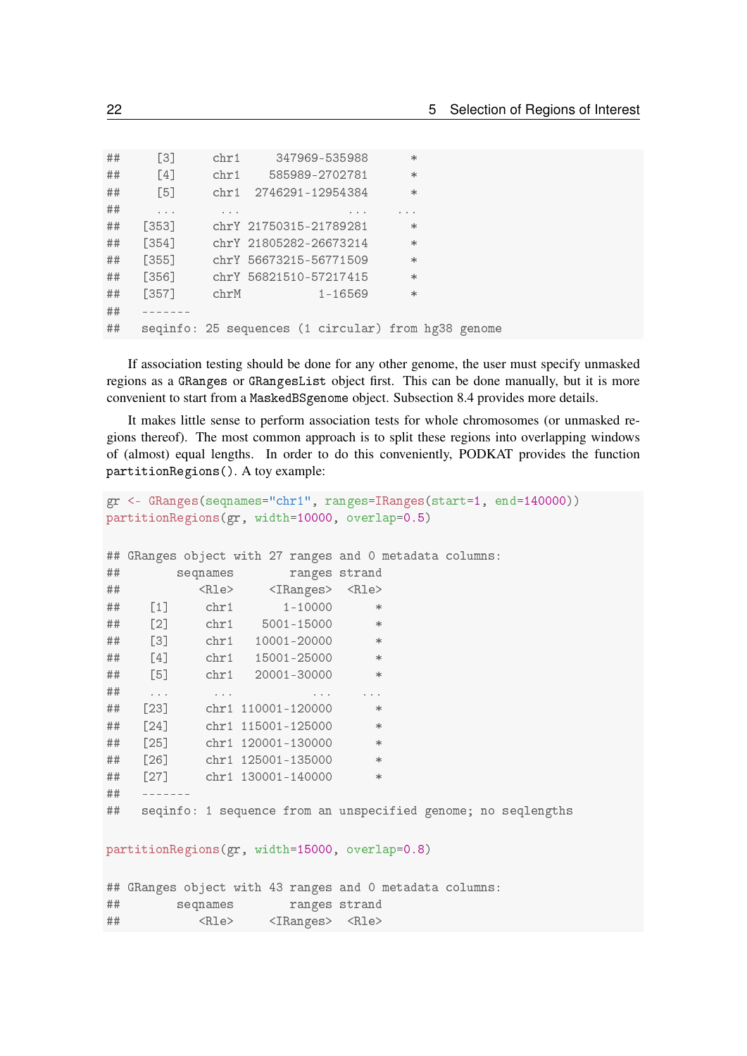```
##     [3]     chr1     347969-535988      *
##     [4]     chr1    585989-2702781      *
##     [5]     chr1  2746291-12954384      *
##     ...      ...               ...    ...
##   [353]     chrY 21750315-21789281      *
##   [354]     chrY 21805282-26673214      *
##   [355]     chrY 56673215-56771509      *
##   [356]     chrY 56821510-57217415      *
##   [357]     chrM           1-16569      *
##   -------
##   seqinfo: 25 sequences (1 circular) from hg38 genome
```

If association testing should be done for any other genome, the user must specify unmasked regions as a `GRanges` or `GRangesList` object first. This can be done manually, but it is more convenient to start from a `MaskedBSgenome` object. Subsection 8.4 provides more details.

It makes little sense to perform association tests for whole chromosomes (or unmasked regions thereof). The most common approach is to split these regions into overlapping windows of (almost) equal lengths. In order to do this conveniently, PODKAT provides the function `partitionRegions()`. A toy example:

```
gr <- GRanges(seqnames="chr1", ranges=IRanges(start=1, end=140000))
partitionRegions(gr, width=10000, overlap=0.5)

## GRanges object with 27 ranges and 0 metadata columns:
##        seqnames        ranges strand
##           <Rle>     <IRanges>  <Rle>
##    [1]     chr1       1-10000      *
##    [2]     chr1    5001-15000      *
##    [3]     chr1   10001-20000      *
##    [4]     chr1   15001-25000      *
##    [5]     chr1   20001-30000      *
##    ...      ...           ...    ...
##   [23]     chr1 110001-120000      *
##   [24]     chr1 115001-125000      *
##   [25]     chr1 120001-130000      *
##   [26]     chr1 125001-135000      *
##   [27]     chr1 130001-140000      *
##   -------
##   seqinfo: 1 sequence from an unspecified genome; no seqlengths

partitionRegions(gr, width=15000, overlap=0.8)

## GRanges object with 43 ranges and 0 metadata columns:
##        seqnames        ranges strand
##           <Rle>     <IRanges>  <Rle>
```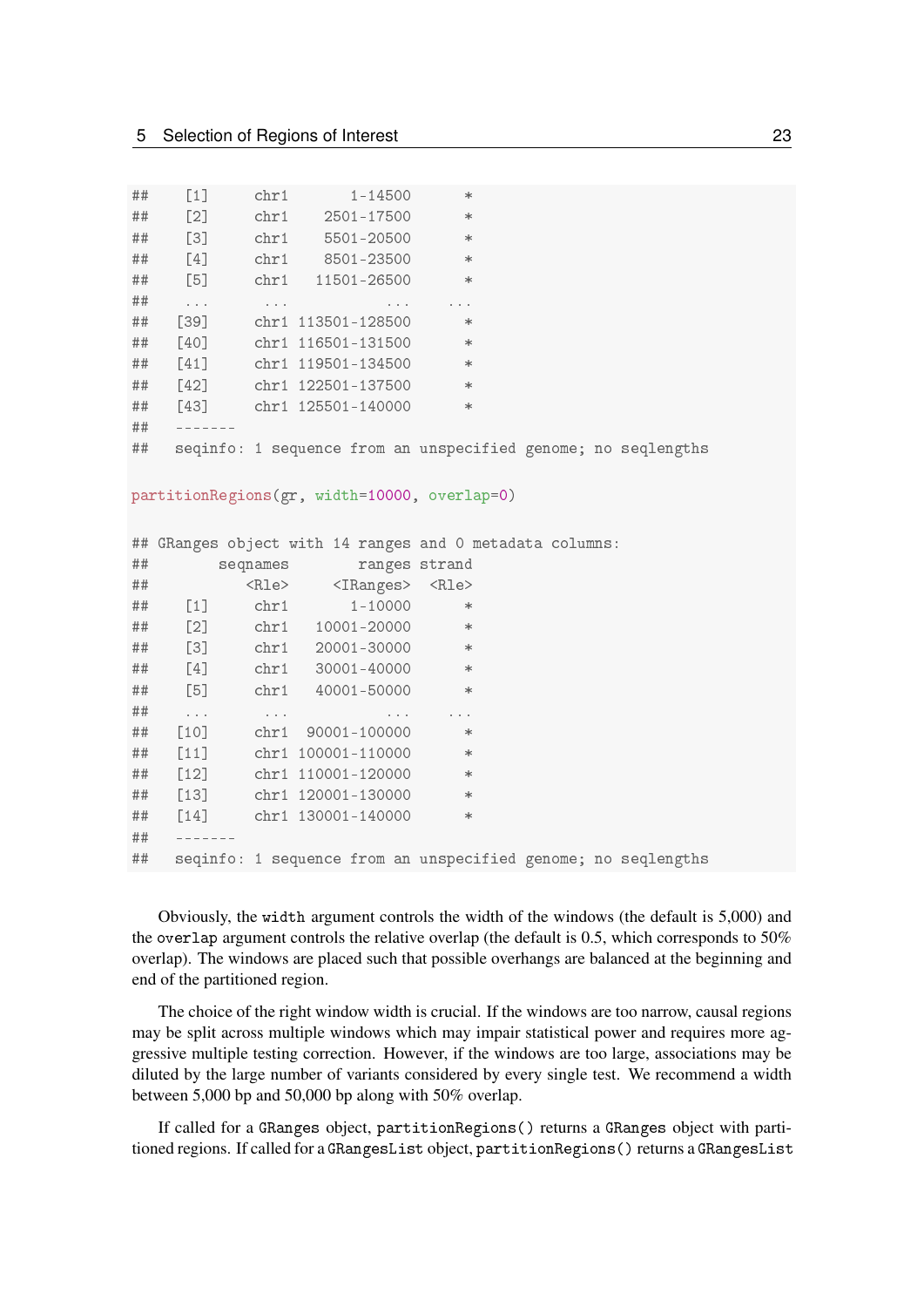```
##    [1]     chr1       1-14500      *
##    [2]     chr1    2501-17500      *
##    [3]     chr1    5501-20500      *
##    [4]     chr1    8501-23500      *
##    [5]     chr1   11501-26500      *
##    ...      ...           ...    ...
##   [39]     chr1 113501-128500      *
##   [40]     chr1 116501-131500      *
##   [41]     chr1 119501-134500      *
##   [42]     chr1 122501-137500      *
##   [43]     chr1 125501-140000      *
##   -------
##   seqinfo: 1 sequence from an unspecified genome; no seqlengths
```

```
partitionRegions(gr, width=10000, overlap=0)
```

```
## GRanges object with 14 ranges and 0 metadata columns:
##        seqnames        ranges strand
##           <Rle>     <IRanges>  <Rle>
##    [1]     chr1       1-10000      *
##    [2]     chr1   10001-20000      *
##    [3]     chr1   20001-30000      *
##    [4]     chr1   30001-40000      *
##    [5]     chr1   40001-50000      *
##    ...      ...           ...    ...
##   [10]     chr1  90001-100000      *
##   [11]     chr1 100001-110000      *
##   [12]     chr1 110001-120000      *
##   [13]     chr1 120001-130000      *
##   [14]     chr1 130001-140000      *
##   -------
##   seqinfo: 1 sequence from an unspecified genome; no seqlengths
```

Obviously, the `width` argument controls the width of the windows (the default is 5,000) and the `overlap` argument controls the relative overlap (the default is 0.5, which corresponds to 50% overlap). The windows are placed such that possible overhangs are balanced at the beginning and end of the partitioned region.

The choice of the right window width is crucial. If the windows are too narrow, causal regions may be split across multiple windows which may impair statistical power and requires more aggressive multiple testing correction. However, if the windows are too large, associations may be diluted by the large number of variants considered by every single test. We recommend a width between 5,000 bp and 50,000 bp along with 50% overlap.

If called for a `GRanges` object, `partitionRegions()` returns a `GRanges` object with partitioned regions. If called for a `GRangesList` object, `partitionRegions()` returns a `GRangesList`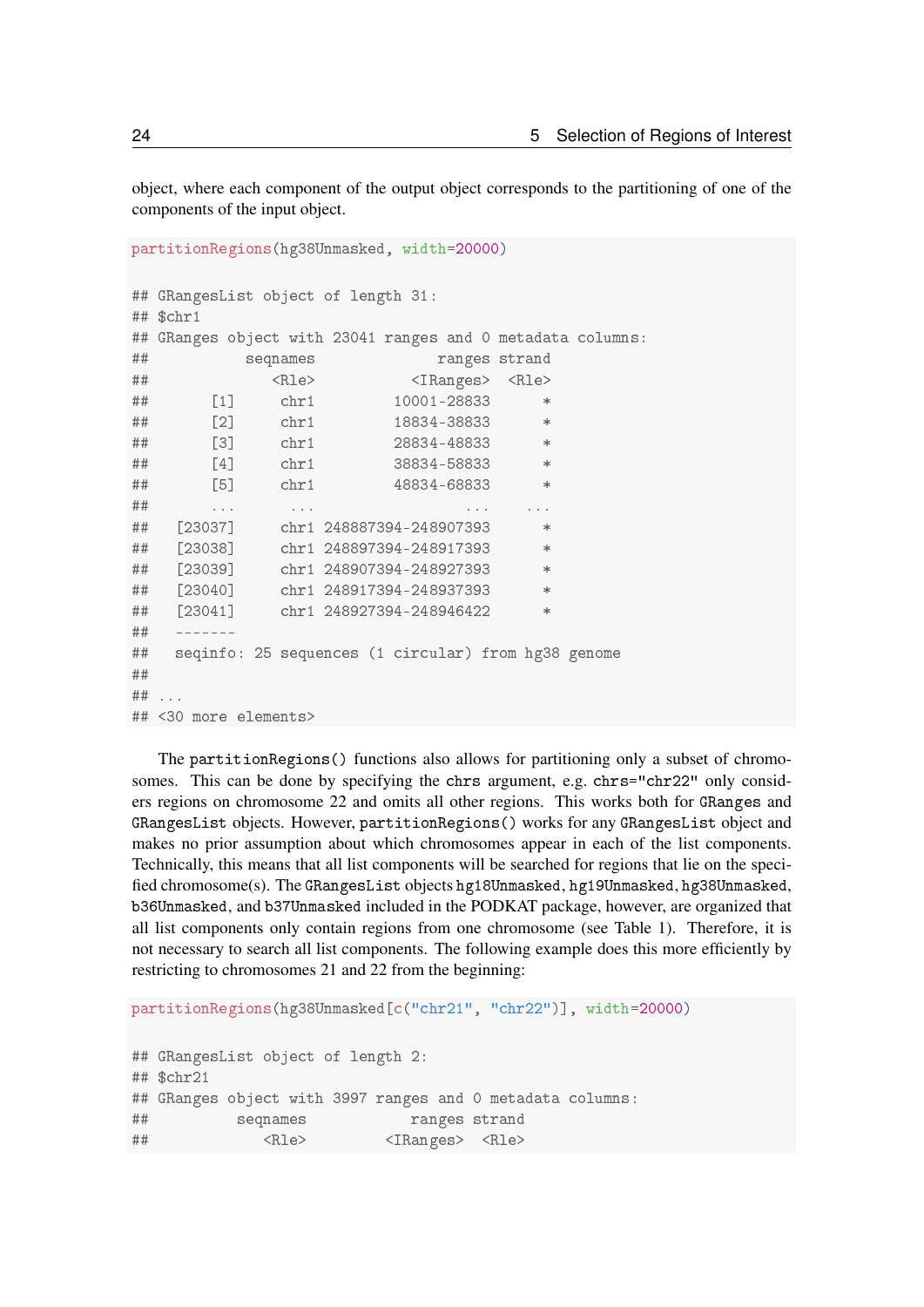object, where each component of the output object corresponds to the partitioning of one of the components of the input object.

```
partitionRegions(hg38Unmasked, width=20000)

## GRangesList object of length 31:
## $chr1
## GRanges object with 23041 ranges and 0 metadata columns:
##           seqnames              ranges strand
##              <Rle>           <IRanges>  <Rle>
##       [1]     chr1         10001-28833      *
##       [2]     chr1         18834-38833      *
##       [3]     chr1         28834-48833      *
##       [4]     chr1         38834-58833      *
##       [5]     chr1         48834-68833      *
##       ...      ...                 ...    ...
##   [23037]     chr1 248887394-248907393      *
##   [23038]     chr1 248897394-248917393      *
##   [23039]     chr1 248907394-248927393      *
##   [23040]     chr1 248917394-248937393      *
##   [23041]     chr1 248927394-248946422      *
##   -------
##   seqinfo: 25 sequences (1 circular) from hg38 genome
##
## ...
## <30 more elements>
```

The `partitionRegions()` functions also allows for partitioning only a subset of chromosomes. This can be done by specifying the `chrs` argument, e.g. `chrs="chr22"` only considers regions on chromosome 22 and omits all other regions. This works both for `GRanges` and `GRangesList` objects. However, `partitionRegions()` works for any `GRangesList` object and makes no prior assumption about which chromosomes appear in each of the list components. Technically, this means that all list components will be searched for regions that lie on the specified chromosome(s). The `GRangesList` objects `hg18Unmasked`, `hg19Unmasked`, `hg38Unmasked`, `b36Unmasked`, and `b37Unmasked` included in the PODKAT package, however, are organized that all list components only contain regions from one chromosome (see Table 1). Therefore, it is not necessary to search all list components. The following example does this more efficiently by restricting to chromosomes 21 and 22 from the beginning:

```
partitionRegions(hg38Unmasked[c("chr21", "chr22")], width=20000)

## GRangesList object of length 2:
## $chr21
## GRanges object with 3997 ranges and 0 metadata columns:
##          seqnames            ranges strand
##             <Rle>         <IRanges>  <Rle>
```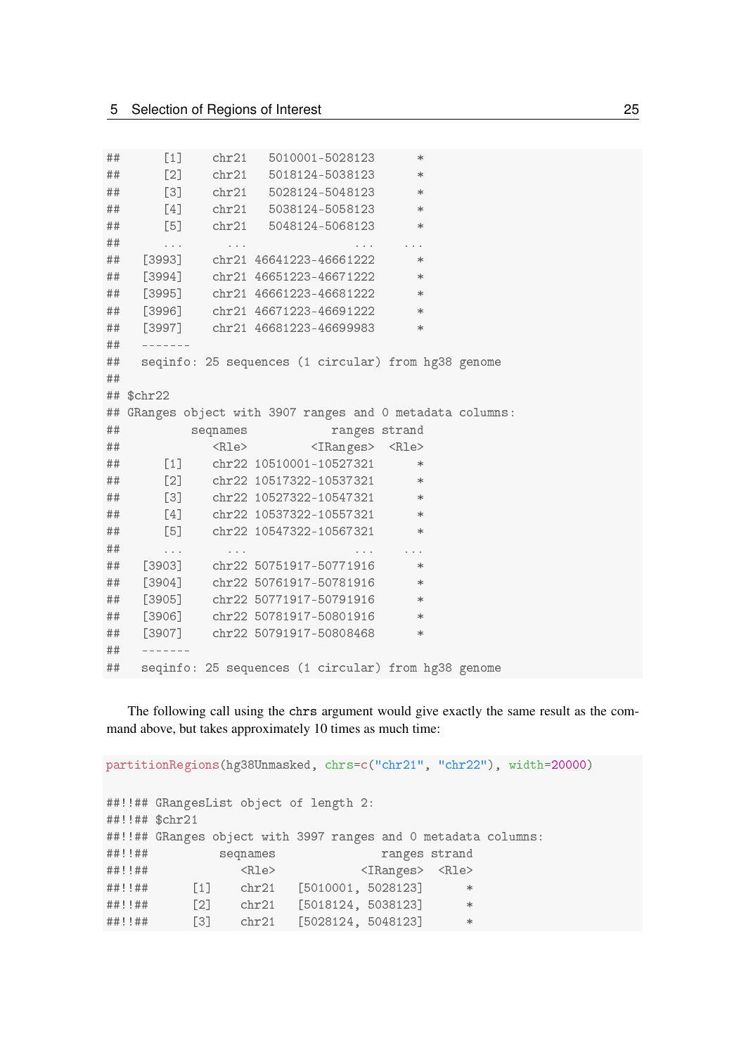```
##       [1]     chr21   5010001-5028123      *
##       [2]     chr21   5018124-5038123      *
##       [3]     chr21   5028124-5048123      *
##       [4]     chr21   5038124-5058123      *
##       [5]     chr21   5048124-5068123      *
##       ...       ...               ...    ...
##    [3993]     chr21 46641223-46661222      *
##    [3994]     chr21 46651223-46671222      *
##    [3995]     chr21 46661223-46681222      *
##    [3996]     chr21 46671223-46691222      *
##    [3997]     chr21 46681223-46699983      *
##    -------
##    seqinfo: 25 sequences (1 circular) from hg38 genome
##
## $chr22
## GRanges object with 3907 ranges and 0 metadata columns:
##          seqnames            ranges strand
##             <Rle>         <IRanges>  <Rle>
##       [1]     chr22 10510001-10527321      *
##       [2]     chr22 10517322-10537321      *
##       [3]     chr22 10527322-10547321      *
##       [4]     chr22 10537322-10557321      *
##       [5]     chr22 10547322-10567321      *
##       ...       ...               ...    ...
##    [3903]     chr22 50751917-50771916      *
##    [3904]     chr22 50761917-50781916      *
##    [3905]     chr22 50771917-50791916      *
##    [3906]     chr22 50781917-50801916      *
##    [3907]     chr22 50791917-50808468      *
##    -------
##    seqinfo: 25 sequences (1 circular) from hg38 genome
```

The following call using the `chrs` argument would give exactly the same result as the command above, but takes approximately 10 times as much time:

```
partitionRegions(hg38Unmasked, chrs=c("chr21", "chr22"), width=20000)

##!!### GRangesList object of length 2:
##!!### $chr21
##!!### GRanges object with 3997 ranges and 0 metadata columns:
##!!##          seqnames               ranges strand
##!!##             <Rle>            <IRanges>  <Rle>
##!!##       [1]     chr21   [5010001, 5028123]      *
##!!##       [2]     chr21   [5018124, 5038123]      *
##!!##       [3]     chr21   [5028124, 5048123]      *
```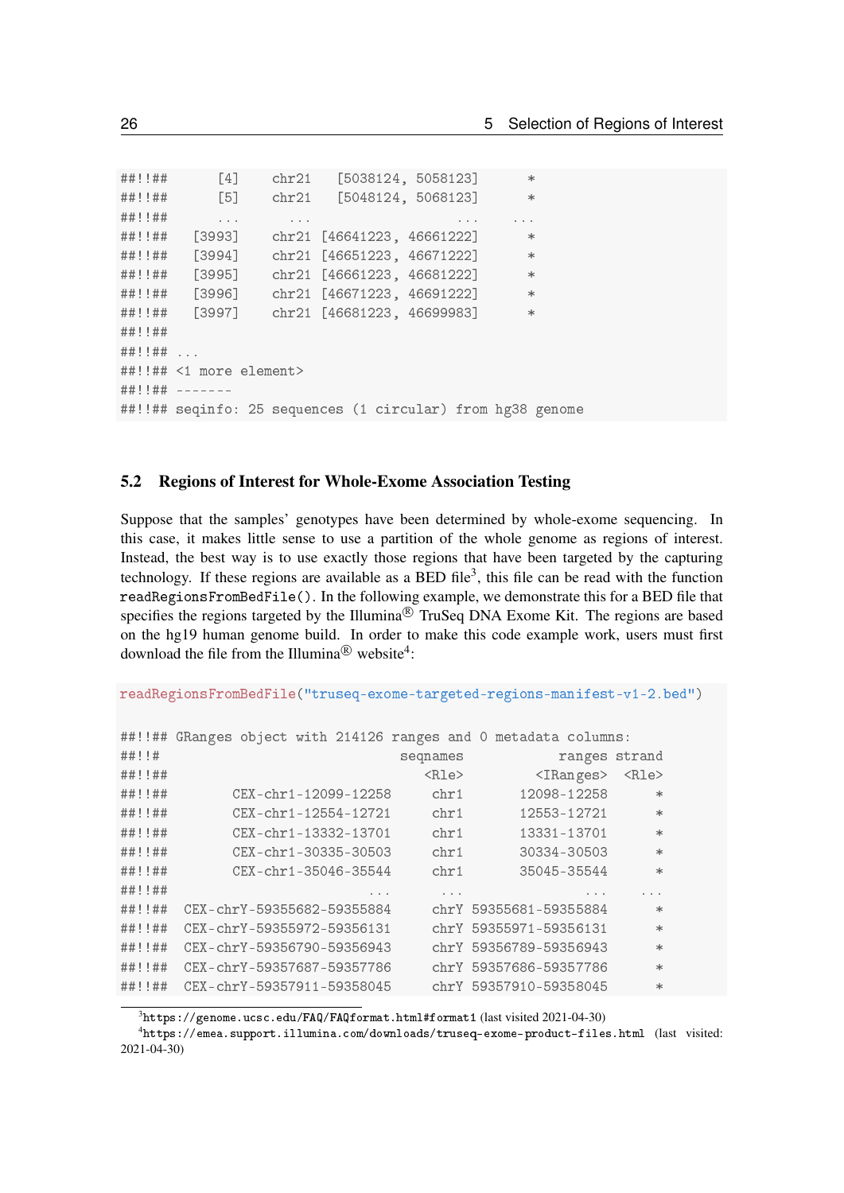```
##!##      [4]    chr21   [5038124, 5058123]      *
##!##      [5]    chr21   [5048124, 5068123]      *
##!##      ...      ...                  ...    ...
##!##   [3993]    chr21 [46641223, 46661222]      *
##!##   [3994]    chr21 [46651223, 46671222]      *
##!##   [3995]    chr21 [46661223, 46681222]      *
##!##   [3996]    chr21 [46671223, 46691222]      *
##!##   [3997]    chr21 [46681223, 46699983]      *
##!##
##!## ...
##!## <1 more element>
##!## -------
##!## seqinfo: 25 sequences (1 circular) from hg38 genome
```

## 5.2 Regions of Interest for Whole-Exome Association Testing

Suppose that the samples' genotypes have been determined by whole-exome sequencing. In this case, it makes little sense to use a partition of the whole genome as regions of interest. Instead, the best way is to use exactly those regions that have been targeted by the capturing technology. If these regions are available as a BED file[3], this file can be read with the function `readRegionsFromBedFile()`. In the following example, we demonstrate this for a BED file that specifies the regions targeted by the Illumina® TruSeq DNA Exome Kit. The regions are based on the hg19 human genome build. In order to make this code example work, users must first download the file from the Illumina® website[4]:

```
readRegionsFromBedFile("truseq-exome-targeted-regions-manifest-v1-2.bed")
```

```
##!## GRanges object with 214126 ranges and 0 metadata columns:
##!#                           seqnames            ranges strand
##!##                              <Rle>         <IRanges>  <Rle>
##!##        CEX-chr1-12099-12258     chr1       12098-12258      *
##!##        CEX-chr1-12554-12721     chr1       12553-12721      *
##!##        CEX-chr1-13332-13701     chr1       13331-13701      *
##!##        CEX-chr1-30335-30503     chr1       30334-30503      *
##!##        CEX-chr1-35046-35544     chr1       35045-35544      *
##!##                         ...      ...               ...    ...
##!##  CEX-chrY-59355682-59355884     chrY 59355681-59355884      *
##!##  CEX-chrY-59355972-59356131     chrY 59355971-59356131      *
##!##  CEX-chrY-59356790-59356943     chrY 59356789-59356943      *
##!##  CEX-chrY-59357687-59357786     chrY 59357686-59357786      *
##!##  CEX-chrY-59357911-59358045     chrY 59357910-59358045      *
```

[3] https://genome.ucsc.edu/FAQ/FAQformat.html#format1 (last visited 2021-04-30)

[4] https://emea.support.illumina.com/downloads/truseq-exome-product-files.html (last visited: 2021-04-30)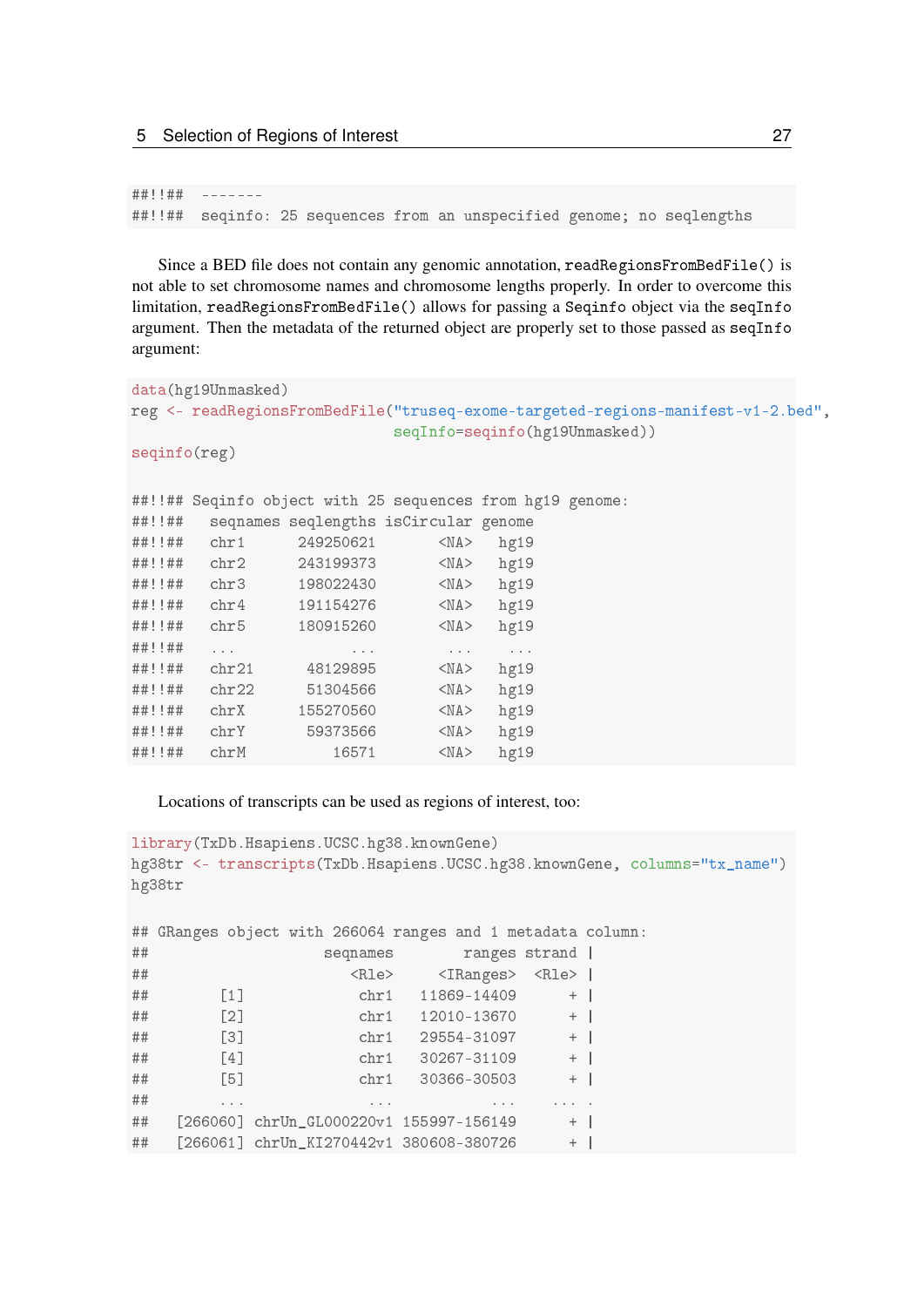```
##!##  -------
##!##  seqinfo: 25 sequences from an unspecified genome; no seqlengths
```

Since a BED file does not contain any genomic annotation, `readRegionsFromBedFile()` is not able to set chromosome names and chromosome lengths properly. In order to overcome this limitation, `readRegionsFromBedFile()` allows for passing a `Seqinfo` object via the `seqInfo` argument. Then the metadata of the returned object are properly set to those passed as `seqInfo` argument:

```
data(hg19Unmasked)
reg <- readRegionsFromBedFile("truseq-exome-targeted-regions-manifest-v1-2.bed",
                              seqInfo=seqinfo(hg19Unmasked))
seqinfo(reg)

##!## Seqinfo object with 25 sequences from hg19 genome:
##!##   seqnames seqlengths isCircular genome
##!##   chr1      249250621       <NA>   hg19
##!##   chr2      243199373       <NA>   hg19
##!##   chr3      198022430       <NA>   hg19
##!##   chr4      191154276       <NA>   hg19
##!##   chr5      180915260       <NA>   hg19
##!##   ...             ...        ...    ...
##!##   chr21      48129895       <NA>   hg19
##!##   chr22      51304566       <NA>   hg19
##!##   chrX      155270560       <NA>   hg19
##!##   chrY       59373566       <NA>   hg19
##!##   chrM          16571       <NA>   hg19
```

Locations of transcripts can be used as regions of interest, too:

```
library(TxDb.Hsapiens.UCSC.hg38.knownGene)
hg38tr <- transcripts(TxDb.Hsapiens.UCSC.hg38.knownGene, columns="tx_name")
hg38tr

## GRanges object with 266064 ranges and 1 metadata column:
##                    seqnames        ranges strand |
##                       <Rle>     <IRanges>  <Rle> |
##        [1]             chr1   11869-14409      + |
##        [2]             chr1   12010-13670      + |
##        [3]             chr1   29554-31097      + |
##        [4]             chr1   30267-31109      + |
##        [5]             chr1   30366-30503      + |
##        ...              ...           ...    ... .
##   [266060] chrUn_GL000220v1 155997-156149      + |
##   [266061] chrUn_KI270442v1 380608-380726      + |
```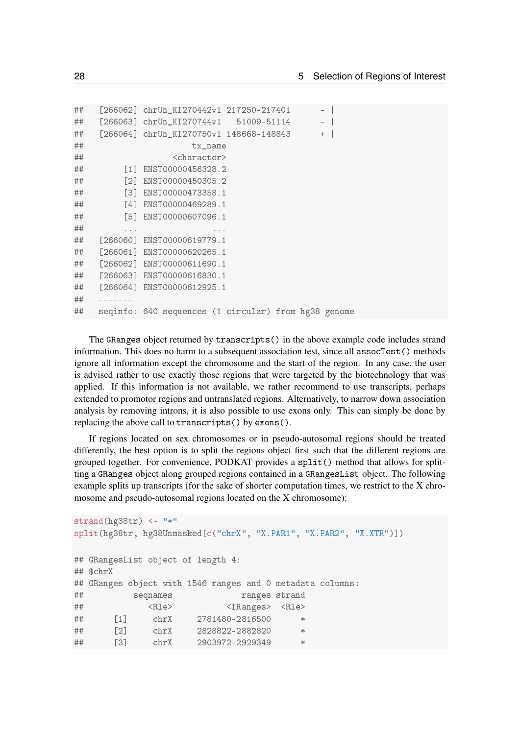```
##   [266062] chrUn_KI270442v1 217250-217401      - |
##   [266063] chrUn_KI270744v1   51009-51114      - |
##   [266064] chrUn_KI270750v1 148668-148843      + |
##                        tx_name
##                    <character>
##        [1] ENST00000456328.2
##        [2] ENST00000450305.2
##        [3] ENST00000473358.1
##        [4] ENST00000469289.1
##        [5] ENST00000607096.1
##        ...               ...
##   [266060] ENST00000619779.1
##   [266061] ENST00000620265.1
##   [266062] ENST00000611690.1
##   [266063] ENST00000616830.1
##   [266064] ENST00000612925.1
##   -------
##   seqinfo: 640 sequences (1 circular) from hg38 genome
```

The GRanges object returned by transcripts() in the above example code includes strand information. This does no harm to a subsequent association test, since all assocTest() methods ignore all information except the chromosome and the start of the region. In any case, the user is advised rather to use exactly those regions that were targeted by the biotechnology that was applied. If this information is not available, we rather recommend to use transcripts, perhaps extended to promotor regions and untranslated regions. Alternatively, to narrow down association analysis by removing introns, it is also possible to use exons only. This can simply be done by replacing the above call to transcripts() by exons().

If regions located on sex chromosomes or in pseudo-autosomal regions should be treated differently, the best option is to split the regions object first such that the different regions are grouped together. For convenience, PODKAT provides a split() method that allows for splitting a GRanges object along grouped regions contained in a GRangesList object. The following example splits up transcripts (for the sake of shorter computation times, we restrict to the X chromosome and pseudo-autosomal regions located on the X chromosome):

```
strand(hg38tr) <- "*"
split(hg38tr, hg38Unmasked[c("chrX", "X.PAR1", "X.PAR2", "X.XTR")])

## GRangesList object of length 4:
## $chrX
## GRanges object with 1546 ranges and 0 metadata columns:
##          seqnames             ranges strand
##             <Rle>          <IRanges>  <Rle>
##      [1]     chrX    2781480-2816500      *
##      [2]     chrX    2828822-2882820      *
##      [3]     chrX    2903972-2929349      *
```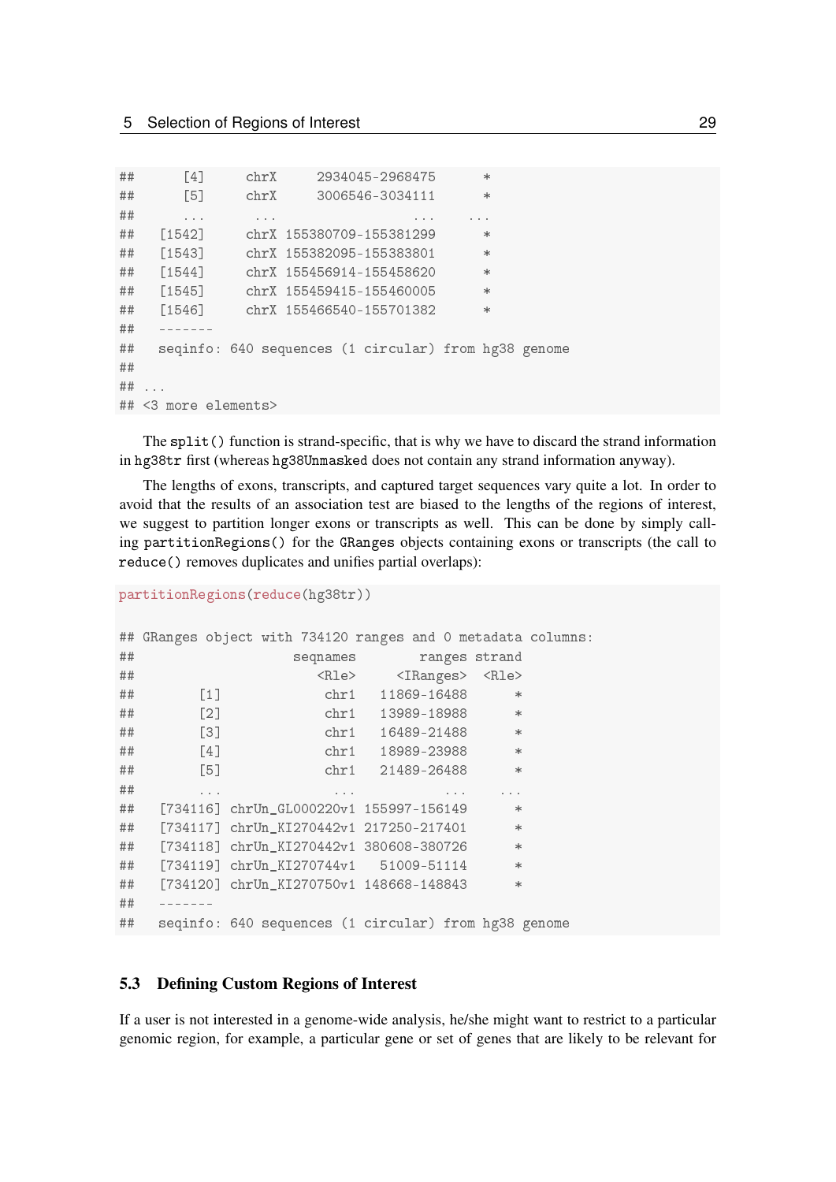```
##      [4]     chrX     2934045-2968475      *
##      [5]     chrX     3006546-3034111      *
##      ...      ...                 ...    ...
##   [1542]     chrX 155380709-155381299      *
##   [1543]     chrX 155382095-155383801      *
##   [1544]     chrX 155456914-155458620      *
##   [1545]     chrX 155459415-155460005      *
##   [1546]     chrX 155466540-155701382      *
##   -------
##   seqinfo: 640 sequences (1 circular) from hg38 genome
##
## ...
## <3 more elements>
```

The `split()` function is strand-specific, that is why we have to discard the strand information in `hg38tr` first (whereas `hg38Unmasked` does not contain any strand information anyway).

The lengths of exons, transcripts, and captured target sequences vary quite a lot. In order to avoid that the results of an association test are biased to the lengths of the regions of interest, we suggest to partition longer exons or transcripts as well. This can be done by simply calling `partitionRegions()` for the `GRanges` objects containing exons or transcripts (the call to `reduce()` removes duplicates and unifies partial overlaps):

```
partitionRegions(reduce(hg38tr))

## GRanges object with 734120 ranges and 0 metadata columns:
##                   seqnames        ranges strand
##                      <Rle>     <IRanges>  <Rle>
##        [1]            chr1   11869-16488      *
##        [2]            chr1   13989-18988      *
##        [3]            chr1   16489-21488      *
##        [4]            chr1   18989-23988      *
##        [5]            chr1   21489-26488      *
##        ...             ...           ...    ...
##   [734116] chrUn_GL000220v1 155997-156149      *
##   [734117] chrUn_KI270442v1 217250-217401      *
##   [734118] chrUn_KI270442v1 380608-380726      *
##   [734119] chrUn_KI270744v1   51009-51114      *
##   [734120] chrUn_KI270750v1 148668-148843      *
##   -------
##   seqinfo: 640 sequences (1 circular) from hg38 genome
```

### 5.3 Defining Custom Regions of Interest

If a user is not interested in a genome-wide analysis, he/she might want to restrict to a particular genomic region, for example, a particular gene or set of genes that are likely to be relevant for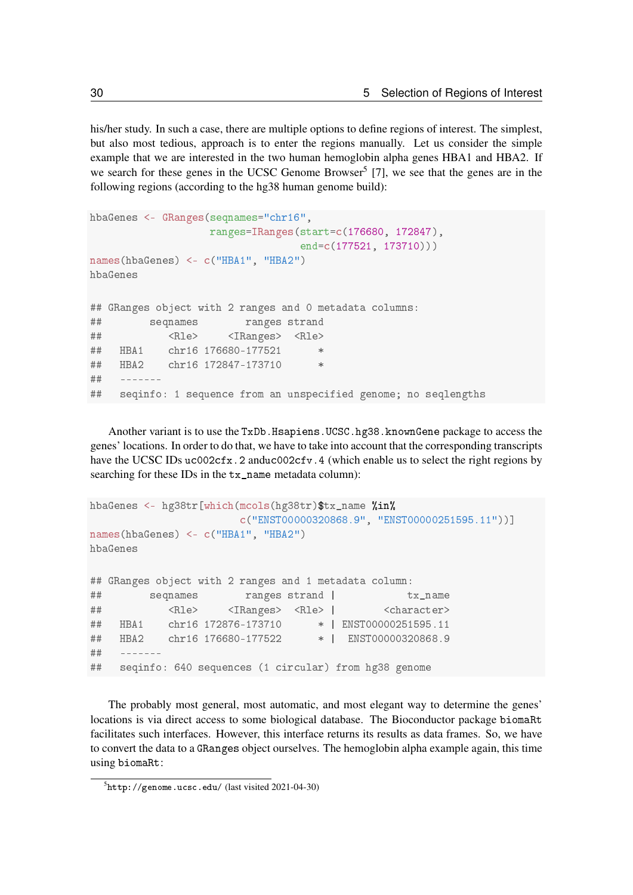his/her study. In such a case, there are multiple options to define regions of interest. The simplest, but also most tedious, approach is to enter the regions manually. Let us consider the simple example that we are interested in the two human hemoglobin alpha genes HBA1 and HBA2. If we search for these genes in the UCSC Genome Browser[5] [7], we see that the genes are in the following regions (according to the hg38 human genome build):

```
hbaGenes <- GRanges(seqnames="chr16",
                    ranges=IRanges(start=c(176680, 172847),
                                   end=c(177521, 173710)))
names(hbaGenes) <- c("HBA1", "HBA2")
hbaGenes

## GRanges object with 2 ranges and 0 metadata columns:
##        seqnames        ranges strand
##           <Rle>     <IRanges>  <Rle>
##   HBA1    chr16 176680-177521      *
##   HBA2    chr16 172847-173710      *
##   -------
##   seqinfo: 1 sequence from an unspecified genome; no seqlengths
```

Another variant is to use the `TxDb.Hsapiens.UCSC.hg38.knownGene` package to access the genes' locations. In order to do that, we have to take into account that the corresponding transcripts have the UCSC IDs `uc002cfx.2` and`uc002cfv.4` (which enable us to select the right regions by searching for these IDs in the `tx_name` metadata column):

```
hbaGenes <- hg38tr[which(mcols(hg38tr)$tx_name %in%
                         c("ENST00000320868.9", "ENST00000251595.11"))]
names(hbaGenes) <- c("HBA1", "HBA2")
hbaGenes

## GRanges object with 2 ranges and 1 metadata column:
##        seqnames        ranges strand |            tx_name
##           <Rle>     <IRanges>  <Rle> |        <character>
##   HBA1    chr16 172876-173710      * | ENST00000251595.11
##   HBA2    chr16 176680-177522      * |  ENST00000320868.9
##   -------
##   seqinfo: 640 sequences (1 circular) from hg38 genome
```

The probably most general, most automatic, and most elegant way to determine the genes' locations is via direct access to some biological database. The Bioconductor package `biomaRt` facilitates such interfaces. However, this interface returns its results as data frames. So, we have to convert the data to a `GRanges` object ourselves. The hemoglobin alpha example again, this time using `biomaRt`:

[5] `http://genome.ucsc.edu/` (last visited 2021-04-30)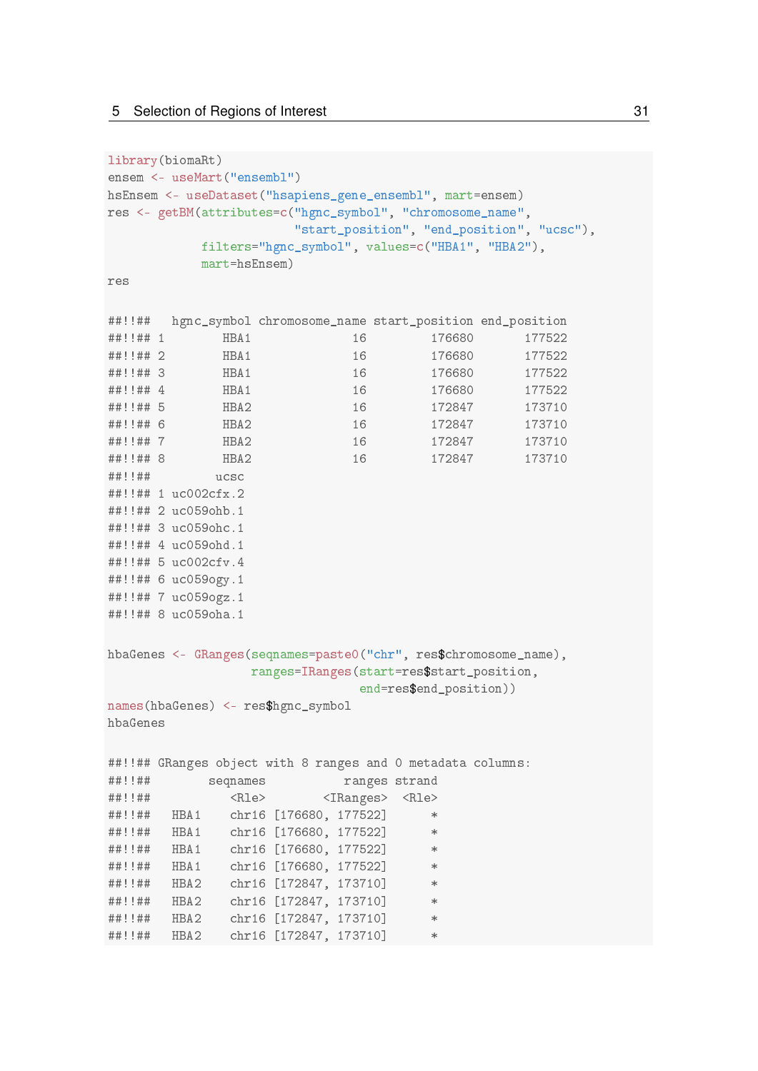```r
library(biomaRt)
ensem <- useMart("ensembl")
hsEnsem <- useDataset("hsapiens_gene_ensembl", mart=ensem)
res <- getBM(attributes=c("hgnc_symbol", "chromosome_name",
                          "start_position", "end_position", "ucsc"),
             filters="hgnc_symbol", values=c("HBA1", "HBA2"),
             mart=hsEnsem)
res

##!!##   hgnc_symbol chromosome_name start_position end_position
##!!## 1        HBA1              16         176680       177522
##!!## 2        HBA1              16         176680       177522
##!!## 3        HBA1              16         176680       177522
##!!## 4        HBA1              16         176680       177522
##!!## 5        HBA2              16         172847       173710
##!!## 6        HBA2              16         172847       173710
##!!## 7        HBA2              16         172847       173710
##!!## 8        HBA2              16         172847       173710
##!!##         ucsc
##!!## 1 uc002cfx.2
##!!## 2 uc059ohb.1
##!!## 3 uc059ohc.1
##!!## 4 uc059ohd.1
##!!## 5 uc002cfv.4
##!!## 6 uc059ogy.1
##!!## 7 uc059ogz.1
##!!## 8 uc059oha.1

hbaGenes <- GRanges(seqnames=paste0("chr", res$chromosome_name),
                    ranges=IRanges(start=res$start_position,
                                   end=res$end_position))
names(hbaGenes) <- res$hgnc_symbol
hbaGenes

##!!## GRanges object with 8 ranges and 0 metadata columns:
##!!##        seqnames           ranges strand
##!!##           <Rle>        <IRanges>  <Rle>
##!!##   HBA1    chr16 [176680, 177522]      *
##!!##   HBA1    chr16 [176680, 177522]      *
##!!##   HBA1    chr16 [176680, 177522]      *
##!!##   HBA1    chr16 [176680, 177522]      *
##!!##   HBA2    chr16 [172847, 173710]      *
##!!##   HBA2    chr16 [172847, 173710]      *
##!!##   HBA2    chr16 [172847, 173710]      *
##!!##   HBA2    chr16 [172847, 173710]      *
```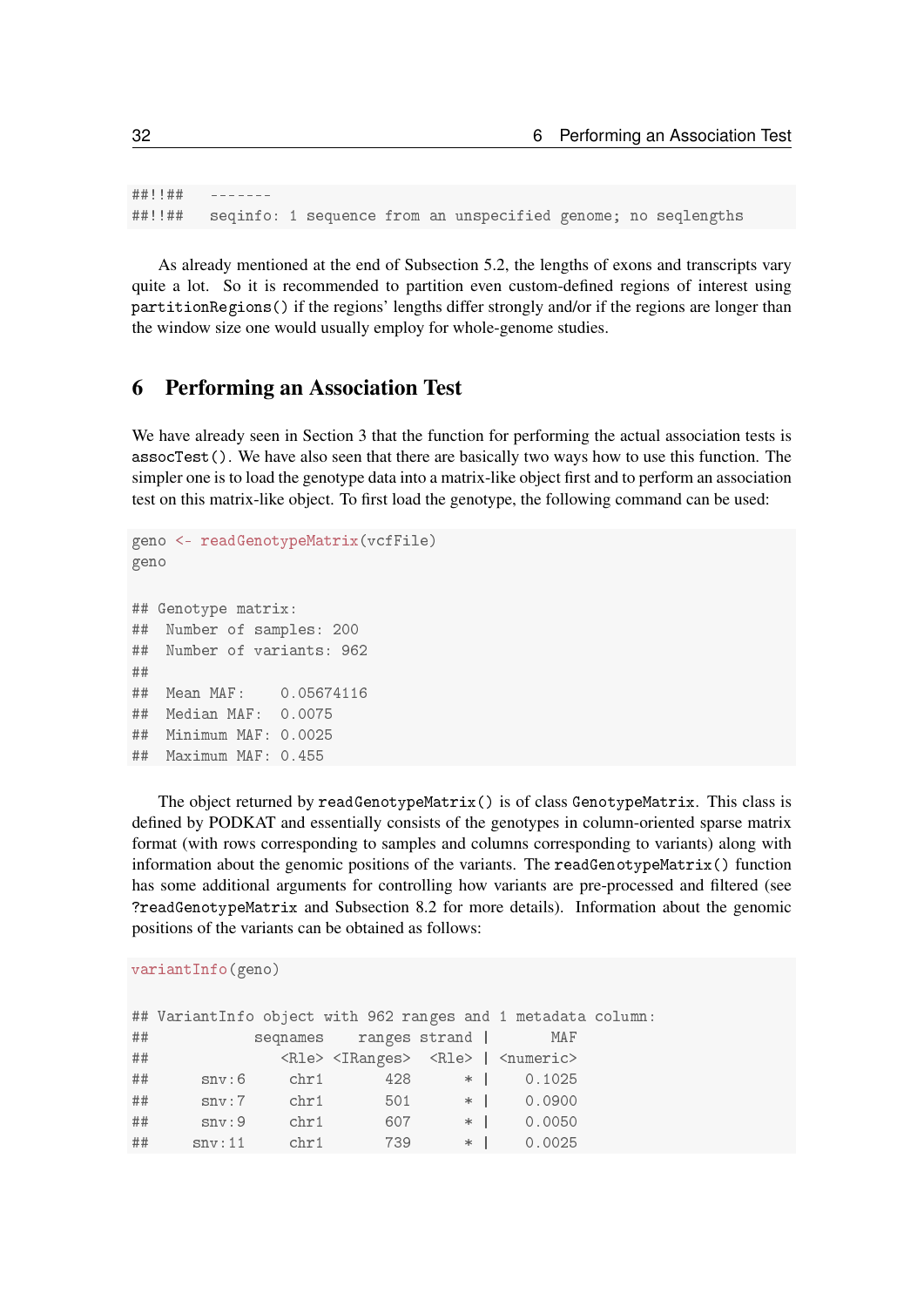```
##!!##   -------
##!!##   seqinfo: 1 sequence from an unspecified genome; no seqlengths
```

As already mentioned at the end of Subsection 5.2, the lengths of exons and transcripts vary quite a lot. So it is recommended to partition even custom-defined regions of interest using `partitionRegions()` if the regions' lengths differ strongly and/or if the regions are longer than the window size one would usually employ for whole-genome studies.

## 6 Performing an Association Test

We have already seen in Section 3 that the function for performing the actual association tests is `assocTest()`. We have also seen that there are basically two ways how to use this function. The simpler one is to load the genotype data into a matrix-like object first and to perform an association test on this matrix-like object. To first load the genotype, the following command can be used:

```
geno <- readGenotypeMatrix(vcfFile)
geno

## Genotype matrix:
##  Number of samples: 200
##  Number of variants: 962
##
##  Mean MAF:    0.05674116
##  Median MAF:  0.0075
##  Minimum MAF: 0.0025
##  Maximum MAF: 0.455
```

The object returned by `readGenotypeMatrix()` is of class `GenotypeMatrix`. This class is defined by PODKAT and essentially consists of the genotypes in column-oriented sparse matrix format (with rows corresponding to samples and columns corresponding to variants) along with information about the genomic positions of the variants. The `readGenotypeMatrix()` function has some additional arguments for controlling how variants are pre-processed and filtered (see `?readGenotypeMatrix` and Subsection 8.2 for more details). Information about the genomic positions of the variants can be obtained as follows:

```
variantInfo(geno)

## VariantInfo object with 962 ranges and 1 metadata column:
##            seqnames    ranges strand |       MAF
##               <Rle> <IRanges>  <Rle> | <numeric>
##      snv:6     chr1       428      * |    0.1025
##      snv:7     chr1       501      * |    0.0900
##      snv:9     chr1       607      * |    0.0050
##     snv:11     chr1       739      * |    0.0025
```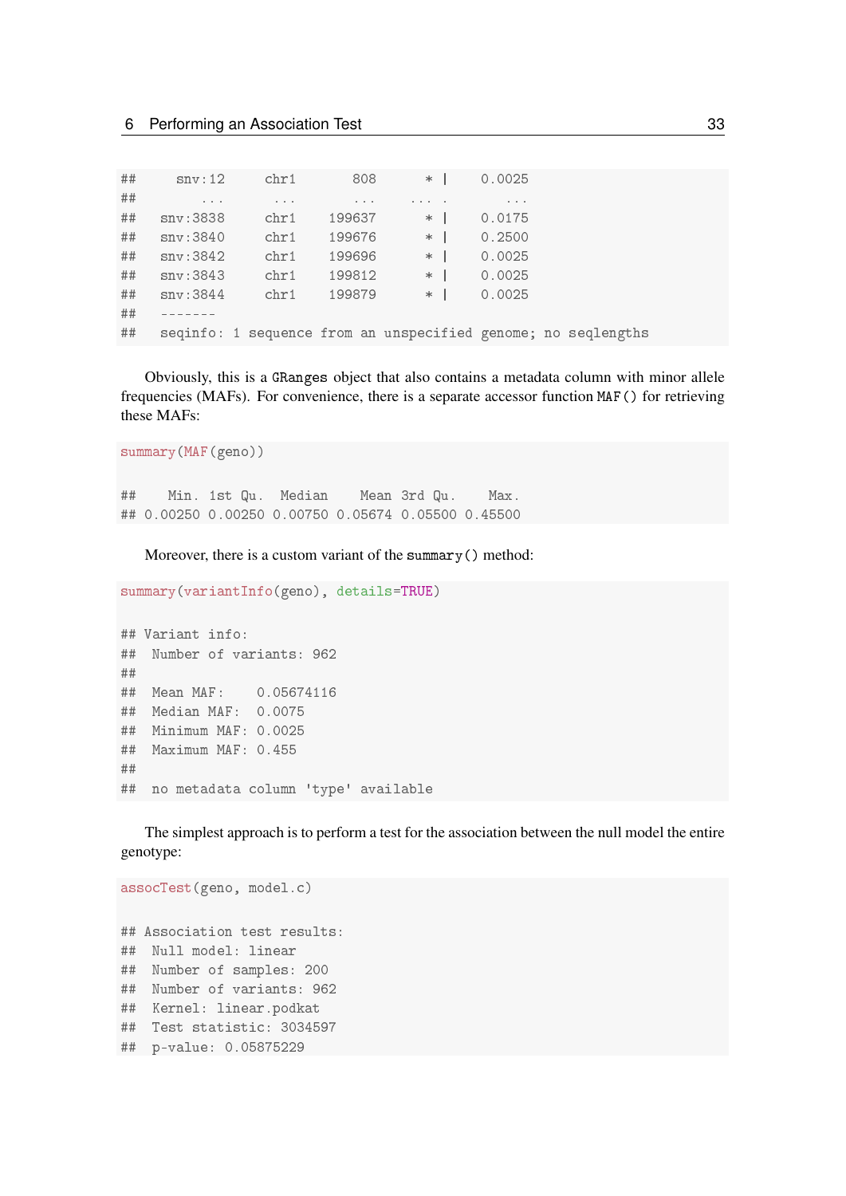```
##     snv:12     chr1       808      * |    0.0025
##        ...      ...       ...    ... .       ...
##   snv:3838     chr1    199637      * |    0.0175
##   snv:3840     chr1    199676      * |    0.2500
##   snv:3842     chr1    199696      * |    0.0025
##   snv:3843     chr1    199812      * |    0.0025
##   snv:3844     chr1    199879      * |    0.0025
##   -------
##   seqinfo: 1 sequence from an unspecified genome; no seqlengths
```

Obviously, this is a `GRanges` object that also contains a metadata column with minor allele frequencies (MAFs). For convenience, there is a separate accessor function `MAF()` for retrieving these MAFs:

```
summary(MAF(geno))

##    Min. 1st Qu.  Median    Mean 3rd Qu.    Max.
## 0.00250 0.00250 0.00750 0.05674 0.05500 0.45500
```

Moreover, there is a custom variant of the `summary()` method:

```
summary(variantInfo(geno), details=TRUE)

## Variant info:
##  Number of variants: 962
##
##  Mean MAF:    0.05674116
##  Median MAF:  0.0075
##  Minimum MAF: 0.0025
##  Maximum MAF: 0.455
##
##  no metadata column 'type' available
```

The simplest approach is to perform a test for the association between the null model the entire genotype:

```
assocTest(geno, model.c)

## Association test results:
##  Null model: linear
##  Number of samples: 200
##  Number of variants: 962
##  Kernel: linear.podkat
##  Test statistic: 3034597
##  p-value: 0.05875229
```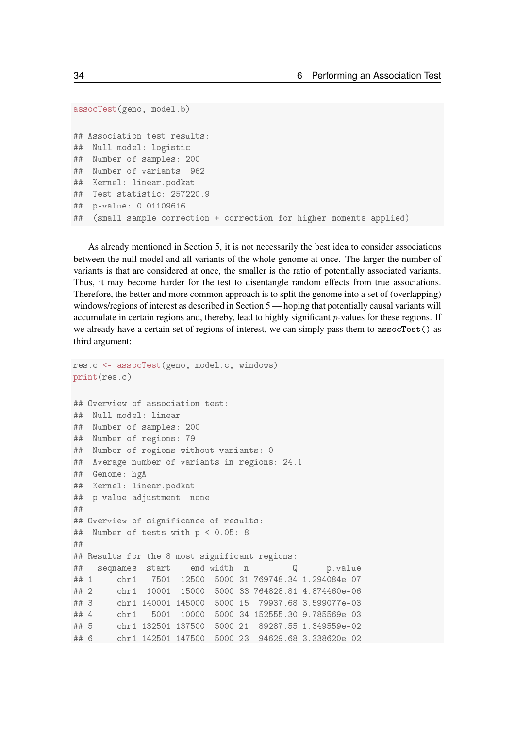```
assocTest(geno, model.b)

## Association test results:
##  Null model: logistic
##  Number of samples: 200
##  Number of variants: 962
##  Kernel: linear.podkat
##  Test statistic: 257220.9
##  p-value: 0.01109616
##  (small sample correction + correction for higher moments applied)
```

As already mentioned in Section 5, it is not necessarily the best idea to consider associations between the null model and all variants of the whole genome at once. The larger the number of variants is that are considered at once, the smaller is the ratio of potentially associated variants. Thus, it may become harder for the test to disentangle random effects from true associations. Therefore, the better and more common approach is to split the genome into a set of (overlapping) windows/regions of interest as described in Section 5 — hoping that potentially causal variants will accumulate in certain regions and, thereby, lead to highly significant $p$-values for these regions. If we already have a certain set of regions of interest, we can simply pass them to `assocTest()` as third argument:

```
res.c <- assocTest(geno, model.c, windows)
print(res.c)

## Overview of association test:
##  Null model: linear
##  Number of samples: 200
##  Number of regions: 79
##  Number of regions without variants: 0
##  Average number of variants in regions: 24.1
##  Genome: hgA
##  Kernel: linear.podkat
##  p-value adjustment: none
##
## Overview of significance of results:
##  Number of tests with p < 0.05: 8
##
## Results for the 8 most significant regions:
##   seqnames  start    end width  n         Q      p.value
## 1     chr1   7501  12500  5000 31 769748.34 1.294084e-07
## 2     chr1  10001  15000  5000 33 764828.81 4.874460e-06
## 3     chr1 140001 145000  5000 15  79937.68 3.599077e-03
## 4     chr1   5001  10000  5000 34 152555.30 9.785569e-03
## 5     chr1 132501 137500  5000 21  89287.55 1.349559e-02
## 6     chr1 142501 147500  5000 23  94629.68 3.338620e-02
```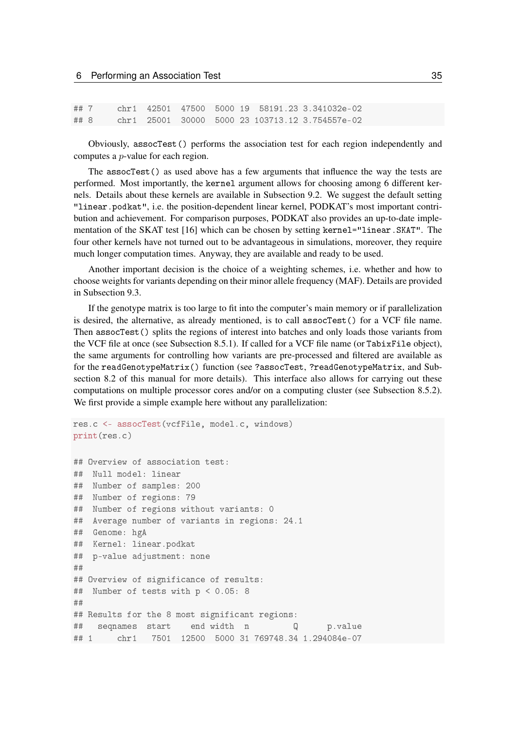```
## 7     chr1  42501  47500  5000 19  58191.23 3.341032e-02
## 8     chr1  25001  30000  5000 23 103713.12 3.754557e-02
```

Obviously, `assocTest()` performs the association test for each region independently and computes a $p$-value for each region.

The `assocTest()` as used above has a few arguments that influence the way the tests are performed. Most importantly, the `kernel` argument allows for choosing among 6 different kernels. Details about these kernels are available in Subsection 9.2. We suggest the default setting `"linear.podkat"`, i.e. the position-dependent linear kernel, PODKAT's most important contribution and achievement. For comparison purposes, PODKAT also provides an up-to-date implementation of the SKAT test [16] which can be chosen by setting `kernel="linear.SKAT"`. The four other kernels have not turned out to be advantageous in simulations, moreover, they require much longer computation times. Anyway, they are available and ready to be used.

Another important decision is the choice of a weighting schemes, i.e. whether and how to choose weights for variants depending on their minor allele frequency (MAF). Details are provided in Subsection 9.3.

If the genotype matrix is too large to fit into the computer's main memory or if parallelization is desired, the alternative, as already mentioned, is to call `assocTest()` for a VCF file name. Then `assocTest()` splits the regions of interest into batches and only loads those variants from the VCF file at once (see Subsection 8.5.1). If called for a VCF file name (or `TabixFile` object), the same arguments for controlling how variants are pre-processed and filtered are available as for the `readGenotypeMatrix()` function (see `?assocTest`, `?readGenotypeMatrix`, and Subsection 8.2 of this manual for more details). This interface also allows for carrying out these computations on multiple processor cores and/or on a computing cluster (see Subsection 8.5.2). We first provide a simple example here without any parallelization:

```
res.c <- assocTest(vcfFile, model.c, windows)
print(res.c)

## Overview of association test:
##  Null model: linear
##  Number of samples: 200
##  Number of regions: 79
##  Number of regions without variants: 0
##  Average number of variants in regions: 24.1
##  Genome: hgA
##  Kernel: linear.podkat
##  p-value adjustment: none
##
## Overview of significance of results:
##  Number of tests with p < 0.05: 8
##
## Results for the 8 most significant regions:
##   seqnames  start    end width  n         Q      p.value
## 1     chr1   7501  12500  5000 31 769748.34 1.294084e-07
```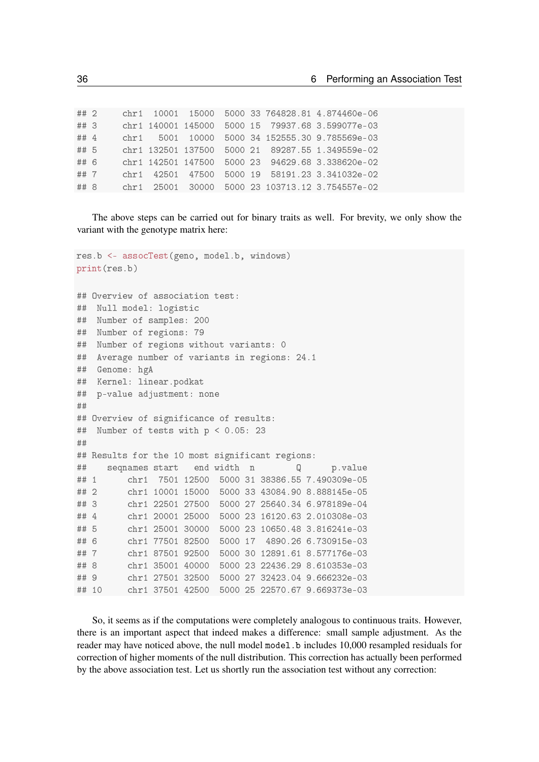```
## 2      chr1  10001  15000  5000 33 764828.81 4.874460e-06
## 3      chr1 140001 145000  5000 15  79937.68 3.599077e-03
## 4      chr1   5001  10000  5000 34 152555.30 9.785569e-03
## 5      chr1 132501 137500  5000 21  89287.55 1.349559e-02
## 6      chr1 142501 147500  5000 23  94629.68 3.338620e-02
## 7      chr1  42501  47500  5000 19  58191.23 3.341032e-02
## 8      chr1  25001  30000  5000 23 103713.12 3.754557e-02
```

The above steps can be carried out for binary traits as well. For brevity, we only show the variant with the genotype matrix here:

```
res.b <- assocTest(geno, model.b, windows)
print(res.b)

## Overview of association test:
##  Null model: logistic
##  Number of samples: 200
##  Number of regions: 79
##  Number of regions without variants: 0
##  Average number of variants in regions: 24.1
##  Genome: hgA
##  Kernel: linear.podkat
##  p-value adjustment: none
##
## Overview of significance of results:
##  Number of tests with p < 0.05: 23
##
## Results for the 10 most significant regions:
##    seqnames start   end width  n        Q      p.value
## 1      chr1  7501 12500  5000 31 38386.55 7.490309e-05
## 2      chr1 10001 15000  5000 33 43084.90 8.888145e-05
## 3      chr1 22501 27500  5000 27 25640.34 6.978189e-04
## 4      chr1 20001 25000  5000 23 16120.63 2.010308e-03
## 5      chr1 25001 30000  5000 23 10650.48 3.816241e-03
## 6      chr1 77501 82500  5000 17  4890.26 6.730915e-03
## 7      chr1 87501 92500  5000 30 12891.61 8.577176e-03
## 8      chr1 35001 40000  5000 23 22436.29 8.610353e-03
## 9      chr1 27501 32500  5000 27 32423.04 9.666232e-03
## 10     chr1 37501 42500  5000 25 22570.67 9.669373e-03
```

So, it seems as if the computations were completely analogous to continuous traits. However, there is an important aspect that indeed makes a difference: small sample adjustment. As the reader may have noticed above, the null model `model.b` includes 10,000 resampled residuals for correction of higher moments of the null distribution. This correction has actually been performed by the above association test. Let us shortly run the association test without any correction: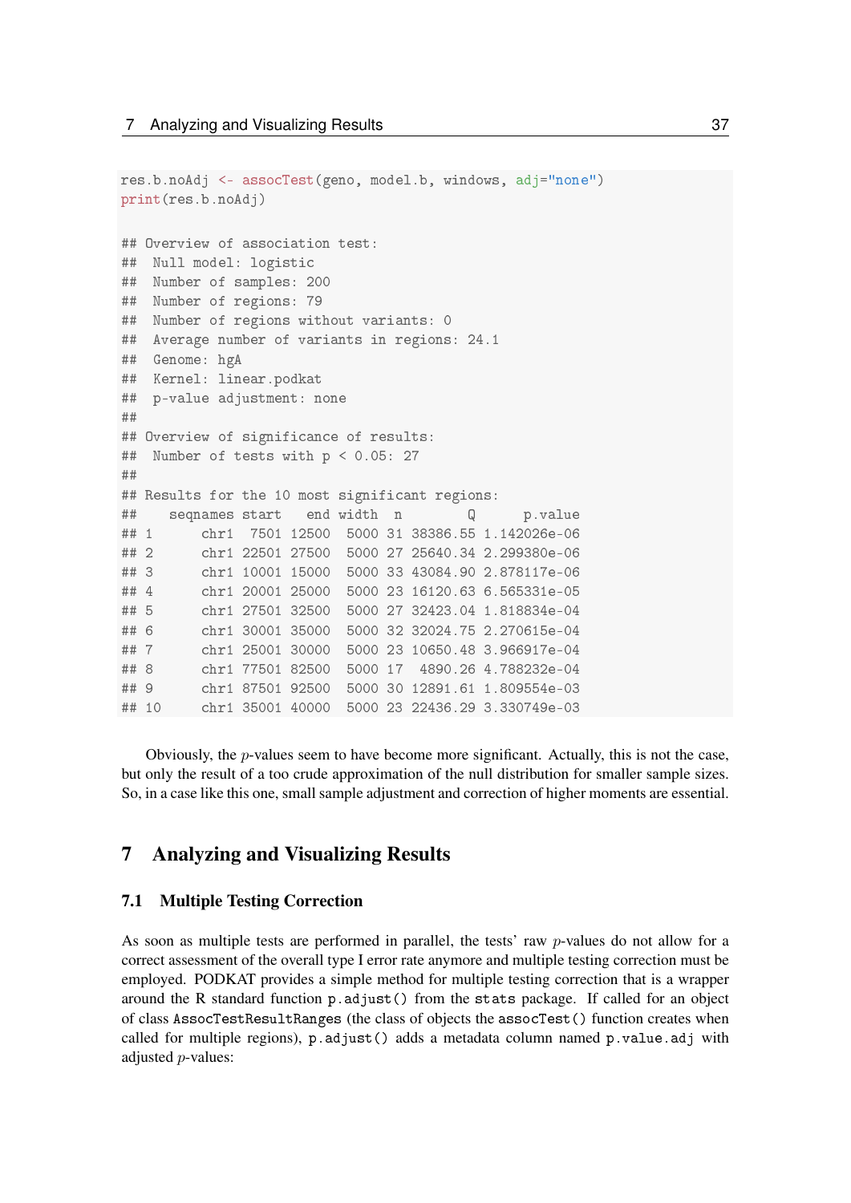```
res.b.noAdj <- assocTest(geno, model.b, windows, adj="none")
print(res.b.noAdj)

## Overview of association test:
##  Null model: logistic
##  Number of samples: 200
##  Number of regions: 79
##  Number of regions without variants: 0
##  Average number of variants in regions: 24.1
##  Genome: hgA
##  Kernel: linear.podkat
##  p-value adjustment: none
##
## Overview of significance of results:
##  Number of tests with p < 0.05: 27
##
## Results for the 10 most significant regions:
##    seqnames start   end width  n        Q      p.value
## 1      chr1  7501 12500  5000 31 38386.55 1.142026e-06
## 2      chr1 22501 27500  5000 27 25640.34 2.299380e-06
## 3      chr1 10001 15000  5000 33 43084.90 2.878117e-06
## 4      chr1 20001 25000  5000 23 16120.63 6.565331e-05
## 5      chr1 27501 32500  5000 27 32423.04 1.818834e-04
## 6      chr1 30001 35000  5000 32 32024.75 2.270615e-04
## 7      chr1 25001 30000  5000 23 10650.48 3.966917e-04
## 8      chr1 77501 82500  5000 17  4890.26 4.788232e-04
## 9      chr1 87501 92500  5000 30 12891.61 1.809554e-03
## 10     chr1 35001 40000  5000 23 22436.29 3.330749e-03
```

Obviously, the $p$-values seem to have become more significant. Actually, this is not the case, but only the result of a too crude approximation of the null distribution for smaller sample sizes. So, in a case like this one, small sample adjustment and correction of higher moments are essential.

# 7 Analyzing and Visualizing Results

## 7.1 Multiple Testing Correction

As soon as multiple tests are performed in parallel, the tests' raw $p$-values do not allow for a correct assessment of the overall type I error rate anymore and multiple testing correction must be employed. PODKAT provides a simple method for multiple testing correction that is a wrapper around the R standard function `p.adjust()` from the `stats` package. If called for an object of class `AssocTestResultRanges` (the class of objects the `assocTest()` function creates when called for multiple regions), `p.adjust()` adds a metadata column named `p.value.adj` with adjusted $p$-values: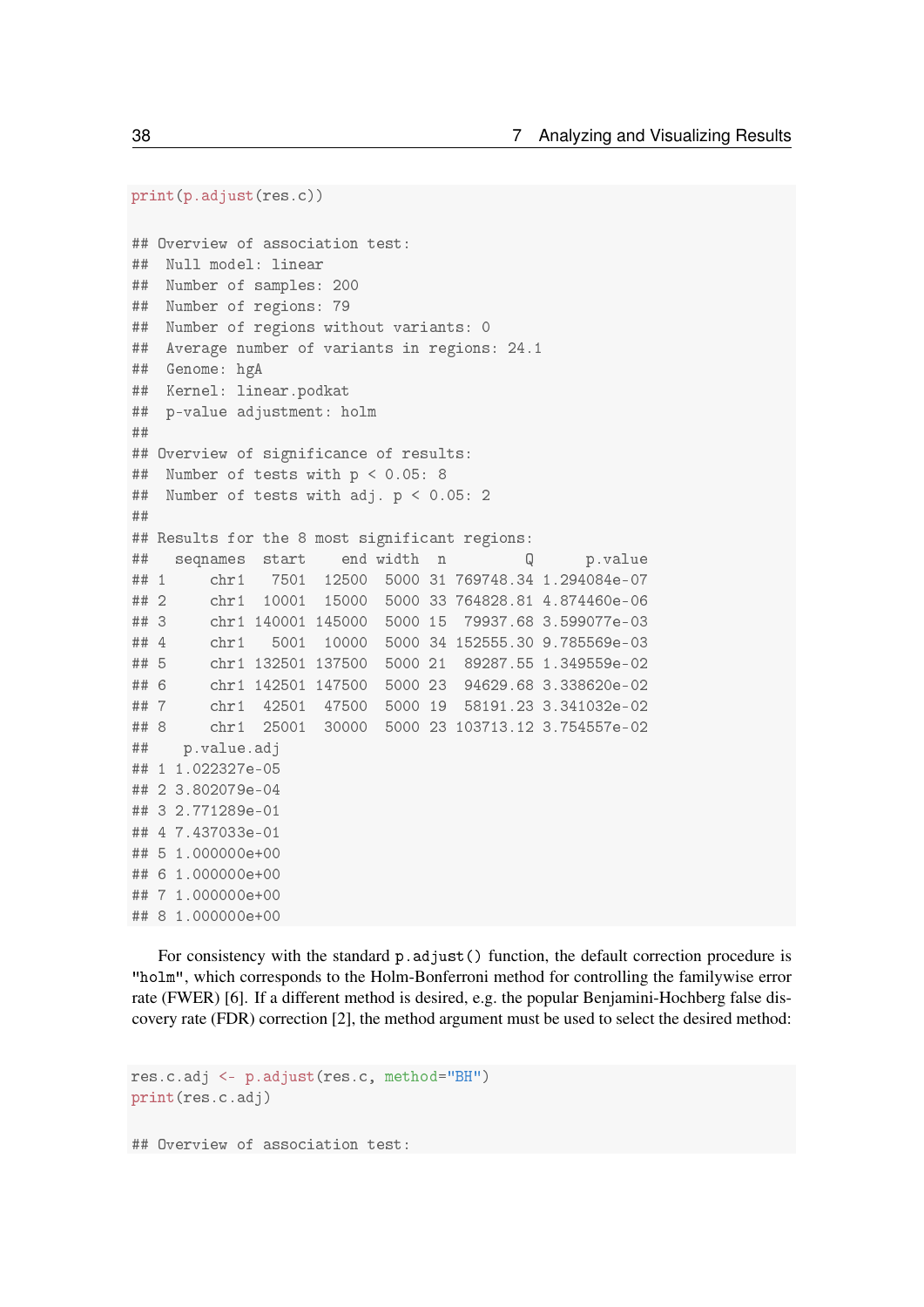```r
print(p.adjust(res.c))

## Overview of association test:
##  Null model: linear
##  Number of samples: 200
##  Number of regions: 79
##  Number of regions without variants: 0
##  Average number of variants in regions: 24.1
##  Genome: hgA
##  Kernel: linear.podkat
##  p-value adjustment: holm
##
## Overview of significance of results:
##  Number of tests with p < 0.05: 8
##  Number of tests with adj. p < 0.05: 2
##
## Results for the 8 most significant regions:
##   seqnames  start    end width  n         Q      p.value
## 1     chr1   7501  12500  5000 31 769748.34 1.294084e-07
## 2     chr1  10001  15000  5000 33 764828.81 4.874460e-06
## 3     chr1 140001 145000  5000 15  79937.68 3.599077e-03
## 4     chr1   5001  10000  5000 34 152555.30 9.785569e-03
## 5     chr1 132501 137500  5000 21  89287.55 1.349559e-02
## 6     chr1 142501 147500  5000 23  94629.68 3.338620e-02
## 7     chr1  42501  47500  5000 19  58191.23 3.341032e-02
## 8     chr1  25001  30000  5000 23 103713.12 3.754557e-02
##    p.value.adj
## 1 1.022327e-05
## 2 3.802079e-04
## 3 2.771289e-01
## 4 7.437033e-01
## 5 1.000000e+00
## 6 1.000000e+00
## 7 1.000000e+00
## 8 1.000000e+00
```

For consistency with the standard `p.adjust()` function, the default correction procedure is `"holm"`, which corresponds to the Holm-Bonferroni method for controlling the familywise error rate (FWER) [6]. If a different method is desired, e.g. the popular Benjamini-Hochberg false discovery rate (FDR) correction [2], the method argument must be used to select the desired method:

```r
res.c.adj <- p.adjust(res.c, method="BH")
print(res.c.adj)

## Overview of association test:
```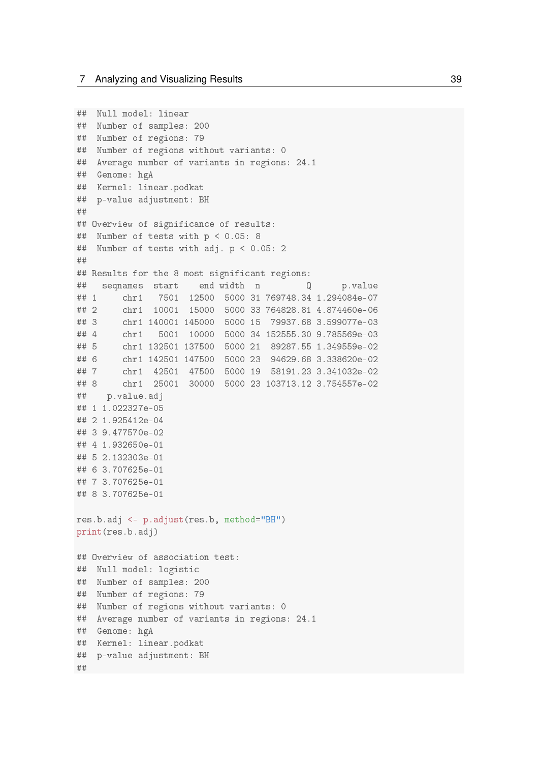```
##  Null model: linear
##  Number of samples: 200
##  Number of regions: 79
##  Number of regions without variants: 0
##  Average number of variants in regions: 24.1
##  Genome: hgA
##  Kernel: linear.podkat
##  p-value adjustment: BH
##
## Overview of significance of results:
##  Number of tests with p < 0.05: 8
##  Number of tests with adj. p < 0.05: 2
##
## Results for the 8 most significant regions:
##   seqnames  start    end width  n         Q      p.value
## 1     chr1   7501  12500  5000 31 769748.34 1.294084e-07
## 2     chr1  10001  15000  5000 33 764828.81 4.874460e-06
## 3     chr1 140001 145000  5000 15  79937.68 3.599077e-03
## 4     chr1   5001  10000  5000 34 152555.30 9.785569e-03
## 5     chr1 132501 137500  5000 21  89287.55 1.349559e-02
## 6     chr1 142501 147500  5000 23  94629.68 3.338620e-02
## 7     chr1  42501  47500  5000 19  58191.23 3.341032e-02
## 8     chr1  25001  30000  5000 23 103713.12 3.754557e-02
##    p.value.adj
## 1 1.022327e-05
## 2 1.925412e-04
## 3 9.477570e-02
## 4 1.932650e-01
## 5 2.132303e-01
## 6 3.707625e-01
## 7 3.707625e-01
## 8 3.707625e-01

res.b.adj <- p.adjust(res.b, method="BH")
print(res.b.adj)

## Overview of association test:
##  Null model: logistic
##  Number of samples: 200
##  Number of regions: 79
##  Number of regions without variants: 0
##  Average number of variants in regions: 24.1
##  Genome: hgA
##  Kernel: linear.podkat
##  p-value adjustment: BH
##
```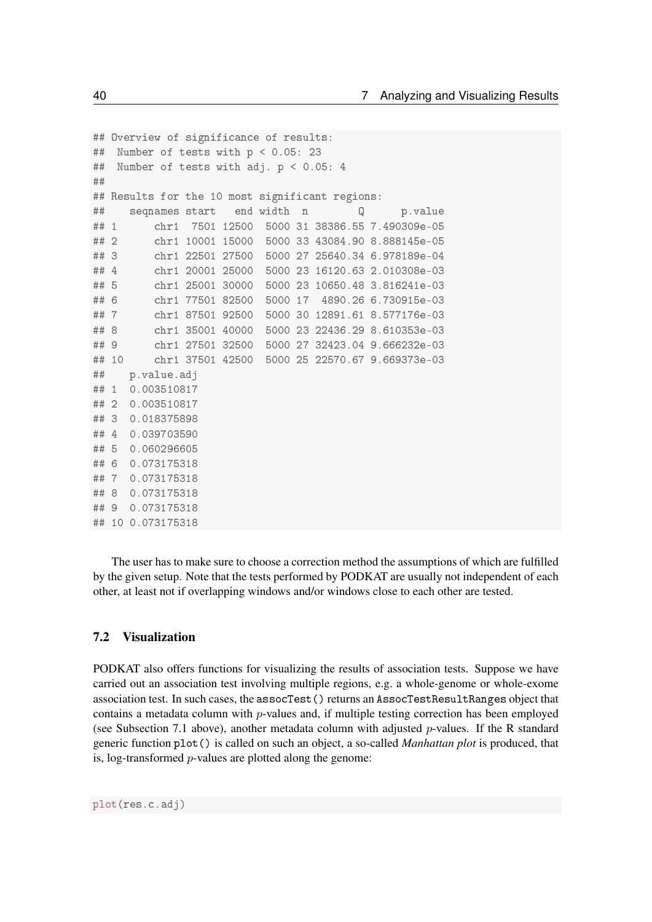```
## Overview of significance of results:
##  Number of tests with p < 0.05: 23
##  Number of tests with adj. p < 0.05: 4
##
## Results for the 10 most significant regions:
##    seqnames start   end width  n        Q      p.value
## 1      chr1  7501 12500  5000 31 38386.55 7.490309e-05
## 2      chr1 10001 15000  5000 33 43084.90 8.888145e-05
## 3      chr1 22501 27500  5000 27 25640.34 6.978189e-04
## 4      chr1 20001 25000  5000 23 16120.63 2.010308e-03
## 5      chr1 25001 30000  5000 23 10650.48 3.816241e-03
## 6      chr1 77501 82500  5000 17  4890.26 6.730915e-03
## 7      chr1 87501 92500  5000 30 12891.61 8.577176e-03
## 8      chr1 35001 40000  5000 23 22436.29 8.610353e-03
## 9      chr1 27501 32500  5000 27 32423.04 9.666232e-03
## 10     chr1 37501 42500  5000 25 22570.67 9.669373e-03
##    p.value.adj
## 1  0.003510817
## 2  0.003510817
## 3  0.018375898
## 4  0.039703590
## 5  0.060296605
## 6  0.073175318
## 7  0.073175318
## 8  0.073175318
## 9  0.073175318
## 10 0.073175318
```

The user has to make sure to choose a correction method the assumptions of which are fulfilled by the given setup. Note that the tests performed by PODKAT are usually not independent of each other, at least not if overlapping windows and/or windows close to each other are tested.

### 7.2 Visualization

PODKAT also offers functions for visualizing the results of association tests. Suppose we have carried out an association test involving multiple regions, e.g. a whole-genome or whole-exome association test. In such cases, the `assocTest()` returns an `AssocTestResultRanges` object that contains a metadata column with $p$-values and, if multiple testing correction has been employed (see Subsection 7.1 above), another metadata column with adjusted $p$-values. If the R standard generic function `plot()` is called on such an object, a so-called *Manhattan plot* is produced, that is, log-transformed $p$-values are plotted along the genome:

```
plot(res.c.adj)
```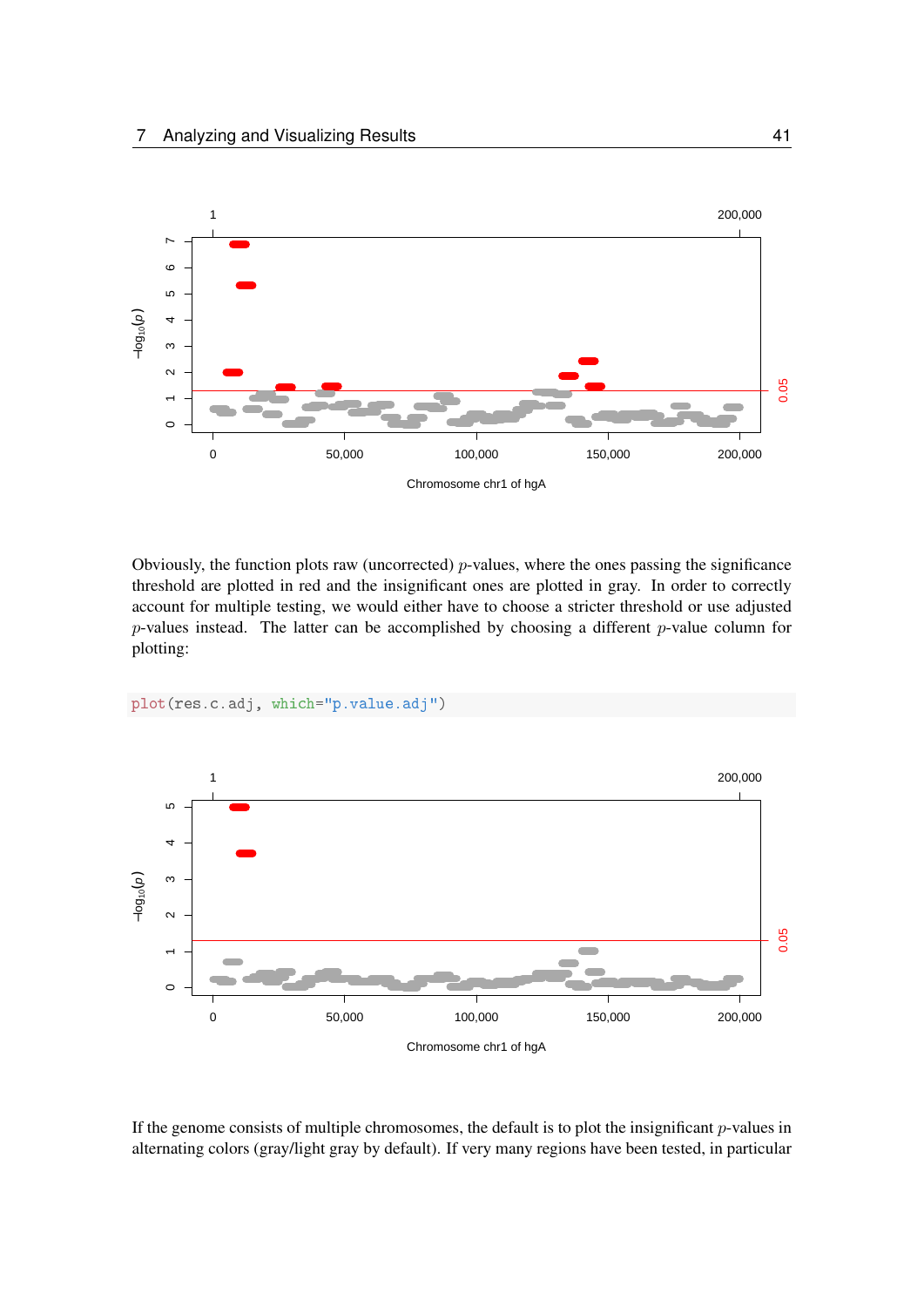1
200,000
7
6
5
4
3
2
1
0
$-\log_{10}(p)$
0.05
0
50,000
100,000
150,000
200,000
Chromosome chr1 of hgA

Obviously, the function plots raw (uncorrected) $p$-values, where the ones passing the significance threshold are plotted in red and the insignificant ones are plotted in gray. In order to correctly account for multiple testing, we would either have to choose a stricter threshold or use adjusted $p$-values instead. The latter can be accomplished by choosing a different $p$-value column for plotting:

```
plot(res.c.adj, which="p.value.adj")
```

1
200,000
5
4
3
2
1
0
$-\log_{10}(p)$
0.05
0
50,000
100,000
150,000
200,000
Chromosome chr1 of hgA

If the genome consists of multiple chromosomes, the default is to plot the insignificant $p$-values in alternating colors (gray/light gray by default). If very many regions have been tested, in particular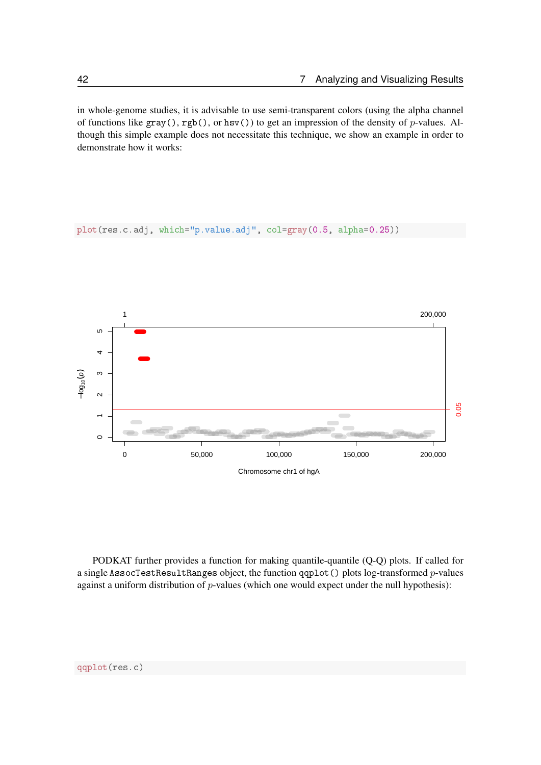in whole-genome studies, it is advisable to use semi-transparent colors (using the alpha channel of functions like gray(), rgb(), or hsv()) to get an impression of the density of $p$-values. Although this simple example does not necessitate this technique, we show an example in order to demonstrate how it works:

```
plot(res.c.adj, which="p.value.adj", col=gray(0.5, alpha=0.25))
```

1
200,000
5
4
3
2
1
0
$-\log_{10}(p)$
0.05
0
50,000
100,000
150,000
200,000
Chromosome chr1 of hgA

PODKAT further provides a function for making quantile-quantile (Q-Q) plots. If called for a single AssocTestResultRanges object, the function qqplot() plots log-transformed $p$-values against a uniform distribution of $p$-values (which one would expect under the null hypothesis):

```
qqplot(res.c)
```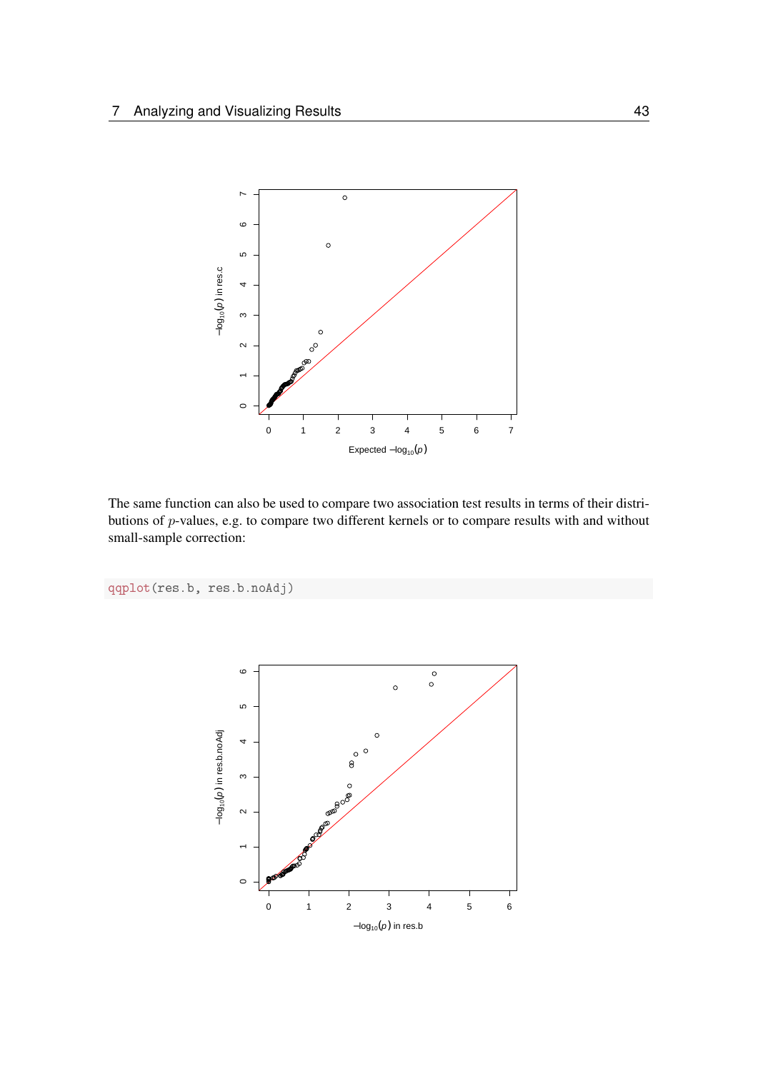−log10(p) in res.c

0 1 2 3 4 5 6 7

Expected −log10(p)

0 1 2 3 4 5 6 7

The same function can also be used to compare two association test results in terms of their distributions of $p$-values, e.g. to compare two different kernels or to compare results with and without small-sample correction:

```
qqplot(res.b, res.b.noAdj)
```

−log10(p) in res.b.noAdj

0 1 2 3 4 5 6

−log10(p) in res.b

0 1 2 3 4 5 6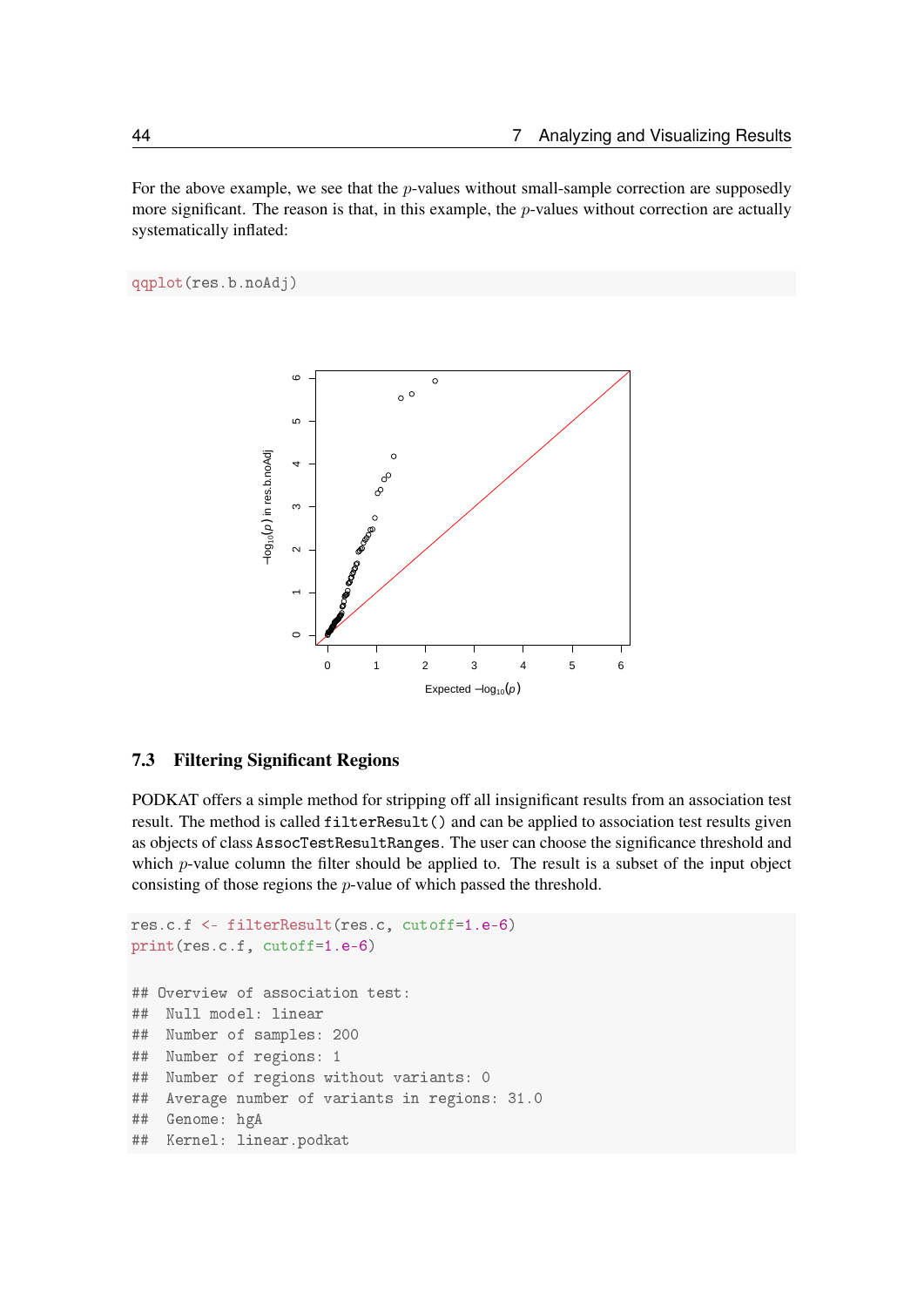For the above example, we see that the $p$-values without small-sample correction are supposedly more significant. The reason is that, in this example, the $p$-values without correction are actually systematically inflated:

```
qqplot(res.b.noAdj)
```

## 7.3 Filtering Significant Regions

PODKAT offers a simple method for stripping off all insignificant results from an association test result. The method is called `filterResult()` and can be applied to association test results given as objects of class `AssocTestResultRanges`. The user can choose the significance threshold and which $p$-value column the filter should be applied to. The result is a subset of the input object consisting of those regions the $p$-value of which passed the threshold.

```
res.c.f <- filterResult(res.c, cutoff=1.e-6)
print(res.c.f, cutoff=1.e-6)

## Overview of association test:
##  Null model: linear
##  Number of samples: 200
##  Number of regions: 1
##  Number of regions without variants: 0
##  Average number of variants in regions: 31.0
##  Genome: hgA
##  Kernel: linear.podkat
```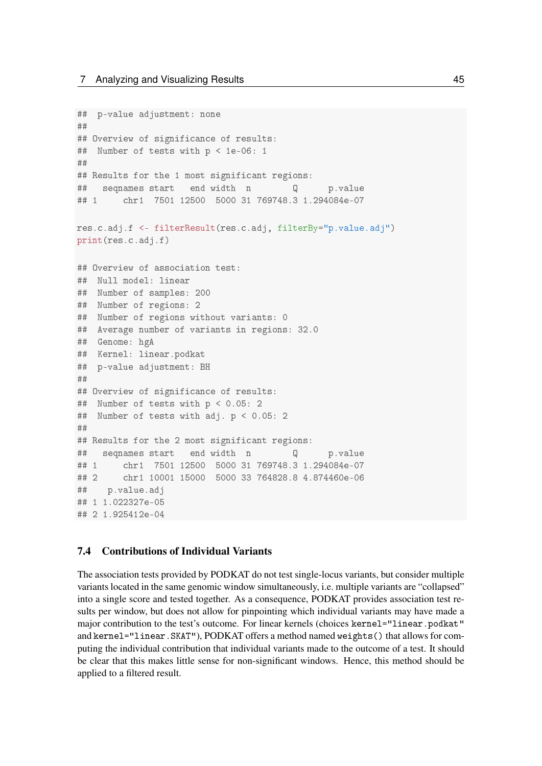```
##  p-value adjustment: none
##
## Overview of significance of results:
##  Number of tests with p < 1e-06: 1
##
## Results for the 1 most significant regions:
##   seqnames start   end width  n        Q      p.value
## 1     chr1  7501 12500  5000 31 769748.3 1.294084e-07
```

```
res.c.adj.f <- filterResult(res.c.adj, filterBy="p.value.adj")
print(res.c.adj.f)
```

```
## Overview of association test:
##  Null model: linear
##  Number of samples: 200
##  Number of regions: 2
##  Number of regions without variants: 0
##  Average number of variants in regions: 32.0
##  Genome: hgA
##  Kernel: linear.podkat
##  p-value adjustment: BH
##
## Overview of significance of results:
##  Number of tests with p < 0.05: 2
##  Number of tests with adj. p < 0.05: 2
##
## Results for the 2 most significant regions:
##   seqnames start   end width  n        Q      p.value
## 1     chr1  7501 12500  5000 31 769748.3 1.294084e-07
## 2     chr1 10001 15000  5000 33 764828.8 4.874460e-06
##    p.value.adj
## 1 1.022327e-05
## 2 1.925412e-04
```

## 7.4 Contributions of Individual Variants

The association tests provided by PODKAT do not test single-locus variants, but consider multiple variants located in the same genomic window simultaneously, i.e. multiple variants are "collapsed" into a single score and tested together. As a consequence, PODKAT provides association test results per window, but does not allow for pinpointing which individual variants may have made a major contribution to the test's outcome. For linear kernels (choices `kernel="linear.podkat"` and `kernel="linear.SKAT"`), PODKAT offers a method named `weights()` that allows for computing the individual contribution that individual variants made to the outcome of a test. It should be clear that this makes little sense for non-significant windows. Hence, this method should be applied to a filtered result.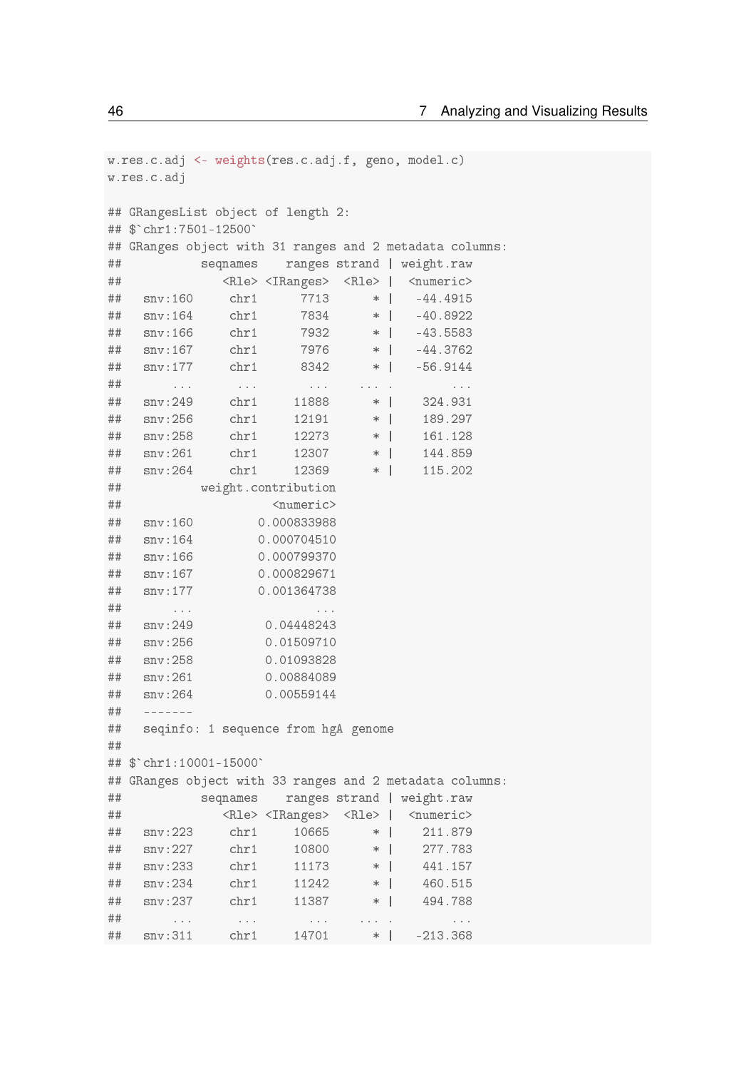```
w.res.c.adj <- weights(res.c.adj.f, geno, model.c)
w.res.c.adj

## GRangesList object of length 2:
## $`chr1:7501-12500`
## GRanges object with 31 ranges and 2 metadata columns:
##           seqnames    ranges strand | weight.raw
##              <Rle> <IRanges>  <Rle> |  <numeric>
##   snv:160     chr1      7713      * |   -44.4915
##   snv:164     chr1      7834      * |   -40.8922
##   snv:166     chr1      7932      * |   -43.5583
##   snv:167     chr1      7976      * |   -44.3762
##   snv:177     chr1      8342      * |   -56.9144
##       ...      ...       ...    ... .        ...
##   snv:249     chr1     11888      * |    324.931
##   snv:256     chr1     12191      * |    189.297
##   snv:258     chr1     12273      * |    161.128
##   snv:261     chr1     12307      * |    144.859
##   snv:264     chr1     12369      * |    115.202
##           weight.contribution
##                     <numeric>
##   snv:160         0.000833988
##   snv:164         0.000704510
##   snv:166         0.000799370
##   snv:167         0.000829671
##   snv:177         0.001364738
##       ...                 ...
##   snv:249          0.04448243
##   snv:256          0.01509710
##   snv:258          0.01093828
##   snv:261          0.00884089
##   snv:264          0.00559144
##   -------
##   seqinfo: 1 sequence from hgA genome
##
## $`chr1:10001-15000`
## GRanges object with 33 ranges and 2 metadata columns:
##           seqnames    ranges strand | weight.raw
##              <Rle> <IRanges>  <Rle> |  <numeric>
##   snv:223     chr1     10665      * |    211.879
##   snv:227     chr1     10800      * |    277.783
##   snv:233     chr1     11173      * |    441.157
##   snv:234     chr1     11242      * |    460.515
##   snv:237     chr1     11387      * |    494.788
##       ...      ...       ...    ... .        ...
##   snv:311     chr1     14701      * |   -213.368
```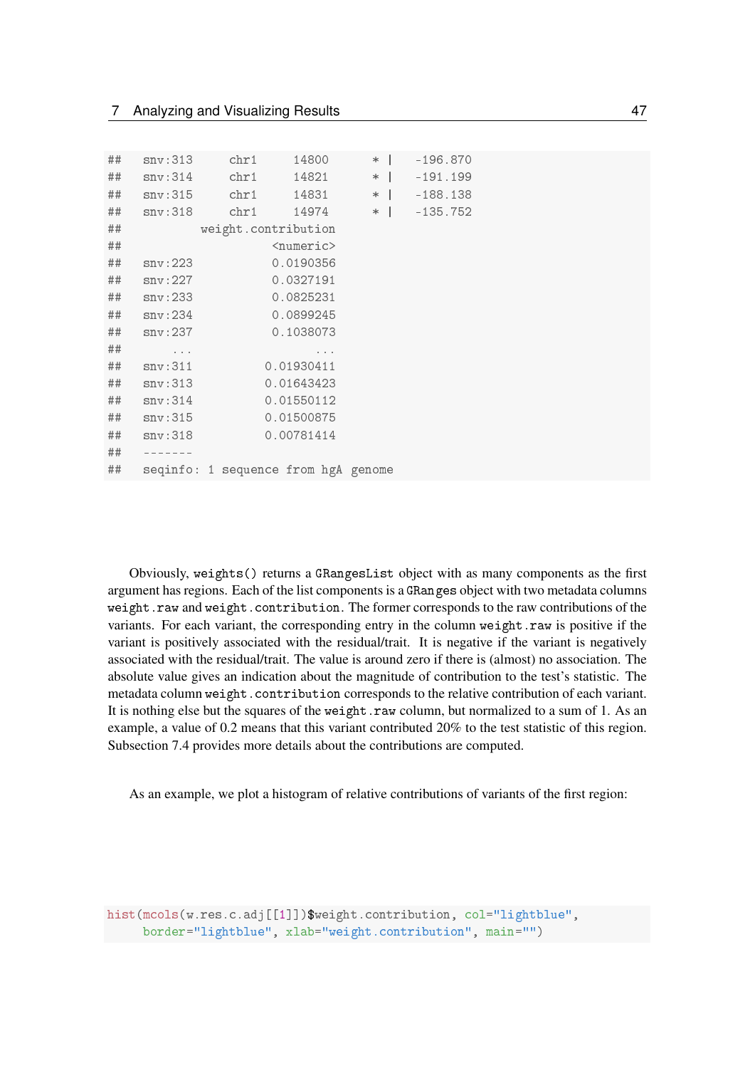```
##   snv:313     chr1     14800      * |   -196.870
##   snv:314     chr1     14821      * |   -191.199
##   snv:315     chr1     14831      * |   -188.138
##   snv:318     chr1     14974      * |   -135.752
##           weight.contribution
##                     <numeric>
##   snv:223           0.0190356
##   snv:227           0.0327191
##   snv:233           0.0825231
##   snv:234           0.0899245
##   snv:237           0.1038073
##       ...                 ...
##   snv:311          0.01930411
##   snv:313          0.01643423
##   snv:314          0.01550112
##   snv:315          0.01500875
##   snv:318          0.00781414
##   -------
##   seqinfo: 1 sequence from hgA genome
```

Obviously, `weights()` returns a `GRangesList` object with as many components as the first argument has regions. Each of the list components is a `GRanges` object with two metadata columns `weight.raw` and `weight.contribution`. The former corresponds to the raw contributions of the variants. For each variant, the corresponding entry in the column `weight.raw` is positive if the variant is positively associated with the residual/trait. It is negative if the variant is negatively associated with the residual/trait. The value is around zero if there is (almost) no association. The absolute value gives an indication about the magnitude of contribution to the test's statistic. The metadata column `weight.contribution` corresponds to the relative contribution of each variant. It is nothing else but the squares of the `weight.raw` column, but normalized to a sum of 1. As an example, a value of 0.2 means that this variant contributed 20% to the test statistic of this region. Subsection 7.4 provides more details about the contributions are computed.

As an example, we plot a histogram of relative contributions of variants of the first region:

```
hist(mcols(w.res.c.adj[[1]])$weight.contribution, col="lightblue",
     border="lightblue", xlab="weight.contribution", main="")
```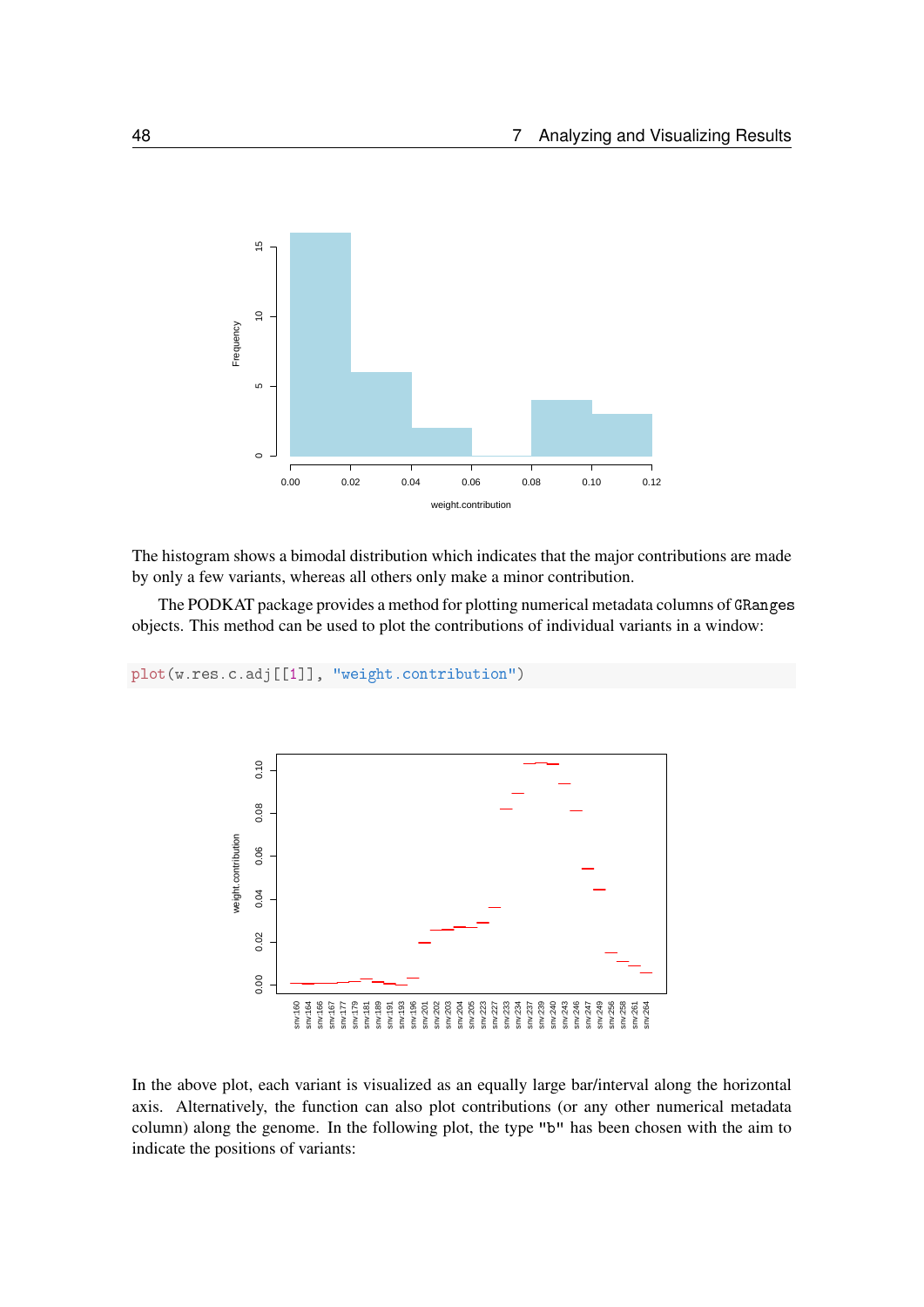15

10

5

0

Frequency

0.00 0.02 0.04 0.06 0.08 0.10 0.12

weight.contribution

The histogram shows a bimodal distribution which indicates that the major contributions are made by only a few variants, whereas all others only make a minor contribution.

The PODKAT package provides a method for plotting numerical metadata columns of `GRanges` objects. This method can be used to plot the contributions of individual variants in a window:

```
plot(w.res.c.adj[[1]], "weight.contribution")
```

0.10

0.08

0.06

0.04

0.02

0.00

weight.contribution

snv:160 snv:164 snv:166 snv:167 snv:177 snv:179 snv:181 snv:189 snv:191 snv:193 snv:196 snv:201 snv:202 snv:203 snv:204 snv:205 snv:223 snv:227 snv:233 snv:234 snv:237 snv:239 snv:240 snv:243 snv:246 snv:247 snv:249 snv:256 snv:258 snv:261 snv:264

In the above plot, each variant is visualized as an equally large bar/interval along the horizontal axis. Alternatively, the function can also plot contributions (or any other numerical metadata column) along the genome. In the following plot, the type "b" has been chosen with the aim to indicate the positions of variants: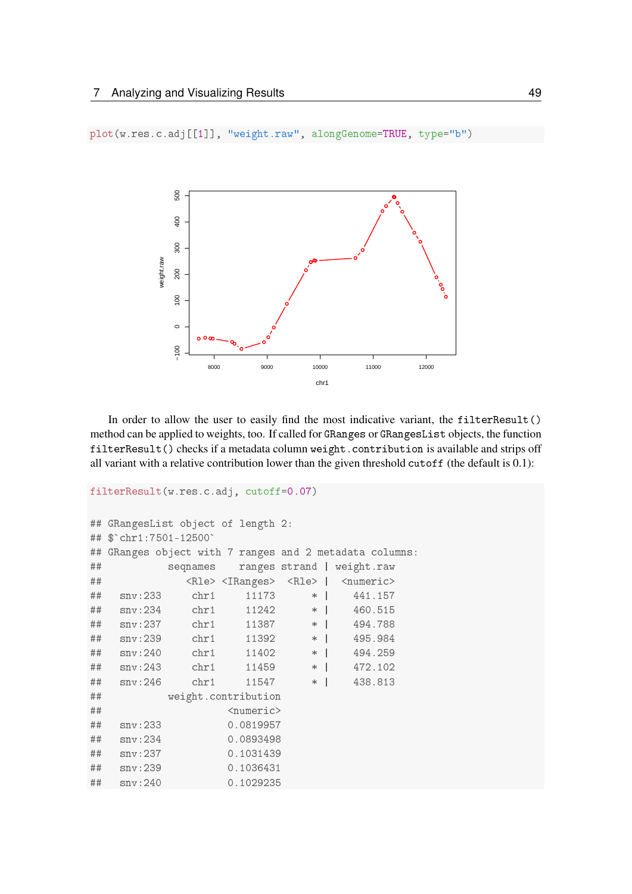```
plot(w.res.c.adj[[1]], "weight.raw", alongGenome=TRUE, type="b")
```

weight.raw

500
400
300
200
100
0
-100

8000
9000
10000
11000
12000

chr1

In order to allow the user to easily find the most indicative variant, the `filterResult()` method can be applied to weights, too. If called for `GRanges` or `GRangesList` objects, the function `filterResult()` checks if a metadata column `weight.contribution` is available and strips off all variant with a relative contribution lower than the given threshold `cutoff` (the default is 0.1):

```
filterResult(w.res.c.adj, cutoff=0.07)

## GRangesList object of length 2:
## $`chr1:7501-12500`
## GRanges object with 7 ranges and 2 metadata columns:
##           seqnames    ranges strand | weight.raw
##              <Rle> <IRanges>  <Rle> |  <numeric>
##   snv:233     chr1     11173      * |    441.157
##   snv:234     chr1     11242      * |    460.515
##   snv:237     chr1     11387      * |    494.788
##   snv:239     chr1     11392      * |    495.984
##   snv:240     chr1     11402      * |    494.259
##   snv:243     chr1     11459      * |    472.102
##   snv:246     chr1     11547      * |    438.813
##           weight.contribution
##                     <numeric>
##   snv:233           0.0819957
##   snv:234           0.0893498
##   snv:237           0.1031439
##   snv:239           0.1036431
##   snv:240           0.1029235
```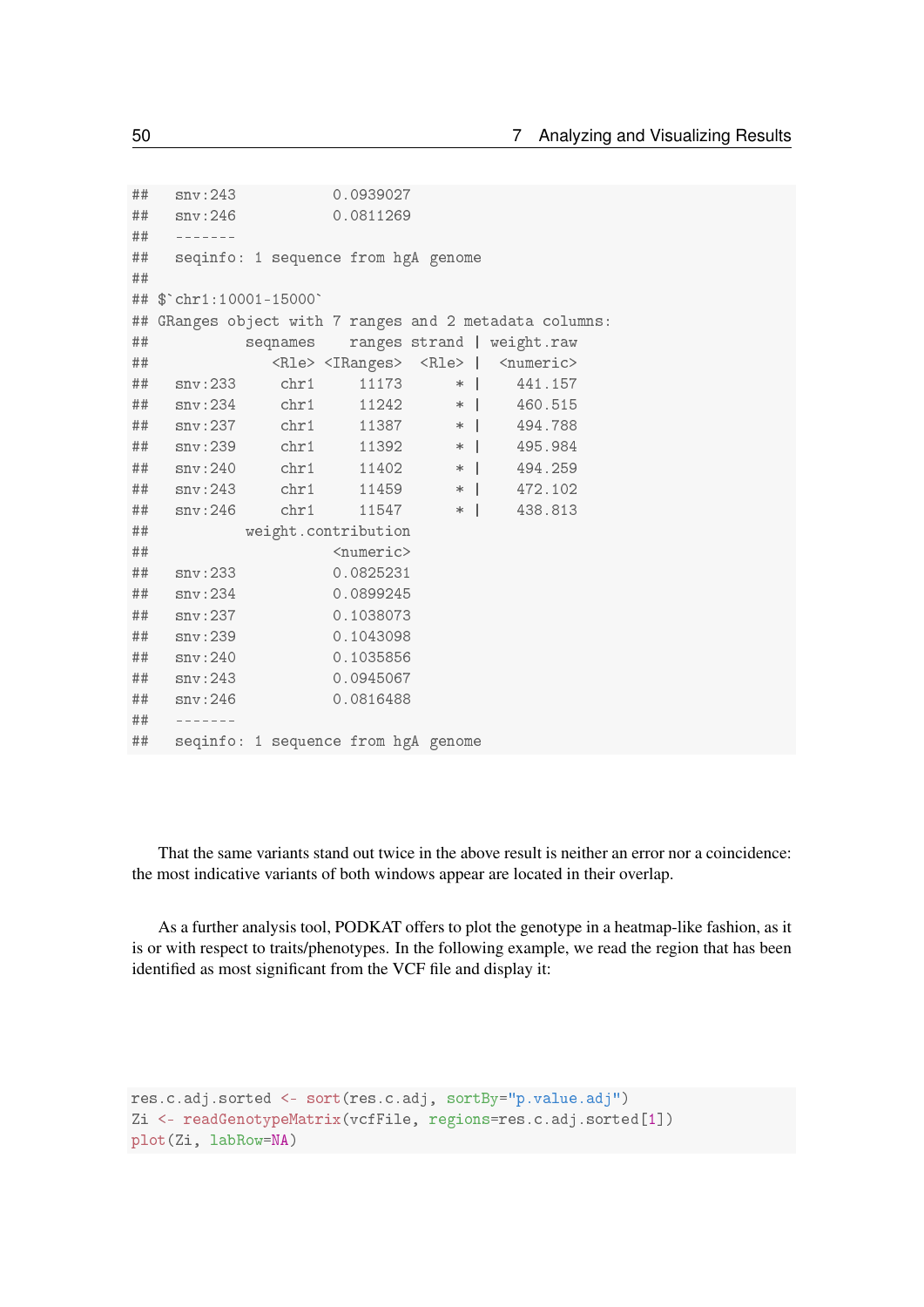```
##   snv:243           0.0939027
##   snv:246           0.0811269
##   -------
##   seqinfo: 1 sequence from hgA genome
##
## $`chr1:10001-15000`
## GRanges object with 7 ranges and 2 metadata columns:
##           seqnames    ranges strand | weight.raw
##              <Rle> <IRanges>  <Rle> |  <numeric>
##   snv:233     chr1     11173      * |    441.157
##   snv:234     chr1     11242      * |    460.515
##   snv:237     chr1     11387      * |    494.788
##   snv:239     chr1     11392      * |    495.984
##   snv:240     chr1     11402      * |    494.259
##   snv:243     chr1     11459      * |    472.102
##   snv:246     chr1     11547      * |    438.813
##           weight.contribution
##                     <numeric>
##   snv:233           0.0825231
##   snv:234           0.0899245
##   snv:237           0.1038073
##   snv:239           0.1043098
##   snv:240           0.1035856
##   snv:243           0.0945067
##   snv:246           0.0816488
##   -------
##   seqinfo: 1 sequence from hgA genome
```

That the same variants stand out twice in the above result is neither an error nor a coincidence: the most indicative variants of both windows appear are located in their overlap.

As a further analysis tool, PODKAT offers to plot the genotype in a heatmap-like fashion, as it is or with respect to traits/phenotypes. In the following example, we read the region that has been identified as most significant from the VCF file and display it:

```
res.c.adj.sorted <- sort(res.c.adj, sortBy="p.value.adj")
Zi <- readGenotypeMatrix(vcfFile, regions=res.c.adj.sorted[1])
plot(Zi, labRow=NA)
```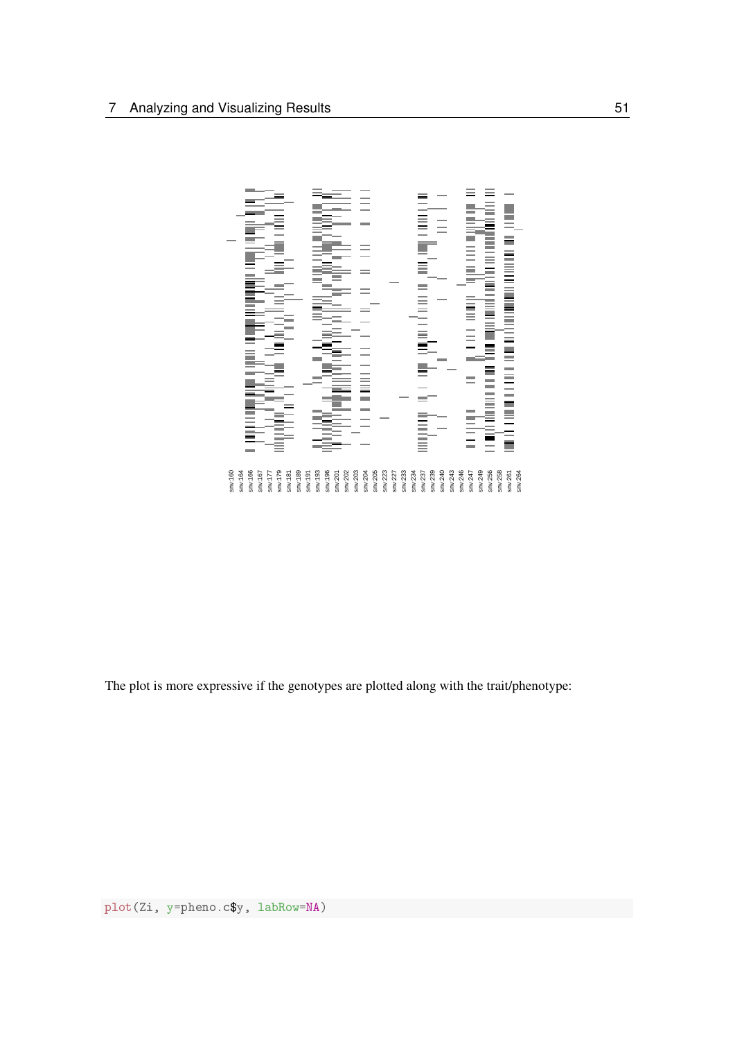snv:160
snv:164
snv:166
snv:167
snv:177
snv:179
snv:181
snv:189
snv:191
snv:193
snv:196
snv:201
snv:202
snv:203
snv:204
snv:205
snv:223
snv:227
snv:233
snv:234
snv:237
snv:239
snv:240
snv:243
snv:246
snv:247
snv:249
snv:256
snv:258
snv:261
snv:264

The plot is more expressive if the genotypes are plotted along with the trait/phenotype:

```
plot(Zi, y=pheno.c$y, labRow=NA)
```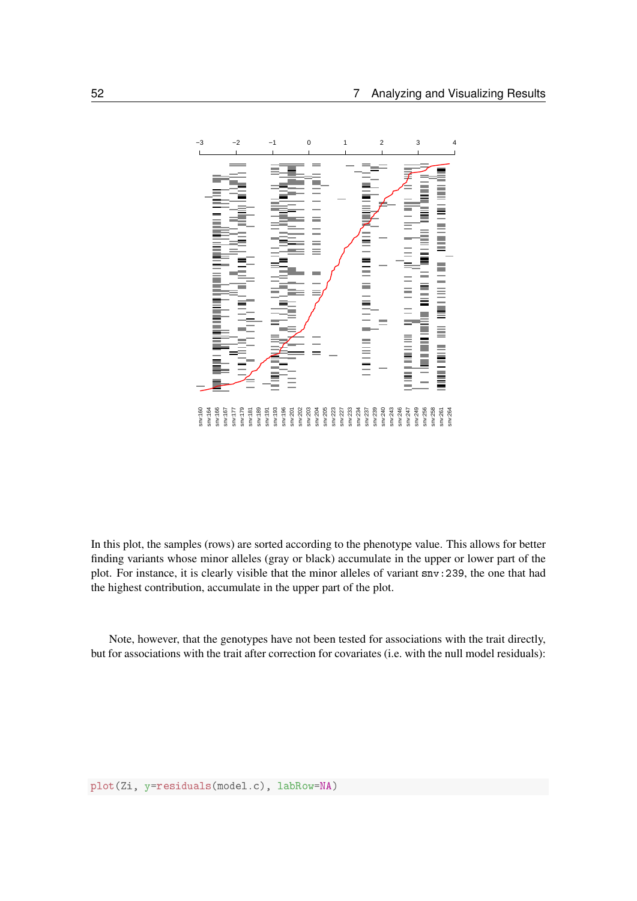−3
−2
−1
0
1
2
3
4

snv:160
snv:164
snv:166
snv:167
snv:177
snv:179
snv:181
snv:189
snv:191
snv:193
snv:196
snv:201
snv:202
snv:203
snv:204
snv:205
snv:223
snv:227
snv:233
snv:234
snv:237
snv:239
snv:240
snv:243
snv:246
snv:247
snv:249
snv:256
snv:258
snv:261
snv:264

In this plot, the samples (rows) are sorted according to the phenotype value. This allows for better finding variants whose minor alleles (gray or black) accumulate in the upper or lower part of the plot. For instance, it is clearly visible that the minor alleles of variant `snv:239`, the one that had the highest contribution, accumulate in the upper part of the plot.

Note, however, that the genotypes have not been tested for associations with the trait directly, but for associations with the trait after correction for covariates (i.e. with the null model residuals):

```
plot(Zi, y=residuals(model.c), labRow=NA)
```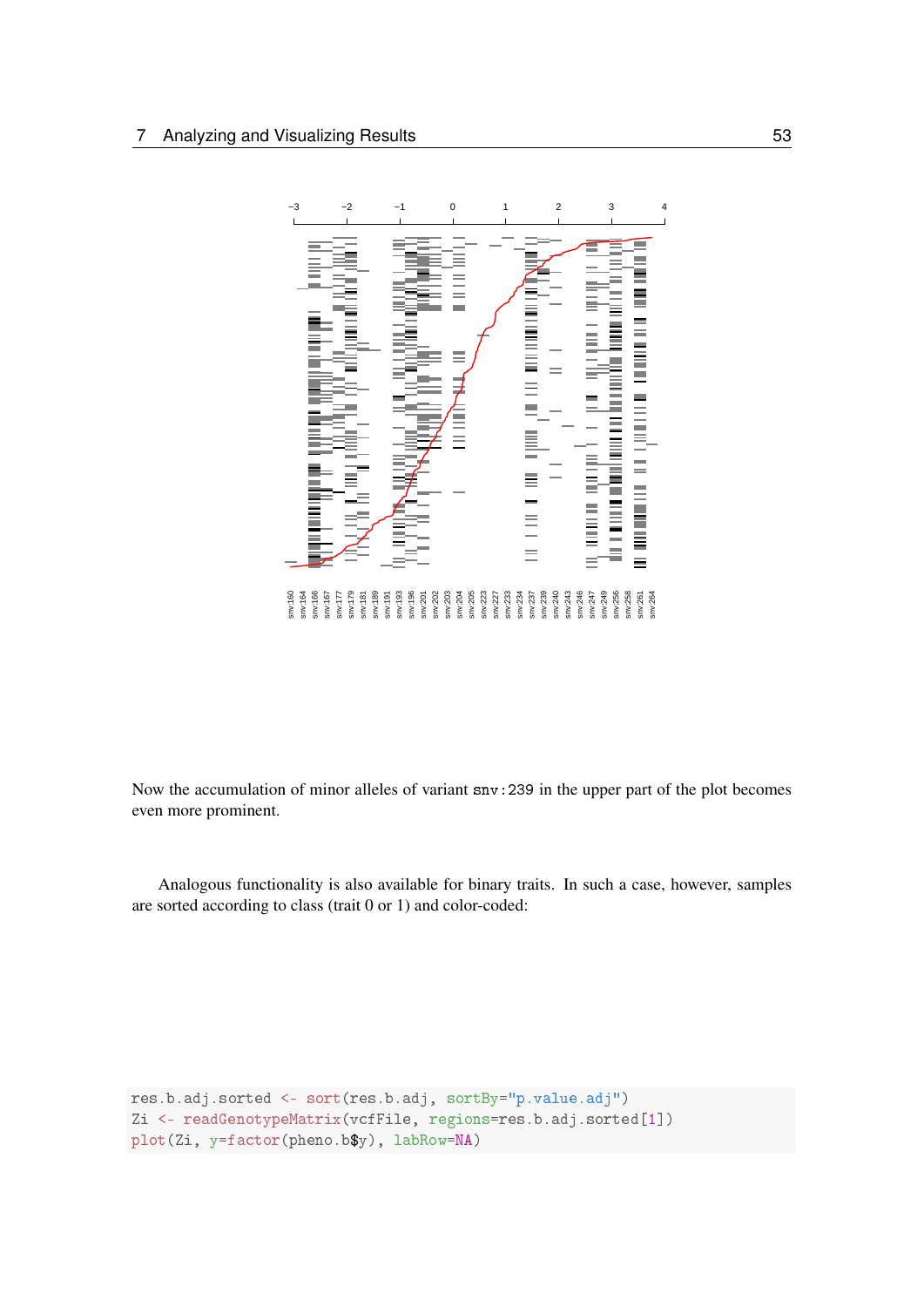−3 −2 −1 0 1 2 3 4

snv:160 snv:164 snv:166 snv:167 snv:177 snv:179 snv:181 snv:189 snv:191 snv:193 snv:196 snv:201 snv:202 snv:203 snv:204 snv:205 snv:223 snv:227 snv:233 snv:234 snv:237 snv:239 snv:240 snv:243 snv:246 snv:247 snv:249 snv:256 snv:258 snv:261 snv:264

Now the accumulation of minor alleles of variant `snv:239` in the upper part of the plot becomes even more prominent.

Analogous functionality is also available for binary traits. In such a case, however, samples are sorted according to class (trait 0 or 1) and color-coded:

```
res.b.adj.sorted <- sort(res.b.adj, sortBy="p.value.adj")
Zi <- readGenotypeMatrix(vcfFile, regions=res.b.adj.sorted[1])
plot(Zi, y=factor(pheno.b$y), labRow=NA)
```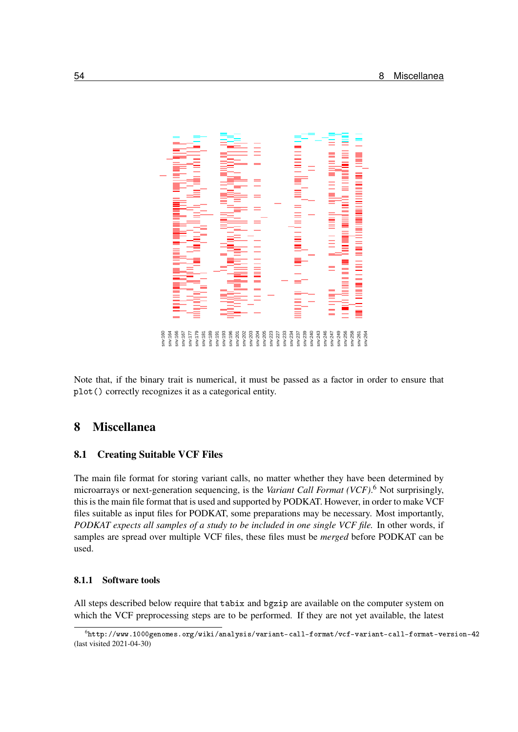snv:160
snv:164
snv:166
snv:167
snv:177
snv:179
snv:181
snv:189
snv:191
snv:193
snv:196
snv:201
snv:202
snv:203
snv:204
snv:205
snv:223
snv:227
snv:233
snv:234
snv:237
snv:239
snv:240
snv:243
snv:246
snv:247
snv:249
snv:256
snv:258
snv:261
snv:264

Note that, if the binary trait is numerical, it must be passed as a factor in order to ensure that `plot()` correctly recognizes it as a categorical entity.

# 8 Miscellanea

## 8.1 Creating Suitable VCF Files

The main file format for storing variant calls, no matter whether they have been determined by microarrays or next-generation sequencing, is the *Variant Call Format (VCF)*.[6] Not surprisingly, this is the main file format that is used and supported by PODKAT. However, in order to make VCF files suitable as input files for PODKAT, some preparations may be necessary. Most importantly, *PODKAT expects all samples of a study to be included in one single VCF file.* In other words, if samples are spread over multiple VCF files, these files must be *merged* before PODKAT can be used.

### 8.1.1 Software tools

All steps described below require that `tabix` and `bgzip` are available on the computer system on which the VCF preprocessing steps are to be performed. If they are not yet available, the latest

[6] `http://www.1000genomes.org/wiki/analysis/variant-call-format/vcf-variant-call-format-version-42` (last visited 2021-04-30)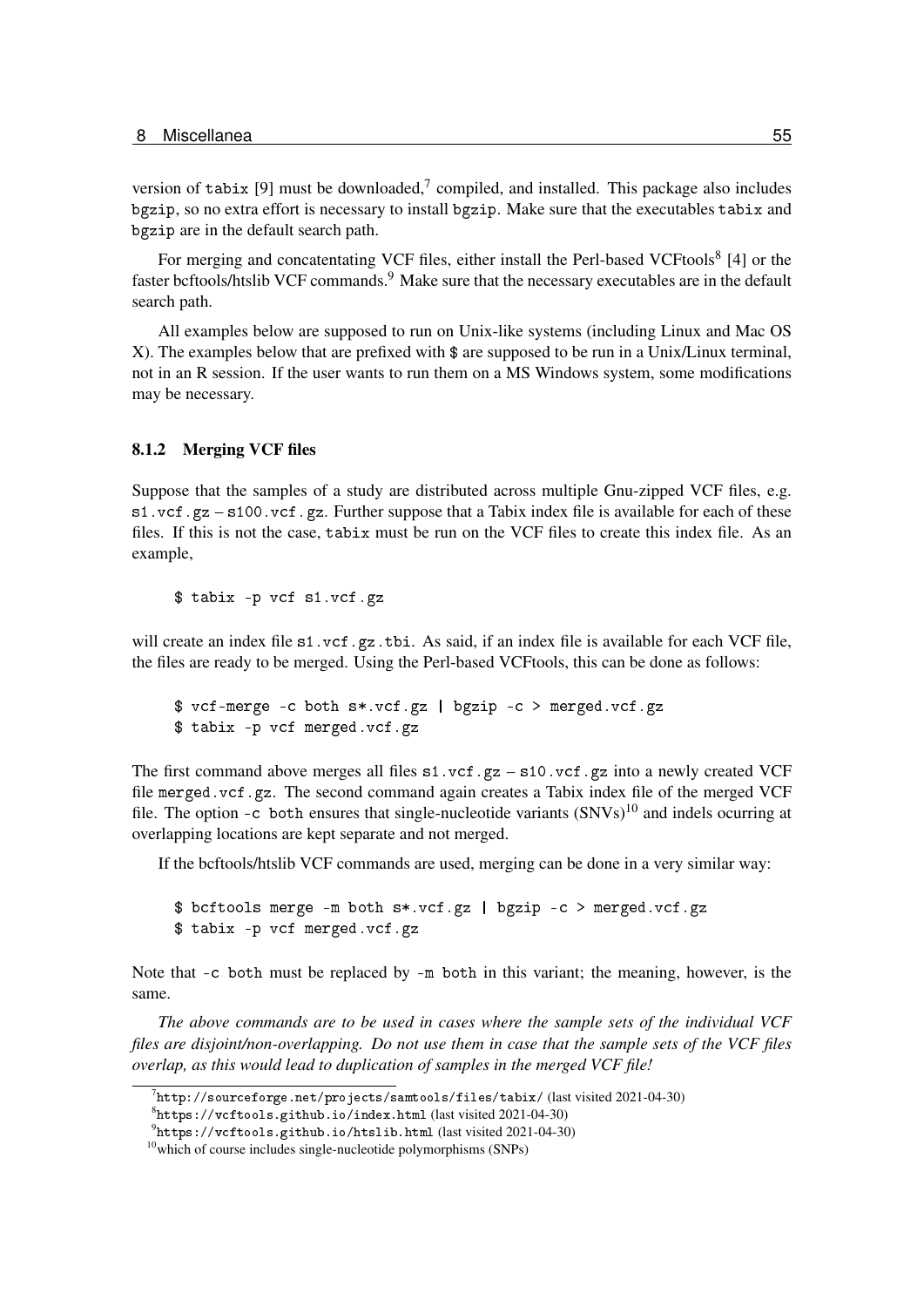version of `tabix` [9] must be downloaded,[7] compiled, and installed. This package also includes `bgzip`, so no extra effort is necessary to install `bgzip`. Make sure that the executables `tabix` and `bgzip` are in the default search path.

For merging and concatentating VCF files, either install the Perl-based VCFtools[8] [4] or the faster bcftools/htslib VCF commands.[9] Make sure that the necessary executables are in the default search path.

All examples below are supposed to run on Unix-like systems (including Linux and Mac OS X). The examples below that are prefixed with `$` are supposed to be run in a Unix/Linux terminal, not in an R session. If the user wants to run them on a MS Windows system, some modifications may be necessary.

### 8.1.2 Merging VCF files

Suppose that the samples of a study are distributed across multiple Gnu-zipped VCF files, e.g. `s1.vcf.gz` – `s100.vcf.gz`. Further suppose that a Tabix index file is available for each of these files. If this is not the case, `tabix` must be run on the VCF files to create this index file. As an example,

```
$ tabix -p vcf s1.vcf.gz
```

will create an index file `s1.vcf.gz.tbi`. As said, if an index file is available for each VCF file, the files are ready to be merged. Using the Perl-based VCFtools, this can be done as follows:

```
$ vcf-merge -c both s*.vcf.gz | bgzip -c > merged.vcf.gz
$ tabix -p vcf merged.vcf.gz
```

The first command above merges all files `s1.vcf.gz` – `s10.vcf.gz` into a newly created VCF file `merged.vcf.gz`. The second command again creates a Tabix index file of the merged VCF file. The option `-c both` ensures that single-nucleotide variants (SNVs)[10] and indels ocurring at overlapping locations are kept separate and not merged.

If the bcftools/htslib VCF commands are used, merging can be done in a very similar way:

```
$ bcftools merge -m both s*.vcf.gz | bgzip -c > merged.vcf.gz
$ tabix -p vcf merged.vcf.gz
```

Note that `-c both` must be replaced by `-m both` in this variant; the meaning, however, is the same.

*The above commands are to be used in cases where the sample sets of the individual VCF files are disjoint/non-overlapping. Do not use them in case that the sample sets of the VCF files overlap, as this would lead to duplication of samples in the merged VCF file!*

---

[7] `http://sourceforge.net/projects/samtools/files/tabix/` (last visited 2021-04-30)

[8] `https://vcftools.github.io/index.html` (last visited 2021-04-30)

[9] `https://vcftools.github.io/htslib.html` (last visited 2021-04-30)

[10] which of course includes single-nucleotide polymorphisms (SNPs)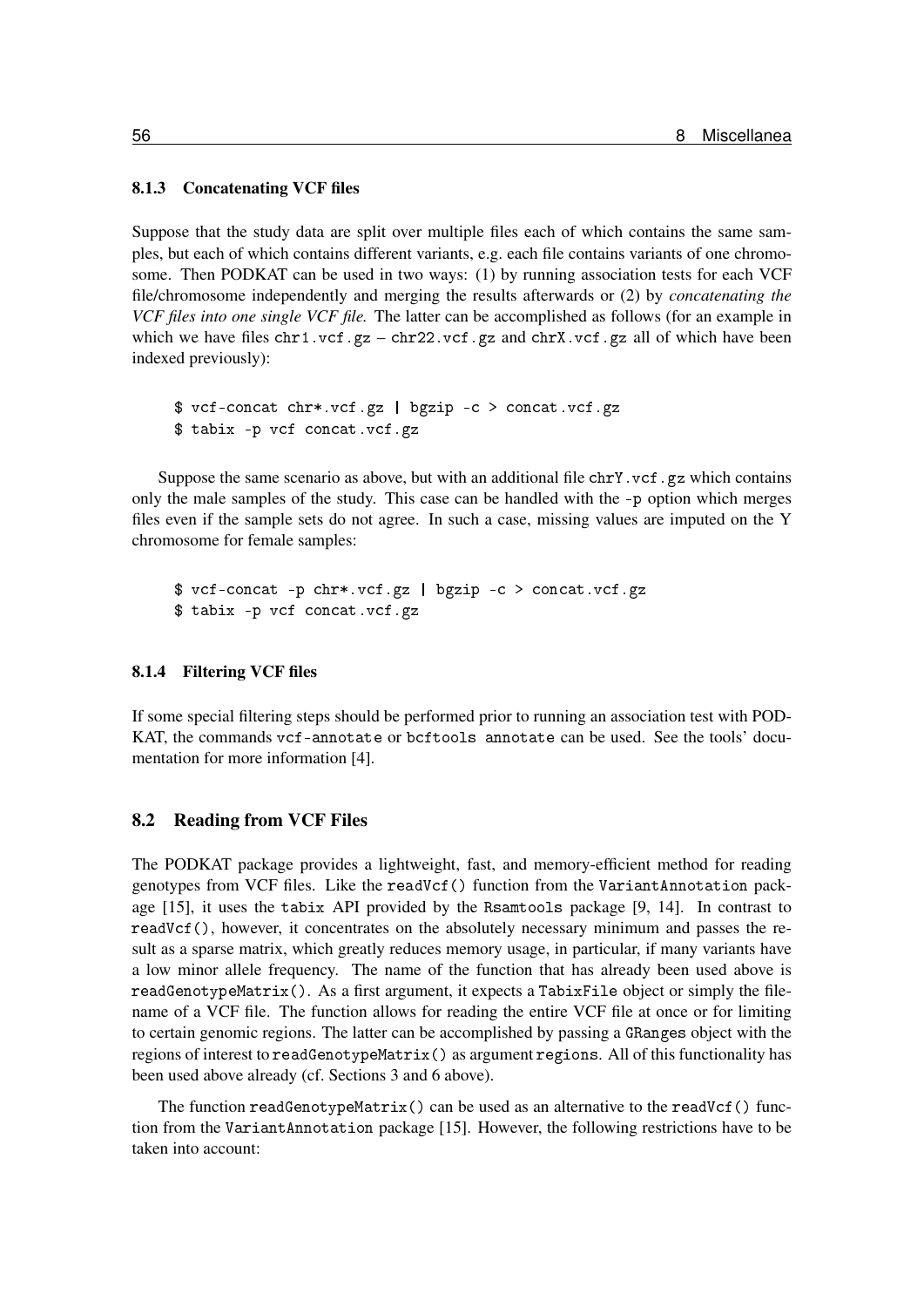### 8.1.3 Concatenating VCF files

Suppose that the study data are split over multiple files each of which contains the same samples, but each of which contains different variants, e.g. each file contains variants of one chromosome. Then PODKAT can be used in two ways: (1) by running association tests for each VCF file/chromosome independently and merging the results afterwards or (2) by *concatenating the VCF files into one single VCF file.* The latter can be accomplished as follows (for an example in which we have files `chr1.vcf.gz` – `chr22.vcf.gz` and `chrX.vcf.gz` all of which have been indexed previously):

```
$ vcf-concat chr*.vcf.gz | bgzip -c > concat.vcf.gz
$ tabix -p vcf concat.vcf.gz
```

Suppose the same scenario as above, but with an additional file `chrY.vcf.gz` which contains only the male samples of the study. This case can be handled with the `-p` option which merges files even if the sample sets do not agree. In such a case, missing values are imputed on the Y chromosome for female samples:

```
$ vcf-concat -p chr*.vcf.gz | bgzip -c > concat.vcf.gz
$ tabix -p vcf concat.vcf.gz
```

### 8.1.4 Filtering VCF files

If some special filtering steps should be performed prior to running an association test with PODKAT, the commands `vcf-annotate` or `bcftools annotate` can be used. See the tools' documentation for more information [4].

## 8.2 Reading from VCF Files

The PODKAT package provides a lightweight, fast, and memory-efficient method for reading genotypes from VCF files. Like the `readVcf()` function from the `VariantAnnotation` package [15], it uses the `tabix` API provided by the `Rsamtools` package [9, 14]. In contrast to `readVcf()`, however, it concentrates on the absolutely necessary minimum and passes the result as a sparse matrix, which greatly reduces memory usage, in particular, if many variants have a low minor allele frequency. The name of the function that has already been used above is `readGenotypeMatrix()`. As a first argument, it expects a `TabixFile` object or simply the filename of a VCF file. The function allows for reading the entire VCF file at once or for limiting to certain genomic regions. The latter can be accomplished by passing a `GRanges` object with the regions of interest to `readGenotypeMatrix()` as argument `regions`. All of this functionality has been used above already (cf. Sections 3 and 6 above).

The function `readGenotypeMatrix()` can be used as an alternative to the `readVcf()` function from the `VariantAnnotation` package [15]. However, the following restrictions have to be taken into account: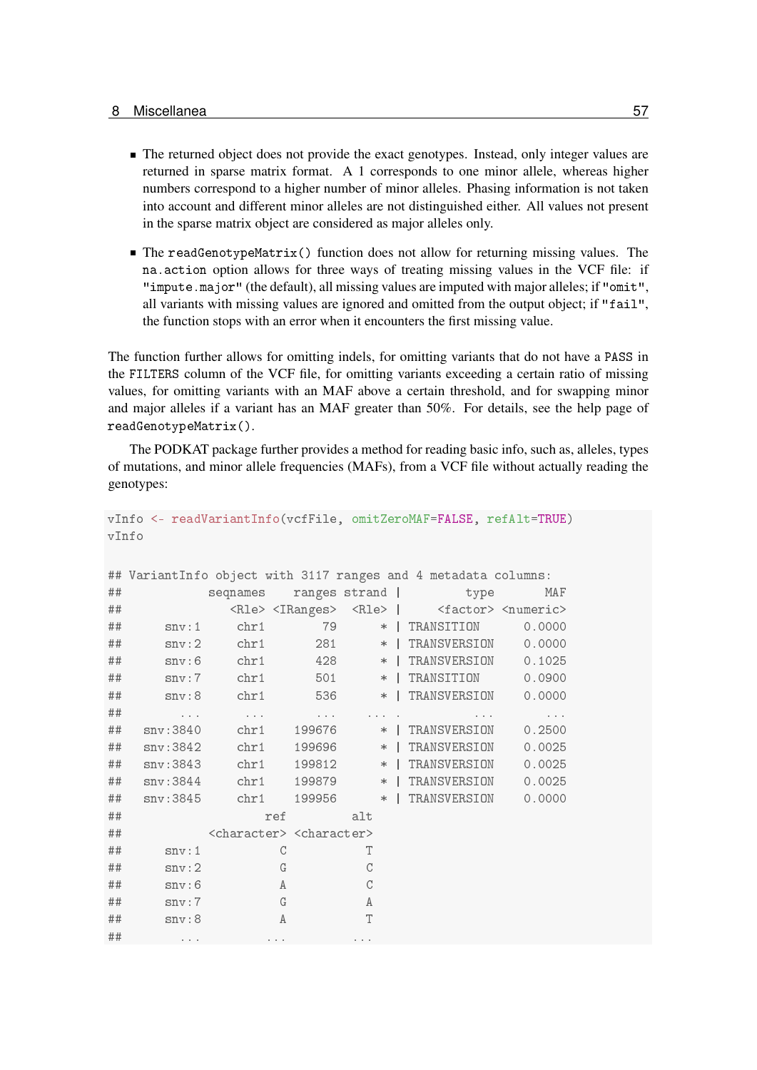- The returned object does not provide the exact genotypes. Instead, only integer values are returned in sparse matrix format. A 1 corresponds to one minor allele, whereas higher numbers correspond to a higher number of minor alleles. Phasing information is not taken into account and different minor alleles are not distinguished either. All values not present in the sparse matrix object are considered as major alleles only.
- The `readGenotypeMatrix()` function does not allow for returning missing values. The `na.action` option allows for three ways of treating missing values in the VCF file: if `"impute.major"` (the default), all missing values are imputed with major alleles; if `"omit"`, all variants with missing values are ignored and omitted from the output object; if `"fail"`, the function stops with an error when it encounters the first missing value.

The function further allows for omitting indels, for omitting variants that do not have a `PASS` in the `FILTERS` column of the VCF file, for omitting variants exceeding a certain ratio of missing values, for omitting variants with an MAF above a certain threshold, and for swapping minor and major alleles if a variant has an MAF greater than 50%. For details, see the help page of `readGenotypeMatrix()`.

The PODKAT package further provides a method for reading basic info, such as, alleles, types of mutations, and minor allele frequencies (MAFs), from a VCF file without actually reading the genotypes:

```
vInfo <- readVariantInfo(vcfFile, omitZeroMAF=FALSE, refAlt=TRUE)
vInfo

## VariantInfo object with 3117 ranges and 4 metadata columns:
##            seqnames    ranges strand |         type       MAF
##               <Rle> <IRanges>  <Rle> |     <factor> <numeric>
##      snv:1     chr1        79      * | TRANSITION      0.0000
##      snv:2     chr1       281      * | TRANSVERSION    0.0000
##      snv:6     chr1       428      * | TRANSVERSION    0.1025
##      snv:7     chr1       501      * | TRANSITION      0.0900
##      snv:8     chr1       536      * | TRANSVERSION    0.0000
##        ...      ...       ...    ... .          ...       ...
##   snv:3840     chr1    199676      * | TRANSVERSION    0.2500
##   snv:3842     chr1    199696      * | TRANSVERSION    0.0025
##   snv:3843     chr1    199812      * | TRANSVERSION    0.0025
##   snv:3844     chr1    199879      * | TRANSVERSION    0.0025
##   snv:3845     chr1    199956      * | TRANSVERSION    0.0000
##                    ref         alt
##            <character> <character>
##      snv:1           C           T
##      snv:2           G           C
##      snv:6           A           C
##      snv:7           G           A
##      snv:8           A           T
##        ...         ...         ...
```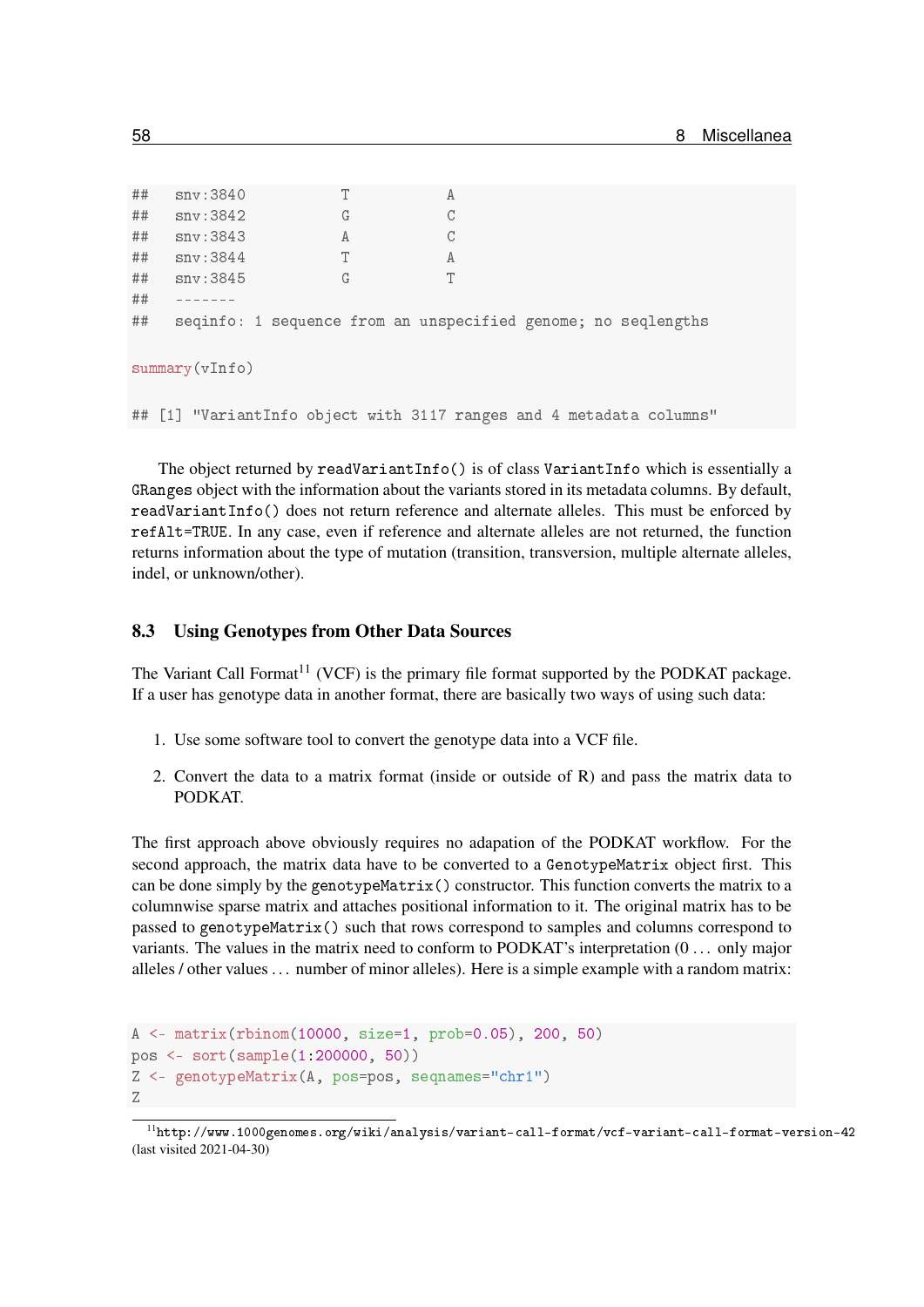```
##   snv:3840          T           A
##   snv:3842          G           C
##   snv:3843          A           C
##   snv:3844          T           A
##   snv:3845          G           T
##   -------
##   seqinfo: 1 sequence from an unspecified genome; no seqlengths
```

```
summary(vInfo)

## [1] "VariantInfo object with 3117 ranges and 4 metadata columns"
```

The object returned by `readVariantInfo()` is of class `VariantInfo` which is essentially a `GRanges` object with the information about the variants stored in its metadata columns. By default, `readVariantInfo()` does not return reference and alternate alleles. This must be enforced by `refAlt=TRUE`. In any case, even if reference and alternate alleles are not returned, the function returns information about the type of mutation (transition, transversion, multiple alternate alleles, indel, or unknown/other).

### 8.3 Using Genotypes from Other Data Sources

The Variant Call Format[11] (VCF) is the primary file format supported by the PODKAT package. If a user has genotype data in another format, there are basically two ways of using such data:

1. Use some software tool to convert the genotype data into a VCF file.
2. Convert the data to a matrix format (inside or outside of R) and pass the matrix data to PODKAT.

The first approach above obviously requires no adapation of the PODKAT workflow. For the second approach, the matrix data have to be converted to a `GenotypeMatrix` object first. This can be done simply by the `genotypeMatrix()` constructor. This function converts the matrix to a columnwise sparse matrix and attaches positional information to it. The original matrix has to be passed to `genotypeMatrix()` such that rows correspond to samples and columns correspond to variants. The values in the matrix need to conform to PODKAT's interpretation (0 ... only major alleles / other values ... number of minor alleles). Here is a simple example with a random matrix:

```
A <- matrix(rbinom(10000, size=1, prob=0.05), 200, 50)
pos <- sort(sample(1:200000, 50))
Z <- genotypeMatrix(A, pos=pos, seqnames="chr1")
Z
```

[11] `http://www.1000genomes.org/wiki/analysis/variant-call-format/vcf-variant-call-format-version-42` (last visited 2021-04-30)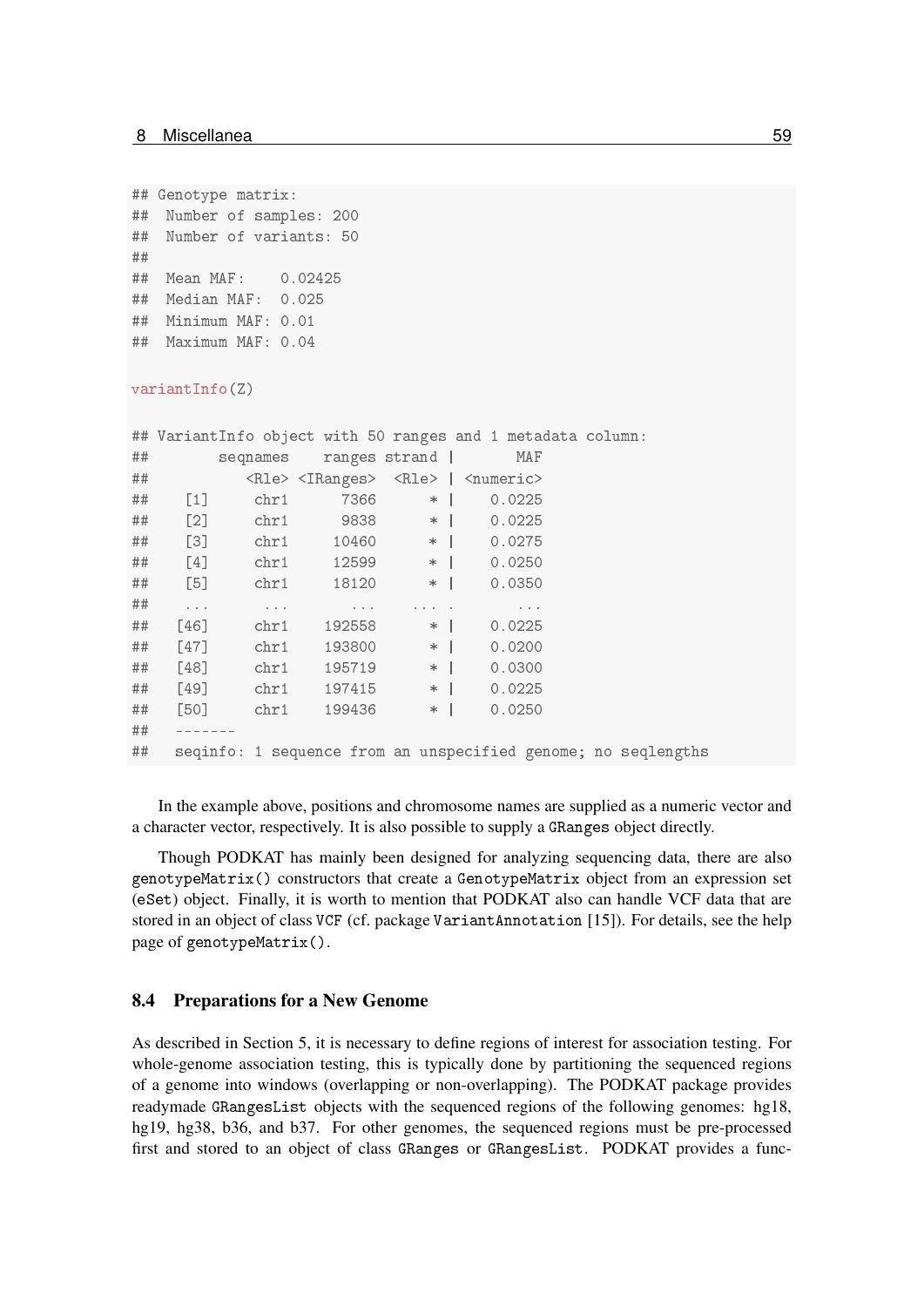```
## Genotype matrix:
##  Number of samples: 200
##  Number of variants: 50
##
##  Mean MAF:    0.02425
##  Median MAF:  0.025
##  Minimum MAF: 0.01
##  Maximum MAF: 0.04
```

```
variantInfo(Z)
```

```
## VariantInfo object with 50 ranges and 1 metadata column:
##        seqnames    ranges strand |       MAF
##           <Rle> <IRanges>  <Rle> | <numeric>
##    [1]     chr1      7366      * |    0.0225
##    [2]     chr1      9838      * |    0.0225
##    [3]     chr1     10460      * |    0.0275
##    [4]     chr1     12599      * |    0.0250
##    [5]     chr1     18120      * |    0.0350
##    ...      ...       ...    ... .       ...
##   [46]     chr1    192558      * |    0.0225
##   [47]     chr1    193800      * |    0.0200
##   [48]     chr1    195719      * |    0.0300
##   [49]     chr1    197415      * |    0.0225
##   [50]     chr1    199436      * |    0.0250
##   -------
##   seqinfo: 1 sequence from an unspecified genome; no seqlengths
```

In the example above, positions and chromosome names are supplied as a numeric vector and a character vector, respectively. It is also possible to supply a `GRanges` object directly.

Though PODKAT has mainly been designed for analyzing sequencing data, there are also `genotypeMatrix()` constructors that create a `GenotypeMatrix` object from an expression set (`eSet`) object. Finally, it is worth to mention that PODKAT also can handle VCF data that are stored in an object of class `VCF` (cf. package `VariantAnnotation` [15]). For details, see the help page of `genotypeMatrix()`.

### 8.4 Preparations for a New Genome

As described in Section 5, it is necessary to define regions of interest for association testing. For whole-genome association testing, this is typically done by partitioning the sequenced regions of a genome into windows (overlapping or non-overlapping). The PODKAT package provides readymade `GRangesList` objects with the sequenced regions of the following genomes: hg18, hg19, hg38, b36, and b37. For other genomes, the sequenced regions must be pre-processed first and stored to an object of class `GRanges` or `GRangesList`. PODKAT provides a func-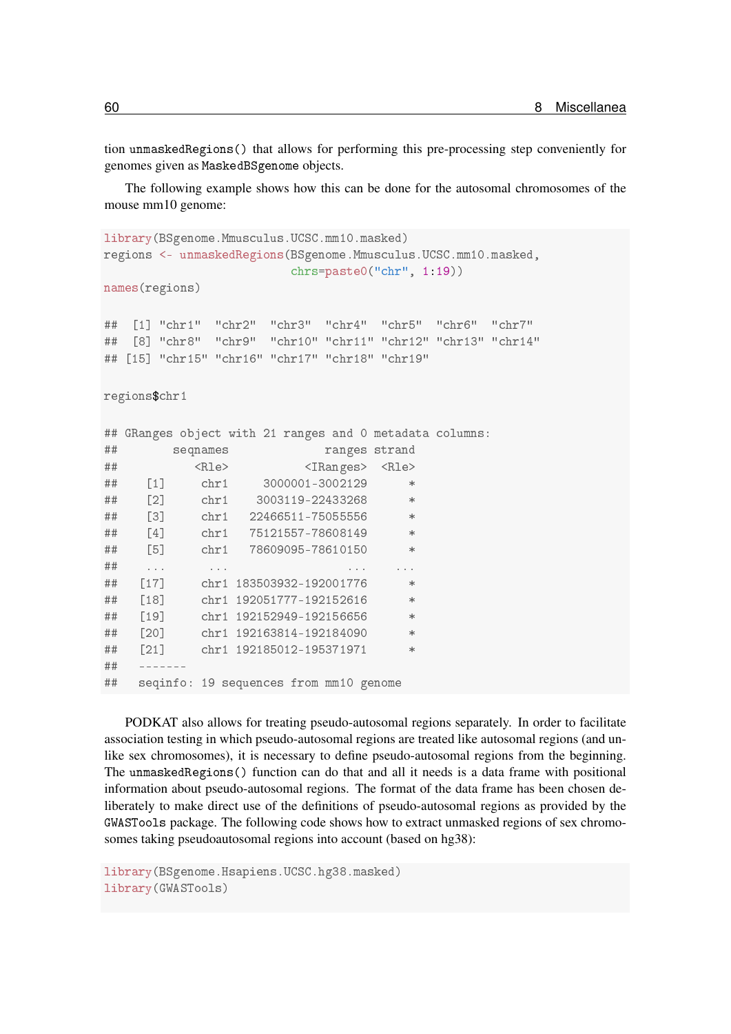tion `unmaskedRegions()` that allows for performing this pre-processing step conveniently for genomes given as `MaskedBSgenome` objects.

The following example shows how this can be done for the autosomal chromosomes of the mouse mm10 genome:

```
library(BSgenome.Mmusculus.UCSC.mm10.masked)
regions <- unmaskedRegions(BSgenome.Mmusculus.UCSC.mm10.masked,
                           chrs=paste0("chr", 1:19))
names(regions)

##  [1] "chr1"  "chr2"  "chr3"  "chr4"  "chr5"  "chr6"  "chr7"
##  [8] "chr8"  "chr9"  "chr10" "chr11" "chr12" "chr13" "chr14"
## [15] "chr15" "chr16" "chr17" "chr18" "chr19"

regions$chr1

## GRanges object with 21 ranges and 0 metadata columns:
##        seqnames              ranges strand
##           <Rle>           <IRanges>  <Rle>
##    [1]     chr1     3000001-3002129      *
##    [2]     chr1    3003119-22433268      *
##    [3]     chr1   22466511-75055556      *
##    [4]     chr1   75121557-78608149      *
##    [5]     chr1   78609095-78610150      *
##    ...      ...                 ...    ...
##   [17]     chr1 183503932-192001776      *
##   [18]     chr1 192051777-192152616      *
##   [19]     chr1 192152949-192156656      *
##   [20]     chr1 192163814-192184090      *
##   [21]     chr1 192185012-195371971      *
##   -------
##   seqinfo: 19 sequences from mm10 genome
```

PODKAT also allows for treating pseudo-autosomal regions separately. In order to facilitate association testing in which pseudo-autosomal regions are treated like autosomal regions (and unlike sex chromosomes), it is necessary to define pseudo-autosomal regions from the beginning. The `unmaskedRegions()` function can do that and all it needs is a data frame with positional information about pseudo-autosomal regions. The format of the data frame has been chosen deliberately to make direct use of the definitions of pseudo-autosomal regions as provided by the `GWASTools` package. The following code shows how to extract unmasked regions of sex chromosomes taking pseudoautosomal regions into account (based on hg38):

```
library(BSgenome.Hsapiens.UCSC.hg38.masked)
library(GWASTools)
```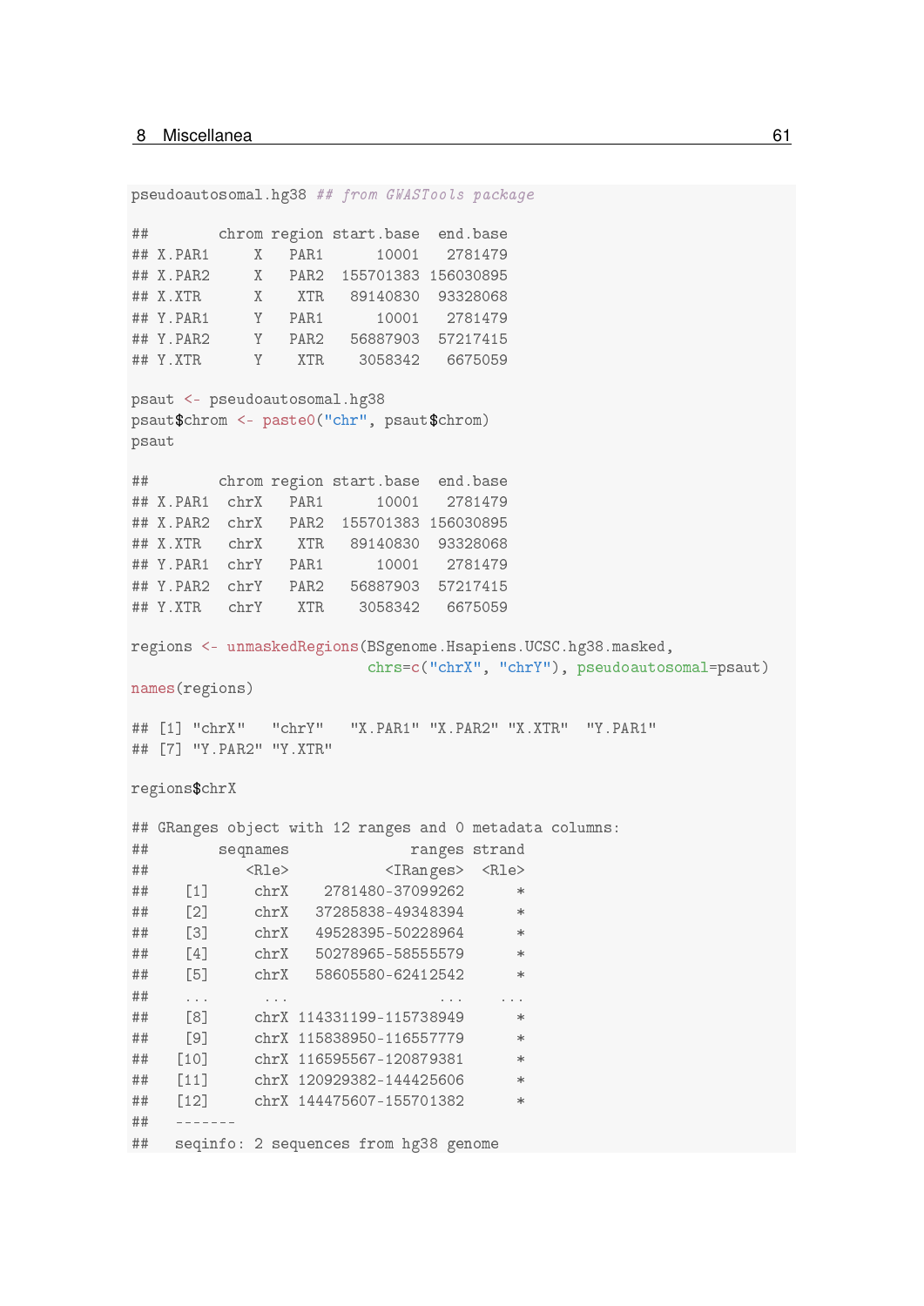```
pseudoautosomal.hg38 ## from GWASTools package

##        chrom region start.base  end.base
## X.PAR1     X   PAR1      10001   2781479
## X.PAR2     X   PAR2  155701383 156030895
## X.XTR      X    XTR   89140830  93328068
## Y.PAR1     Y   PAR1      10001   2781479
## Y.PAR2     Y   PAR2   56887903  57217415
## Y.XTR      Y    XTR    3058342   6675059

psaut <- pseudoautosomal.hg38
psaut$chrom <- paste0("chr", psaut$chrom)
psaut

##        chrom region start.base  end.base
## X.PAR1  chrX   PAR1      10001   2781479
## X.PAR2  chrX   PAR2  155701383 156030895
## X.XTR   chrX    XTR   89140830  93328068
## Y.PAR1  chrY   PAR1      10001   2781479
## Y.PAR2  chrY   PAR2   56887903  57217415
## Y.XTR   chrY    XTR    3058342   6675059

regions <- unmaskedRegions(BSgenome.Hsapiens.UCSC.hg38.masked,
                           chrs=c("chrX", "chrY"), pseudoautosomal=psaut)
names(regions)

## [1] "chrX"   "chrY"   "X.PAR1" "X.PAR2" "X.XTR"  "Y.PAR1"
## [7] "Y.PAR2" "Y.XTR"

regions$chrX

## GRanges object with 12 ranges and 0 metadata columns:
##        seqnames              ranges strand
##           <Rle>           <IRanges>  <Rle>
##    [1]     chrX    2781480-37099262      *
##    [2]     chrX   37285838-49348394      *
##    [3]     chrX   49528395-50228964      *
##    [4]     chrX   50278965-58555579      *
##    [5]     chrX   58605580-62412542      *
##    ...      ...                 ...    ...
##    [8]     chrX 114331199-115738949      *
##    [9]     chrX 115838950-116557779      *
##   [10]     chrX 116595567-120879381      *
##   [11]     chrX 120929382-144425606      *
##   [12]     chrX 144475607-155701382      *
##   -------
##   seqinfo: 2 sequences from hg38 genome
```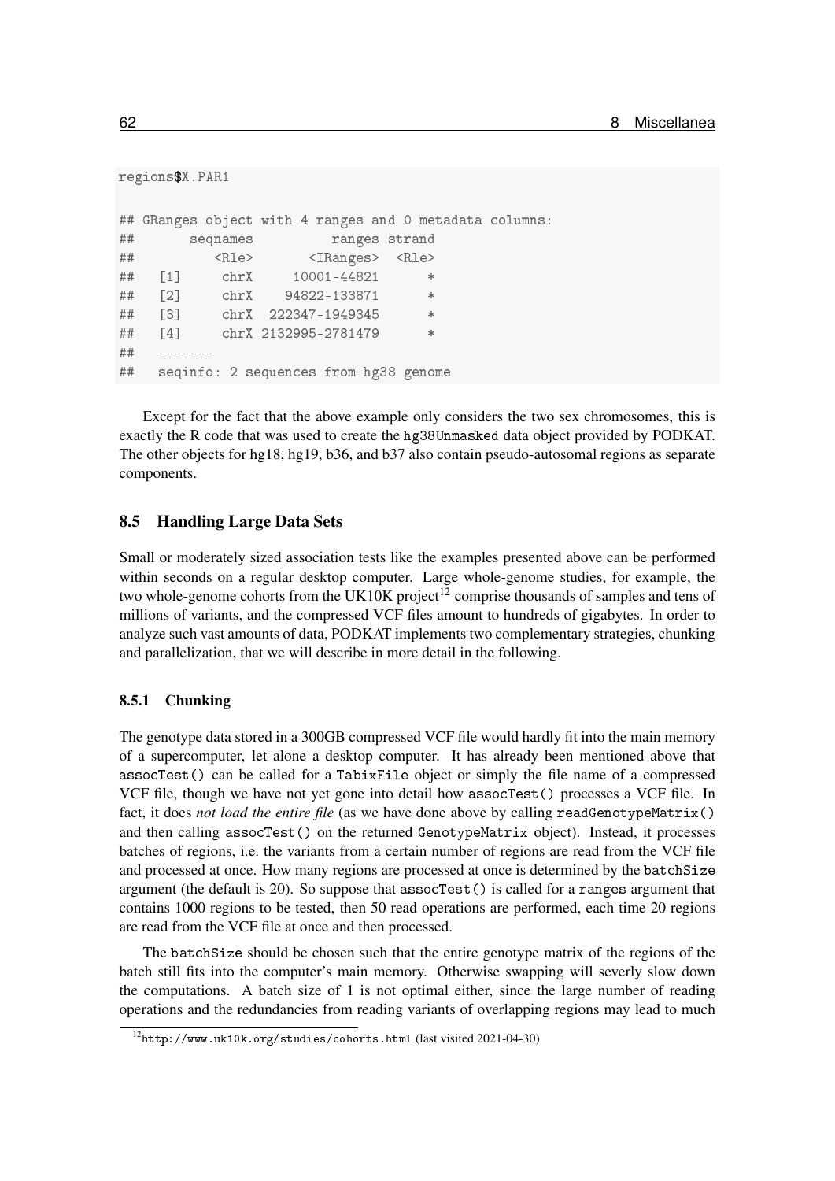```
regions$X.PAR1

## GRanges object with 4 ranges and 0 metadata columns:
##       seqnames          ranges strand
##          <Rle>       <IRanges>  <Rle>
##   [1]     chrX     10001-44821      *
##   [2]     chrX    94822-133871      *
##   [3]     chrX  222347-1949345      *
##   [4]     chrX 2132995-2781479      *
##   -------
##   seqinfo: 2 sequences from hg38 genome
```

Except for the fact that the above example only considers the two sex chromosomes, this is exactly the R code that was used to create the `hg38Unmasked` data object provided by PODKAT. The other objects for hg18, hg19, b36, and b37 also contain pseudo-autosomal regions as separate components.

## 8.5 Handling Large Data Sets

Small or moderately sized association tests like the examples presented above can be performed within seconds on a regular desktop computer. Large whole-genome studies, for example, the two whole-genome cohorts from the UK10K project[12] comprise thousands of samples and tens of millions of variants, and the compressed VCF files amount to hundreds of gigabytes. In order to analyze such vast amounts of data, PODKAT implements two complementary strategies, chunking and parallelization, that we will describe in more detail in the following.

### 8.5.1 Chunking

The genotype data stored in a 300GB compressed VCF file would hardly fit into the main memory of a supercomputer, let alone a desktop computer. It has already been mentioned above that `assocTest()` can be called for a `TabixFile` object or simply the file name of a compressed VCF file, though we have not yet gone into detail how `assocTest()` processes a VCF file. In fact, it does *not load the entire file* (as we have done above by calling `readGenotypeMatrix()` and then calling `assocTest()` on the returned `GenotypeMatrix` object). Instead, it processes batches of regions, i.e. the variants from a certain number of regions are read from the VCF file and processed at once. How many regions are processed at once is determined by the `batchSize` argument (the default is 20). So suppose that `assocTest()` is called for a `ranges` argument that contains 1000 regions to be tested, then 50 read operations are performed, each time 20 regions are read from the VCF file at once and then processed.

The `batchSize` should be chosen such that the entire genotype matrix of the regions of the batch still fits into the computer's main memory. Otherwise swapping will severly slow down the computations. A batch size of 1 is not optimal either, since the large number of reading operations and the redundancies from reading variants of overlapping regions may lead to much

[12] http://www.uk10k.org/studies/cohorts.html (last visited 2021-04-30)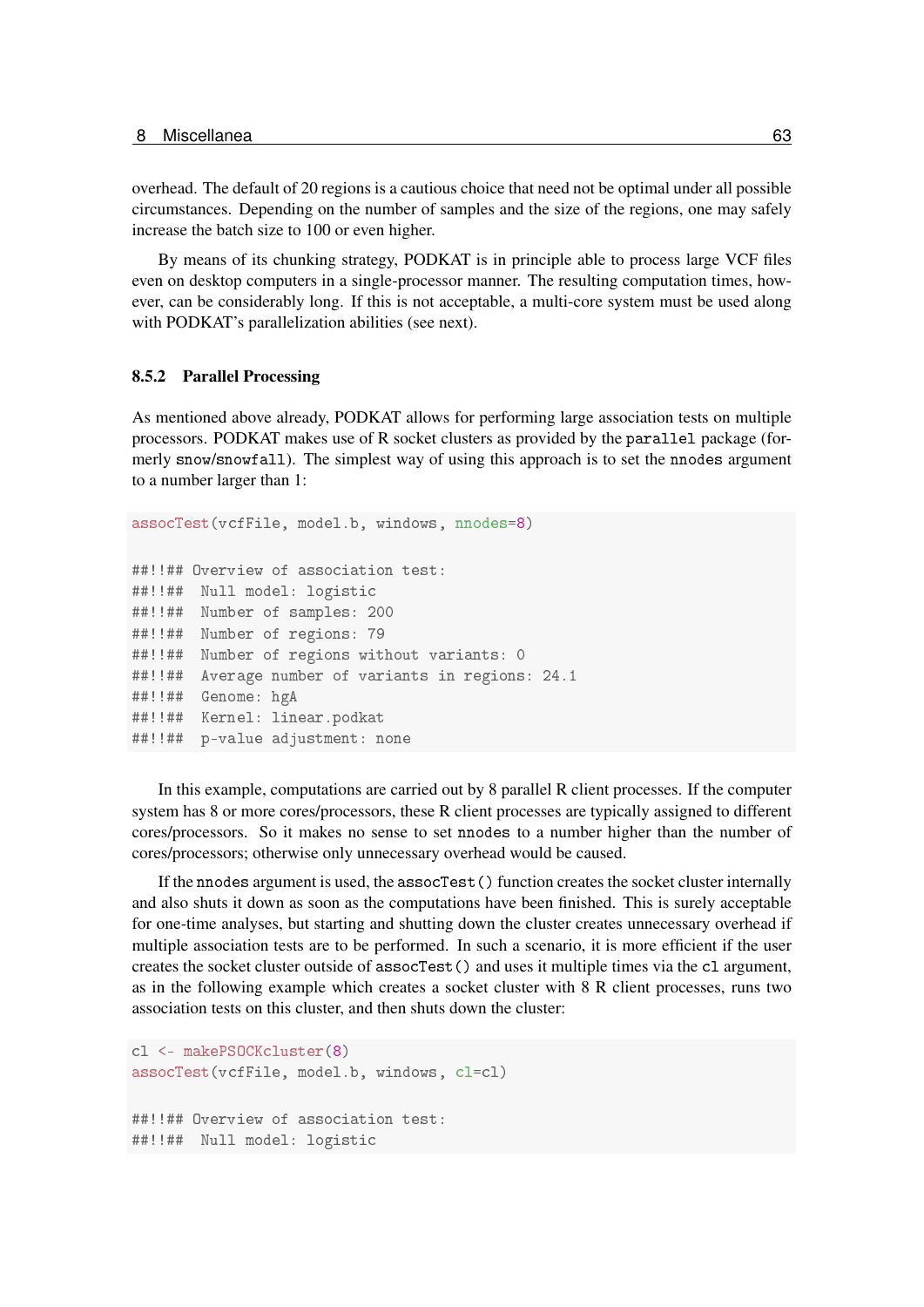overhead. The default of 20 regions is a cautious choice that need not be optimal under all possible circumstances. Depending on the number of samples and the size of the regions, one may safely increase the batch size to 100 or even higher.

By means of its chunking strategy, PODKAT is in principle able to process large VCF files even on desktop computers in a single-processor manner. The resulting computation times, however, can be considerably long. If this is not acceptable, a multi-core system must be used along with PODKAT's parallelization abilities (see next).

### 8.5.2 Parallel Processing

As mentioned above already, PODKAT allows for performing large association tests on multiple processors. PODKAT makes use of R socket clusters as provided by the `parallel` package (formerly `snow`/`snowfall`). The simplest way of using this approach is to set the `nnodes` argument to a number larger than 1:

```
assocTest(vcfFile, model.b, windows, nnodes=8)

##!!## Overview of association test:
##!!##  Null model: logistic
##!!##  Number of samples: 200
##!!##  Number of regions: 79
##!!##  Number of regions without variants: 0
##!!##  Average number of variants in regions: 24.1
##!!##  Genome: hgA
##!!##  Kernel: linear.podkat
##!!##  p-value adjustment: none
```

In this example, computations are carried out by 8 parallel R client processes. If the computer system has 8 or more cores/processors, these R client processes are typically assigned to different cores/processors. So it makes no sense to set `nnodes` to a number higher than the number of cores/processors; otherwise only unnecessary overhead would be caused.

If the `nnodes` argument is used, the `assocTest()` function creates the socket cluster internally and also shuts it down as soon as the computations have been finished. This is surely acceptable for one-time analyses, but starting and shutting down the cluster creates unnecessary overhead if multiple association tests are to be performed. In such a scenario, it is more efficient if the user creates the socket cluster outside of `assocTest()` and uses it multiple times via the `cl` argument, as in the following example which creates a socket cluster with 8 R client processes, runs two association tests on this cluster, and then shuts down the cluster:

```
cl <- makePSOCKcluster(8)
assocTest(vcfFile, model.b, windows, cl=cl)

##!!## Overview of association test:
##!!##  Null model: logistic
```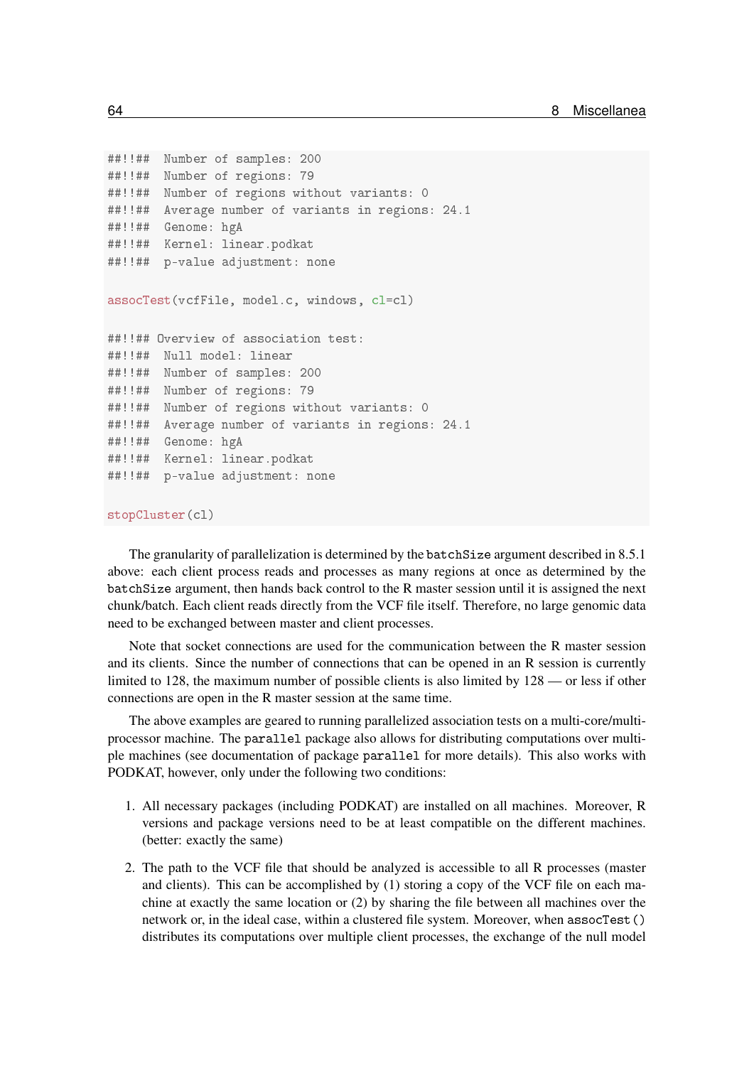```
##!!##  Number of samples: 200
##!!##  Number of regions: 79
##!!##  Number of regions without variants: 0
##!!##  Average number of variants in regions: 24.1
##!!##  Genome: hgA
##!!##  Kernel: linear.podkat
##!!##  p-value adjustment: none

assocTest(vcfFile, model.c, windows, cl=cl)

##!!## Overview of association test:
##!!##  Null model: linear
##!!##  Number of samples: 200
##!!##  Number of regions: 79
##!!##  Number of regions without variants: 0
##!!##  Average number of variants in regions: 24.1
##!!##  Genome: hgA
##!!##  Kernel: linear.podkat
##!!##  p-value adjustment: none

stopCluster(cl)
```

The granularity of parallelization is determined by the `batchSize` argument described in 8.5.1 above: each client process reads and processes as many regions at once as determined by the `batchSize` argument, then hands back control to the R master session until it is assigned the next chunk/batch. Each client reads directly from the VCF file itself. Therefore, no large genomic data need to be exchanged between master and client processes.

Note that socket connections are used for the communication between the R master session and its clients. Since the number of connections that can be opened in an R session is currently limited to 128, the maximum number of possible clients is also limited by 128 — or less if other connections are open in the R master session at the same time.

The above examples are geared to running parallelized association tests on a multi-core/multi-processor machine. The `parallel` package also allows for distributing computations over multiple machines (see documentation of package `parallel` for more details). This also works with PODKAT, however, only under the following two conditions:

1. All necessary packages (including PODKAT) are installed on all machines. Moreover, R versions and package versions need to be at least compatible on the different machines. (better: exactly the same)
2. The path to the VCF file that should be analyzed is accessible to all R processes (master and clients). This can be accomplished by (1) storing a copy of the VCF file on each machine at exactly the same location or (2) by sharing the file between all machines over the network or, in the ideal case, within a clustered file system. Moreover, when `assocTest()` distributes its computations over multiple client processes, the exchange of the null model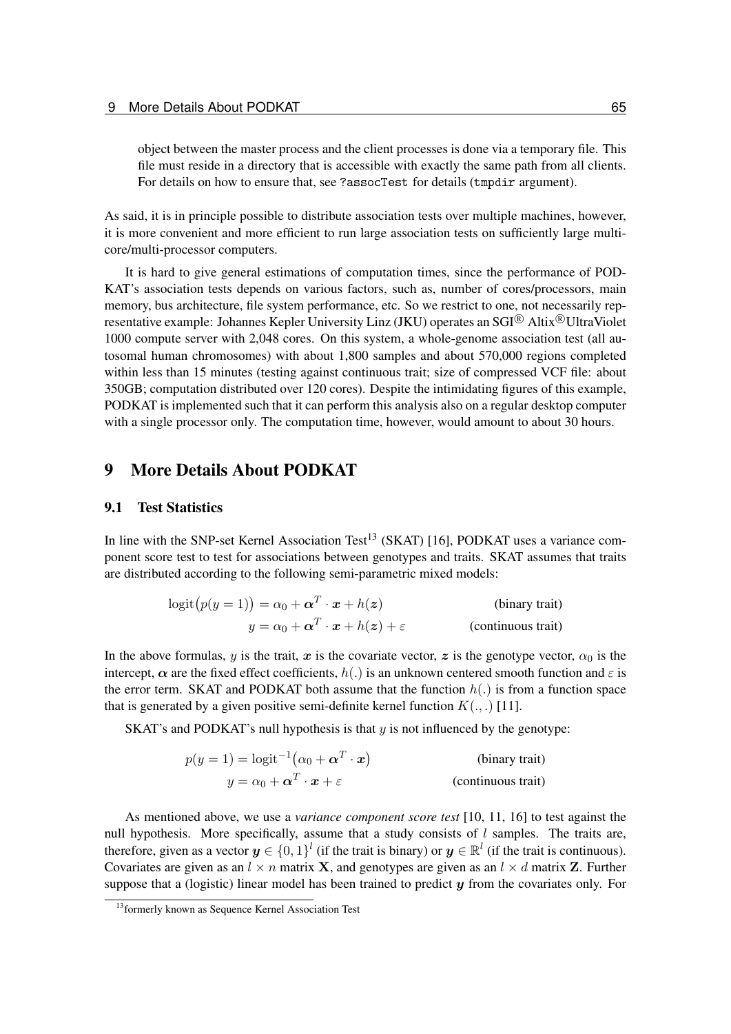object between the master process and the client processes is done via a temporary file. This file must reside in a directory that is accessible with exactly the same path from all clients. For details on how to ensure that, see `?assocTest` for details (`tmpdir` argument).

As said, it is in principle possible to distribute association tests over multiple machines, however, it is more convenient and more efficient to run large association tests on sufficiently large multi-core/multi-processor computers.

It is hard to give general estimations of computation times, since the performance of PODKAT's association tests depends on various factors, such as, number of cores/processors, main memory, bus architecture, file system performance, etc. So we restrict to one, not necessarily representative example: Johannes Kepler University Linz (JKU) operates an SGI® Altix®UltraViolet 1000 compute server with 2,048 cores. On this system, a whole-genome association test (all autosomal human chromosomes) with about 1,800 samples and about 570,000 regions completed within less than 15 minutes (testing against continuous trait; size of compressed VCF file: about 350GB; computation distributed over 120 cores). Despite the intimidating figures of this example, PODKAT is implemented such that it can perform this analysis also on a regular desktop computer with a single processor only. The computation time, however, would amount to about 30 hours.

# 9 More Details About PODKAT

## 9.1 Test Statistics

In line with the SNP-set Kernel Association Test[13] (SKAT) [16], PODKAT uses a variance component score test to test for associations between genotypes and traits. SKAT assumes that traits are distributed according to the following semi-parametric mixed models:

$$\operatorname{logit}\big(p(y=1)\big) = \alpha_0 + \boldsymbol{\alpha}^T \cdot \boldsymbol{x} + h(\boldsymbol{z}) \qquad \text{(binary trait)}$$

$$y = \alpha_0 + \boldsymbol{\alpha}^T \cdot \boldsymbol{x} + h(\boldsymbol{z}) + \varepsilon \qquad \text{(continuous trait)}$$

In the above formulas, $y$ is the trait, $\boldsymbol{x}$ is the covariate vector, $\boldsymbol{z}$ is the genotype vector, $\alpha_0$ is the intercept, $\boldsymbol{\alpha}$ are the fixed effect coefficients, $h(.)$ is an unknown centered smooth function and $\varepsilon$ is the error term. SKAT and PODKAT both assume that the function $h(.)$ is from a function space that is generated by a given positive semi-definite kernel function $K(.,.)$ [11].

SKAT's and PODKAT's null hypothesis is that $y$ is not influenced by the genotype:

$$p(y=1) = \operatorname{logit}^{-1}\big(\alpha_0 + \boldsymbol{\alpha}^T \cdot \boldsymbol{x}\big) \qquad \text{(binary trait)}$$

$$y = \alpha_0 + \boldsymbol{\alpha}^T \cdot \boldsymbol{x} + \varepsilon \qquad \text{(continuous trait)}$$

As mentioned above, we use a *variance component score test* [10, 11, 16] to test against the null hypothesis. More specifically, assume that a study consists of $l$ samples. The traits are, therefore, given as a vector $\boldsymbol{y} \in \{0,1\}^l$ (if the trait is binary) or $\boldsymbol{y} \in \mathbb{R}^l$ (if the trait is continuous). Covariates are given as an $l \times n$ matrix $\mathbf{X}$, and genotypes are given as an $l \times d$ matrix $\mathbf{Z}$. Further suppose that a (logistic) linear model has been trained to predict $\boldsymbol{y}$ from the covariates only. For

[13] formerly known as Sequence Kernel Association Test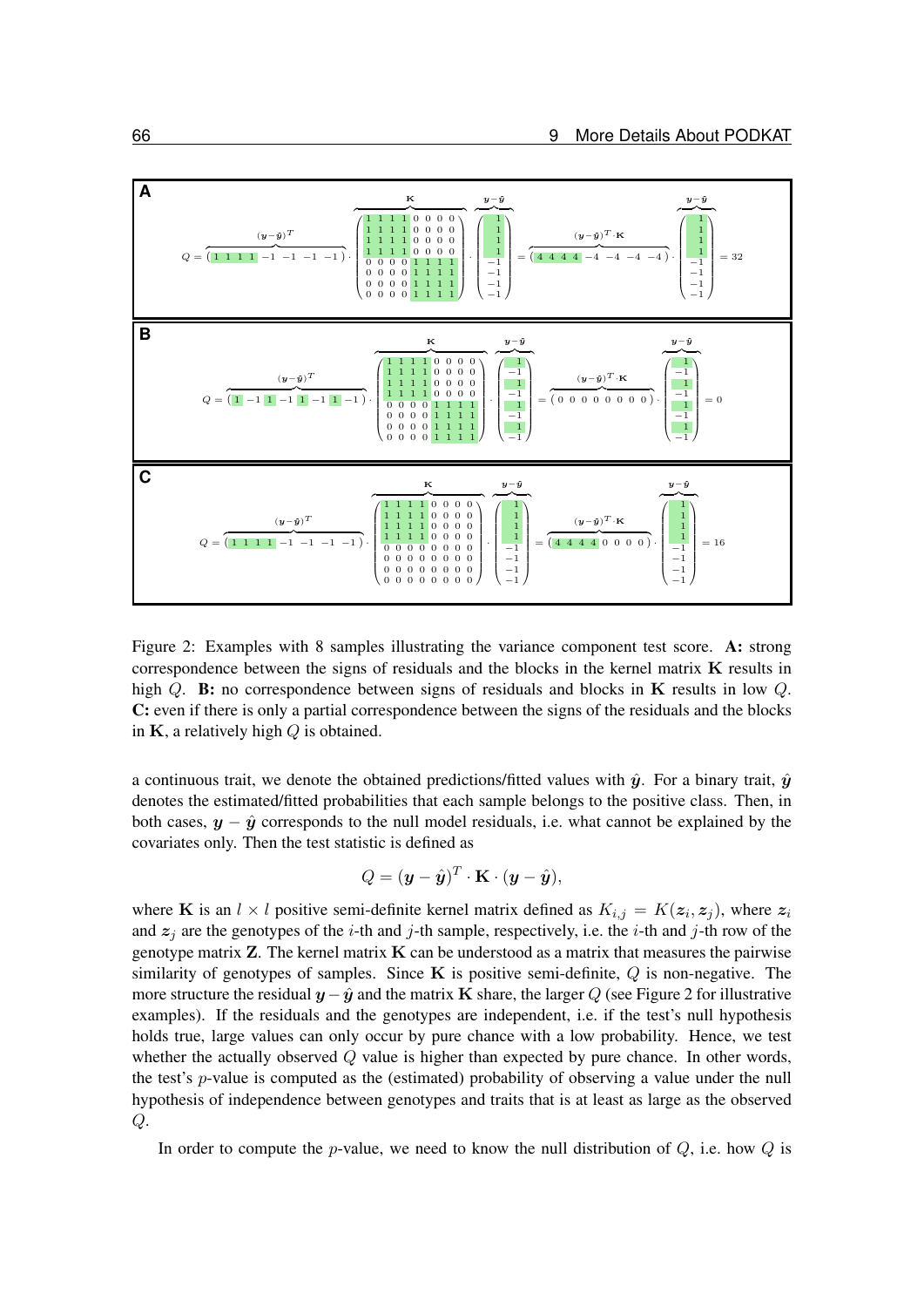**A**

$$Q = \overbrace{\begin{pmatrix} 1 & 1 & 1 & 1 & -1 & -1 & -1 & -1 \end{pmatrix}}^{(\boldsymbol{y}-\hat{\boldsymbol{y}})^T} \cdot \overbrace{\begin{pmatrix} 1 & 1 & 1 & 1 & 0 & 0 & 0 & 0 \\ 1 & 1 & 1 & 1 & 0 & 0 & 0 & 0 \\ 1 & 1 & 1 & 1 & 0 & 0 & 0 & 0 \\ 1 & 1 & 1 & 1 & 0 & 0 & 0 & 0 \\ 0 & 0 & 0 & 0 & 1 & 1 & 1 & 1 \\ 0 & 0 & 0 & 0 & 1 & 1 & 1 & 1 \\ 0 & 0 & 0 & 0 & 1 & 1 & 1 & 1 \\ 0 & 0 & 0 & 0 & 1 & 1 & 1 & 1 \end{pmatrix}}^{\mathbf{K}} \cdot \overbrace{\begin{pmatrix} 1 \\ 1 \\ 1 \\ 1 \\ -1 \\ -1 \\ -1 \\ -1 \end{pmatrix}}^{\boldsymbol{y}-\hat{\boldsymbol{y}}} = \overbrace{\begin{pmatrix} 4 & 4 & 4 & 4 & -4 & -4 & -4 & -4 \end{pmatrix}}^{(\boldsymbol{y}-\hat{\boldsymbol{y}})^T \cdot \mathbf{K}} \cdot \overbrace{\begin{pmatrix} 1 \\ 1 \\ 1 \\ 1 \\ -1 \\ -1 \\ -1 \\ -1 \end{pmatrix}}^{\boldsymbol{y}-\hat{\boldsymbol{y}}} = 32$$

**B**

$$Q = \overbrace{\begin{pmatrix} 1 & -1 & 1 & -1 & 1 & -1 & 1 & -1 \end{pmatrix}}^{(\boldsymbol{y}-\hat{\boldsymbol{y}})^T} \cdot \overbrace{\begin{pmatrix} 1 & 1 & 1 & 1 & 0 & 0 & 0 & 0 \\ 1 & 1 & 1 & 1 & 0 & 0 & 0 & 0 \\ 1 & 1 & 1 & 1 & 0 & 0 & 0 & 0 \\ 1 & 1 & 1 & 1 & 0 & 0 & 0 & 0 \\ 0 & 0 & 0 & 0 & 1 & 1 & 1 & 1 \\ 0 & 0 & 0 & 0 & 1 & 1 & 1 & 1 \\ 0 & 0 & 0 & 0 & 1 & 1 & 1 & 1 \\ 0 & 0 & 0 & 0 & 1 & 1 & 1 & 1 \end{pmatrix}}^{\mathbf{K}} \cdot \overbrace{\begin{pmatrix} 1 \\ -1 \\ 1 \\ -1 \\ 1 \\ -1 \\ 1 \\ -1 \end{pmatrix}}^{\boldsymbol{y}-\hat{\boldsymbol{y}}} = \overbrace{\begin{pmatrix} 0 & 0 & 0 & 0 & 0 & 0 & 0 & 0 \end{pmatrix}}^{(\boldsymbol{y}-\hat{\boldsymbol{y}})^T \cdot \mathbf{K}} \cdot \overbrace{\begin{pmatrix} 1 \\ -1 \\ 1 \\ -1 \\ 1 \\ -1 \\ 1 \\ -1 \end{pmatrix}}^{\boldsymbol{y}-\hat{\boldsymbol{y}}} = 0$$

**C**

$$Q = \overbrace{\begin{pmatrix} 1 & 1 & 1 & 1 & -1 & -1 & -1 & -1 \end{pmatrix}}^{(\boldsymbol{y}-\hat{\boldsymbol{y}})^T} \cdot \overbrace{\begin{pmatrix} 1 & 1 & 1 & 1 & 0 & 0 & 0 & 0 \\ 1 & 1 & 1 & 1 & 0 & 0 & 0 & 0 \\ 1 & 1 & 1 & 1 & 0 & 0 & 0 & 0 \\ 1 & 1 & 1 & 1 & 0 & 0 & 0 & 0 \\ 0 & 0 & 0 & 0 & 0 & 0 & 0 & 0 \\ 0 & 0 & 0 & 0 & 0 & 0 & 0 & 0 \\ 0 & 0 & 0 & 0 & 0 & 0 & 0 & 0 \\ 0 & 0 & 0 & 0 & 0 & 0 & 0 & 0 \end{pmatrix}}^{\mathbf{K}} \cdot \overbrace{\begin{pmatrix} 1 \\ 1 \\ 1 \\ 1 \\ -1 \\ -1 \\ -1 \\ -1 \end{pmatrix}}^{\boldsymbol{y}-\hat{\boldsymbol{y}}} = \overbrace{\begin{pmatrix} 4 & 4 & 4 & 4 & 0 & 0 & 0 & 0 \end{pmatrix}}^{(\boldsymbol{y}-\hat{\boldsymbol{y}})^T \cdot \mathbf{K}} \cdot \overbrace{\begin{pmatrix} 1 \\ 1 \\ 1 \\ 1 \\ -1 \\ -1 \\ -1 \\ -1 \end{pmatrix}}^{\boldsymbol{y}-\hat{\boldsymbol{y}}} = 16$$

Figure 2: Examples with 8 samples illustrating the variance component test score. **A:** strong correspondence between the signs of residuals and the blocks in the kernel matrix $\mathbf{K}$ results in high $Q$. **B:** no correspondence between signs of residuals and blocks in $\mathbf{K}$ results in low $Q$. **C:** even if there is only a partial correspondence between the signs of the residuals and the blocks in $\mathbf{K}$, a relatively high $Q$ is obtained.

a continuous trait, we denote the obtained predictions/fitted values with $\hat{\boldsymbol{y}}$. For a binary trait, $\hat{\boldsymbol{y}}$ denotes the estimated/fitted probabilities that each sample belongs to the positive class. Then, in both cases, $\boldsymbol{y} - \hat{\boldsymbol{y}}$ corresponds to the null model residuals, i.e. what cannot be explained by the covariates only. Then the test statistic is defined as

$$Q = (\boldsymbol{y} - \hat{\boldsymbol{y}})^T \cdot \mathbf{K} \cdot (\boldsymbol{y} - \hat{\boldsymbol{y}}),$$

where $\mathbf{K}$ is an $l \times l$ positive semi-definite kernel matrix defined as $K_{i,j} = K(\boldsymbol{z}_i, \boldsymbol{z}_j)$, where $\boldsymbol{z}_i$ and $\boldsymbol{z}_j$ are the genotypes of the $i$-th and $j$-th sample, respectively, i.e. the $i$-th and $j$-th row of the genotype matrix $\mathbf{Z}$. The kernel matrix $\mathbf{K}$ can be understood as a matrix that measures the pairwise similarity of genotypes of samples. Since $\mathbf{K}$ is positive semi-definite, $Q$ is non-negative. The more structure the residual $\boldsymbol{y} - \hat{\boldsymbol{y}}$ and the matrix $\mathbf{K}$ share, the larger $Q$ (see Figure 2 for illustrative examples). If the residuals and the genotypes are independent, i.e. if the test's null hypothesis holds true, large values can only occur by pure chance with a low probability. Hence, we test whether the actually observed $Q$ value is higher than expected by pure chance. In other words, the test's $p$-value is computed as the (estimated) probability of observing a value under the null hypothesis of independence between genotypes and traits that is at least as large as the observed $Q$.

In order to compute the $p$-value, we need to know the null distribution of $Q$, i.e. how $Q$ is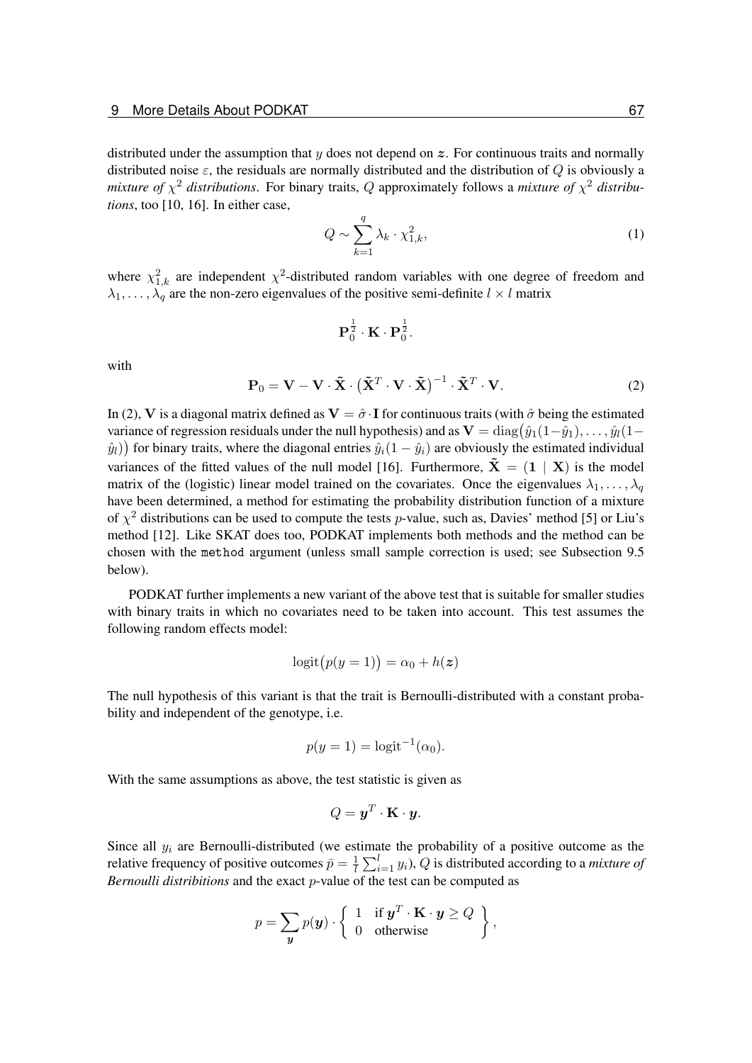distributed under the assumption that $y$ does not depend on $\boldsymbol{z}$. For continuous traits and normally distributed noise $\varepsilon$, the residuals are normally distributed and the distribution of $Q$ is obviously a *mixture of $\chi^2$ distributions*. For binary traits, $Q$ approximately follows a *mixture of $\chi^2$ distributions*, too [10, 16]. In either case,

$$Q \sim \sum_{k=1}^{q} \lambda_k \cdot \chi^2_{1,k}, \tag{1}$$

where $\chi^2_{1,k}$ are independent $\chi^2$-distributed random variables with one degree of freedom and $\lambda_1, \ldots, \lambda_q$ are the non-zero eigenvalues of the positive semi-definite $l \times l$ matrix

$$\mathbf{P}_0^{\frac{1}{2}} \cdot \mathbf{K} \cdot \mathbf{P}_0^{\frac{1}{2}}.$$

with

$$\mathbf{P}_0 = \mathbf{V} - \mathbf{V} \cdot \tilde{\mathbf{X}} \cdot \left(\tilde{\mathbf{X}}^T \cdot \mathbf{V} \cdot \tilde{\mathbf{X}}\right)^{-1} \cdot \tilde{\mathbf{X}}^T \cdot \mathbf{V}. \tag{2}$$

In (2), $\mathbf{V}$ is a diagonal matrix defined as $\mathbf{V} = \hat{\sigma} \cdot \mathbf{I}$ for continuous traits (with $\hat{\sigma}$ being the estimated variance of regression residuals under the null hypothesis) and as $\mathbf{V} = \mathrm{diag}\big(\hat{y}_1(1-\hat{y}_1), \ldots, \hat{y}_l(1-\hat{y}_l)\big)$ for binary traits, where the diagonal entries $\hat{y}_i(1-\hat{y}_i)$ are obviously the estimated individual variances of the fitted values of the null model [16]. Furthermore, $\tilde{\mathbf{X}} = (\mathbf{1} \mid \mathbf{X})$ is the model matrix of the (logistic) linear model trained on the covariates. Once the eigenvalues $\lambda_1, \ldots, \lambda_q$ have been determined, a method for estimating the probability distribution function of a mixture of $\chi^2$ distributions can be used to compute the tests $p$-value, such as, Davies' method [5] or Liu's method [12]. Like SKAT does too, PODKAT implements both methods and the method can be chosen with the `method` argument (unless small sample correction is used; see Subsection 9.5 below).

PODKAT further implements a new variant of the above test that is suitable for smaller studies with binary traits in which no covariates need to be taken into account. This test assumes the following random effects model:

$$\mathrm{logit}\big(p(y=1)\big) = \alpha_0 + h(\boldsymbol{z})$$

The null hypothesis of this variant is that the trait is Bernoulli-distributed with a constant probability and independent of the genotype, i.e.

$$p(y=1) = \mathrm{logit}^{-1}(\alpha_0).$$

With the same assumptions as above, the test statistic is given as

$$Q = \boldsymbol{y}^T \cdot \mathbf{K} \cdot \boldsymbol{y}.$$

Since all $y_i$ are Bernoulli-distributed (we estimate the probability of a positive outcome as the relative frequency of positive outcomes $\bar{p} = \frac{1}{l}\sum_{i=1}^{l} y_i$), $Q$ is distributed according to a *mixture of Bernoulli distribitions* and the exact $p$-value of the test can be computed as

$$p = \sum_{\boldsymbol{y}} p(\boldsymbol{y}) \cdot \left\{ \begin{array}{ll} 1 & \text{if } \boldsymbol{y}^T \cdot \mathbf{K} \cdot \boldsymbol{y} \geq Q \\ 0 & \text{otherwise} \end{array} \right\},$$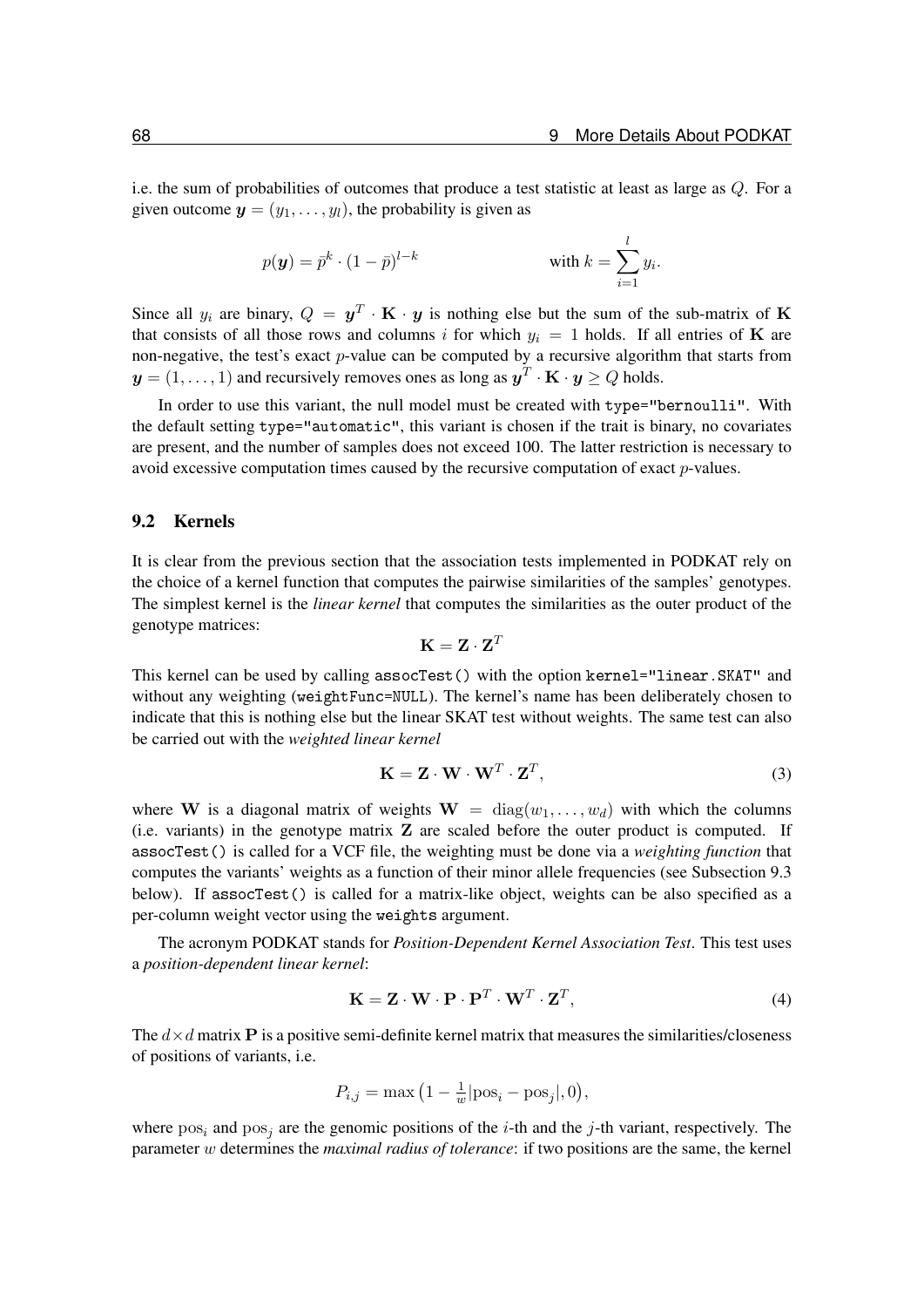i.e. the sum of probabilities of outcomes that produce a test statistic at least as large as $Q$. For a given outcome $\boldsymbol{y} = (y_1, \ldots, y_l)$, the probability is given as

$$p(\boldsymbol{y}) = \bar{p}^k \cdot (1 - \bar{p})^{l-k} \qquad\qquad \text{with } k = \sum_{i=1}^{l} y_i.$$

Since all $y_i$ are binary, $Q = \boldsymbol{y}^T \cdot \mathbf{K} \cdot \boldsymbol{y}$ is nothing else but the sum of the sub-matrix of $\mathbf{K}$ that consists of all those rows and columns $i$ for which $y_i = 1$ holds. If all entries of $\mathbf{K}$ are non-negative, the test's exact $p$-value can be computed by a recursive algorithm that starts from $\boldsymbol{y} = (1, \ldots, 1)$ and recursively removes ones as long as $\boldsymbol{y}^T \cdot \mathbf{K} \cdot \boldsymbol{y} \geq Q$ holds.

In order to use this variant, the null model must be created with `type="bernoulli"`. With the default setting `type="automatic"`, this variant is chosen if the trait is binary, no covariates are present, and the number of samples does not exceed 100. The latter restriction is necessary to avoid excessive computation times caused by the recursive computation of exact $p$-values.

## 9.2 Kernels

It is clear from the previous section that the association tests implemented in PODKAT rely on the choice of a kernel function that computes the pairwise similarities of the samples' genotypes. The simplest kernel is the *linear kernel* that computes the similarities as the outer product of the genotype matrices:

$$\mathbf{K} = \mathbf{Z} \cdot \mathbf{Z}^T$$

This kernel can be used by calling `assocTest()` with the option `kernel="linear.SKAT"` and without any weighting (`weightFunc=NULL`). The kernel's name has been deliberately chosen to indicate that this is nothing else but the linear SKAT test without weights. The same test can also be carried out with the *weighted linear kernel*

$$\mathbf{K} = \mathbf{Z} \cdot \mathbf{W} \cdot \mathbf{W}^T \cdot \mathbf{Z}^T, \tag{3}$$

where $\mathbf{W}$ is a diagonal matrix of weights $\mathbf{W} = \mathrm{diag}(w_1, \ldots, w_d)$ with which the columns (i.e. variants) in the genotype matrix $\mathbf{Z}$ are scaled before the outer product is computed. If `assocTest()` is called for a VCF file, the weighting must be done via a *weighting function* that computes the variants' weights as a function of their minor allele frequencies (see Subsection 9.3 below). If `assocTest()` is called for a matrix-like object, weights can be also specified as a per-column weight vector using the `weights` argument.

The acronym PODKAT stands for *Position-Dependent Kernel Association Test*. This test uses a *position-dependent linear kernel*:

$$\mathbf{K} = \mathbf{Z} \cdot \mathbf{W} \cdot \mathbf{P} \cdot \mathbf{P}^T \cdot \mathbf{W}^T \cdot \mathbf{Z}^T, \tag{4}$$

The $d \times d$ matrix $\mathbf{P}$ is a positive semi-definite kernel matrix that measures the similarities/closeness of positions of variants, i.e.

$$P_{i,j} = \max\left(1 - \tfrac{1}{w}|\mathrm{pos}_i - \mathrm{pos}_j|, 0\right),$$

where $\mathrm{pos}_i$ and $\mathrm{pos}_j$ are the genomic positions of the $i$-th and the $j$-th variant, respectively. The parameter $w$ determines the *maximal radius of tolerance*: if two positions are the same, the kernel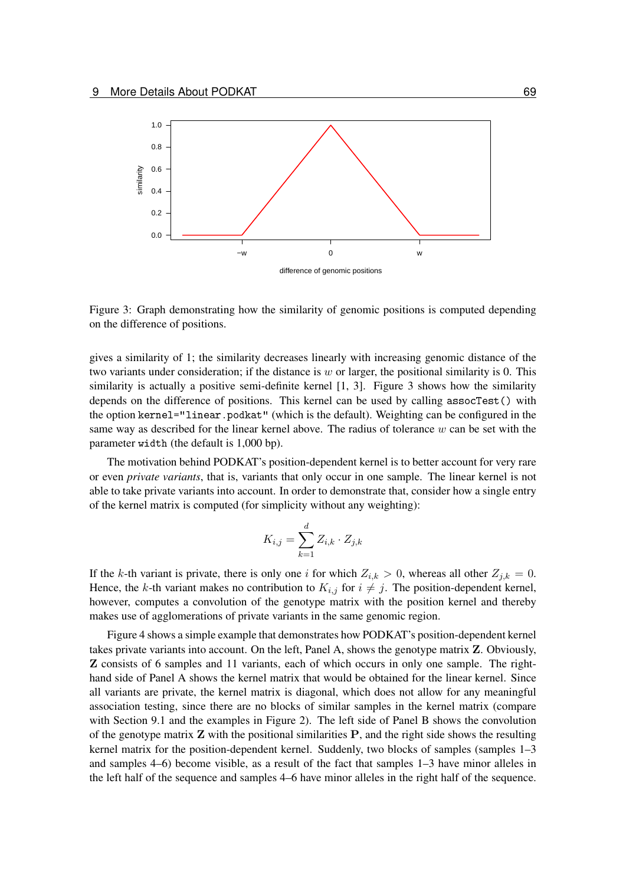1.0
0.8
0.6
0.4
0.2
0.0

similarity

−w
0
w

difference of genomic positions

Figure 3: Graph demonstrating how the similarity of genomic positions is computed depending on the difference of positions.

gives a similarity of 1; the similarity decreases linearly with increasing genomic distance of the two variants under consideration; if the distance is $w$ or larger, the positional similarity is 0. This similarity is actually a positive semi-definite kernel [1, 3]. Figure 3 shows how the similarity depends on the difference of positions. This kernel can be used by calling `assocTest()` with the option `kernel="linear.podkat"` (which is the default). Weighting can be configured in the same way as described for the linear kernel above. The radius of tolerance $w$ can be set with the parameter `width` (the default is 1,000 bp).

The motivation behind PODKAT's position-dependent kernel is to better account for very rare or even *private variants*, that is, variants that only occur in one sample. The linear kernel is not able to take private variants into account. In order to demonstrate that, consider how a single entry of the kernel matrix is computed (for simplicity without any weighting):

$$K_{i,j} = \sum_{k=1}^{d} Z_{i,k} \cdot Z_{j,k}$$

If the $k$-th variant is private, there is only one $i$ for which $Z_{i,k} > 0$, whereas all other $Z_{j,k} = 0$. Hence, the $k$-th variant makes no contribution to $K_{i,j}$ for $i \neq j$. The position-dependent kernel, however, computes a convolution of the genotype matrix with the position kernel and thereby makes use of agglomerations of private variants in the same genomic region.

Figure 4 shows a simple example that demonstrates how PODKAT's position-dependent kernel takes private variants into account. On the left, Panel A, shows the genotype matrix $\mathbf{Z}$. Obviously, $\mathbf{Z}$ consists of 6 samples and 11 variants, each of which occurs in only one sample. The right-hand side of Panel A shows the kernel matrix that would be obtained for the linear kernel. Since all variants are private, the kernel matrix is diagonal, which does not allow for any meaningful association testing, since there are no blocks of similar samples in the kernel matrix (compare with Section 9.1 and the examples in Figure 2). The left side of Panel B shows the convolution of the genotype matrix $\mathbf{Z}$ with the positional similarities $\mathbf{P}$, and the right side shows the resulting kernel matrix for the position-dependent kernel. Suddenly, two blocks of samples (samples 1–3 and samples 4–6) become visible, as a result of the fact that samples 1–3 have minor alleles in the left half of the sequence and samples 4–6 have minor alleles in the right half of the sequence.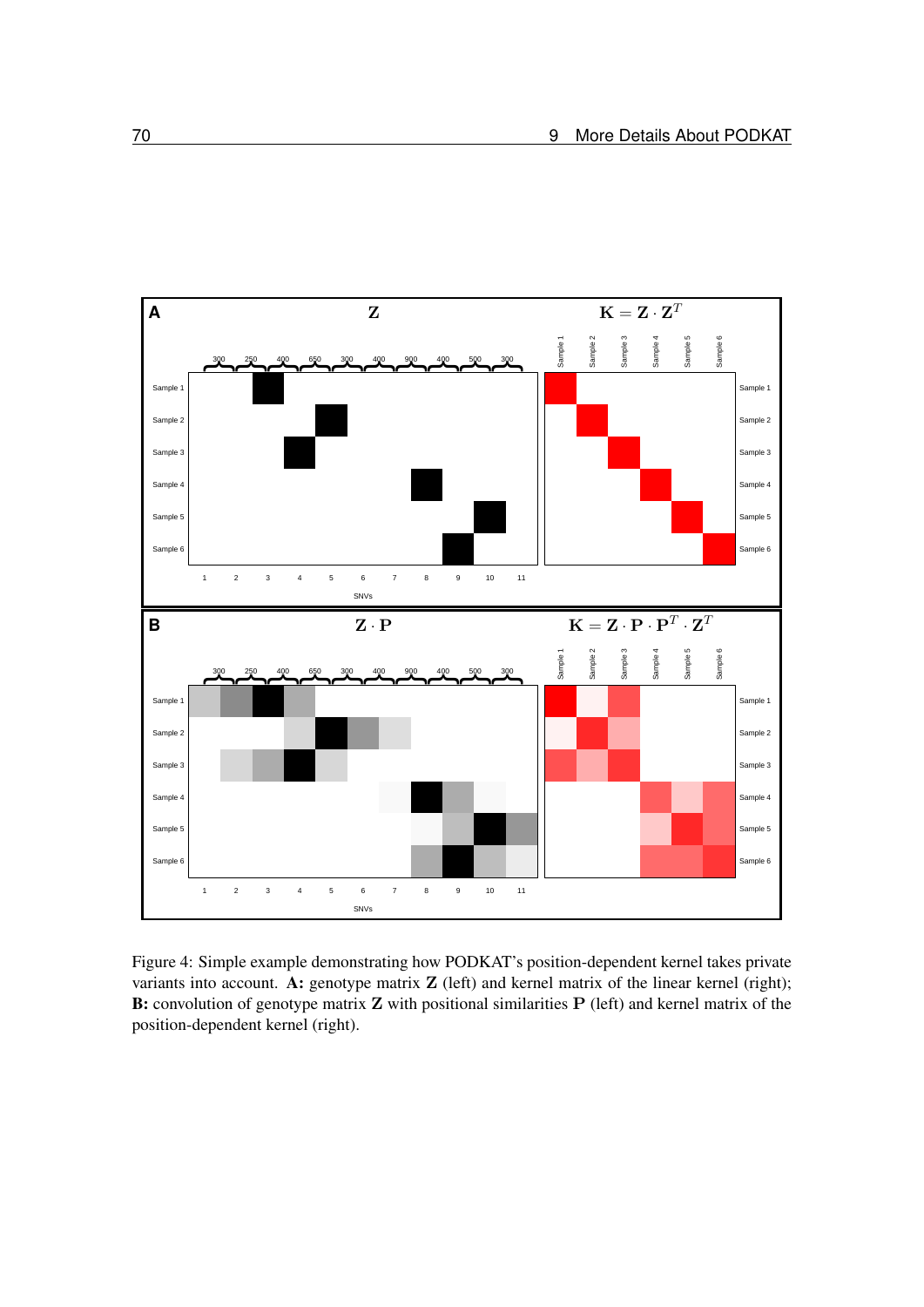A

$\mathbf{Z}$

$\mathbf{K} = \mathbf{Z} \cdot \mathbf{Z}^T$

300 250 400 650 300 400 900 400 500 300

Sample 1
Sample 2
Sample 3
Sample 4
Sample 5
Sample 6

1 2 3 4 5 6 7 8 9 10 11

SNVs

B

$\mathbf{Z} \cdot \mathbf{P}$

$\mathbf{K} = \mathbf{Z} \cdot \mathbf{P} \cdot \mathbf{P}^T \cdot \mathbf{Z}^T$

300 250 400 650 300 400 900 400 500 300

Sample 1
Sample 2
Sample 3
Sample 4
Sample 5
Sample 6

1 2 3 4 5 6 7 8 9 10 11

SNVs

Figure 4: Simple example demonstrating how PODKAT's position-dependent kernel takes private variants into account. **A:** genotype matrix $\mathbf{Z}$ (left) and kernel matrix of the linear kernel (right); **B:** convolution of genotype matrix $\mathbf{Z}$ with positional similarities $\mathbf{P}$ (left) and kernel matrix of the position-dependent kernel (right).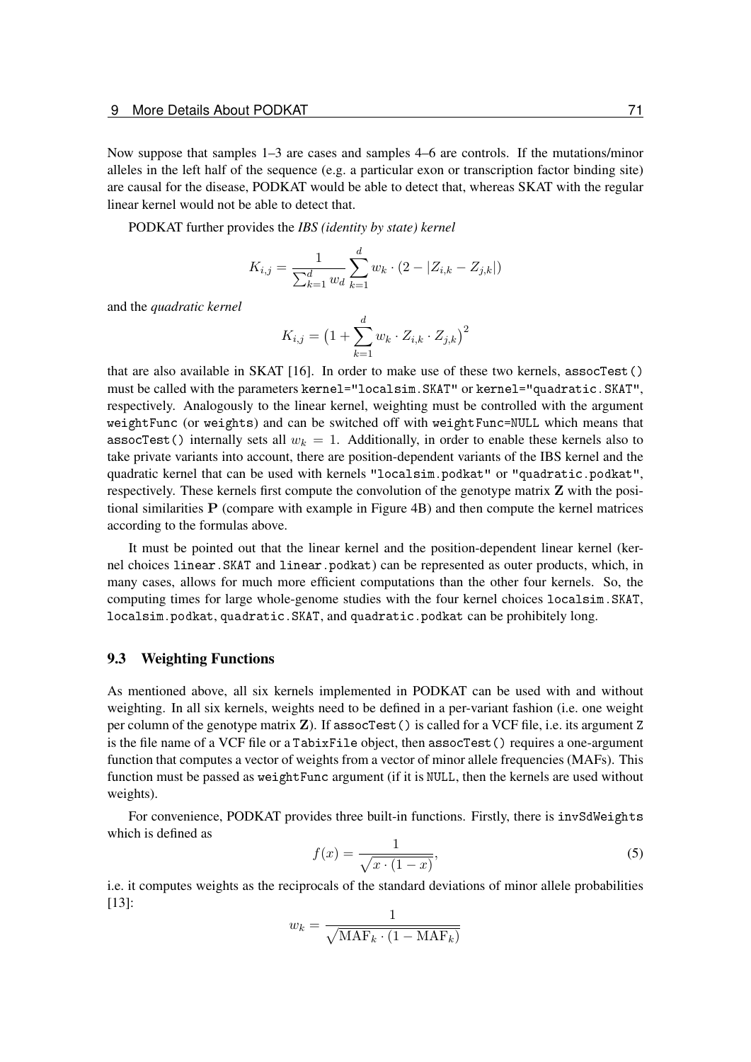Now suppose that samples 1–3 are cases and samples 4–6 are controls. If the mutations/minor alleles in the left half of the sequence (e.g. a particular exon or transcription factor binding site) are causal for the disease, PODKAT would be able to detect that, whereas SKAT with the regular linear kernel would not be able to detect that.

PODKAT further provides the *IBS (identity by state) kernel*

$$K_{i,j} = \frac{1}{\sum_{k=1}^{d} w_d} \sum_{k=1}^{d} w_k \cdot (2 - |Z_{i,k} - Z_{j,k}|)$$

and the *quadratic kernel*

$$K_{i,j} = \left(1 + \sum_{k=1}^{d} w_k \cdot Z_{i,k} \cdot Z_{j,k}\right)^2$$

that are also available in SKAT [16]. In order to make use of these two kernels, `assocTest()` must be called with the parameters `kernel="localsim.SKAT"` or `kernel="quadratic.SKAT"`, respectively. Analogously to the linear kernel, weighting must be controlled with the argument `weightFunc` (or `weights`) and can be switched off with `weightFunc=NULL` which means that `assocTest()` internally sets all $w_k = 1$. Additionally, in order to enable these kernels also to take private variants into account, there are position-dependent variants of the IBS kernel and the quadratic kernel that can be used with kernels `"localsim.podkat"` or `"quadratic.podkat"`, respectively. These kernels first compute the convolution of the genotype matrix $\mathbf{Z}$ with the positional similarities $\mathbf{P}$ (compare with example in Figure 4B) and then compute the kernel matrices according to the formulas above.

It must be pointed out that the linear kernel and the position-dependent linear kernel (kernel choices `linear.SKAT` and `linear.podkat`) can be represented as outer products, which, in many cases, allows for much more efficient computations than the other four kernels. So, the computing times for large whole-genome studies with the four kernel choices `localsim.SKAT`, `localsim.podkat`, `quadratic.SKAT`, and `quadratic.podkat` can be prohibitely long.

## 9.3 Weighting Functions

As mentioned above, all six kernels implemented in PODKAT can be used with and without weighting. In all six kernels, weights need to be defined in a per-variant fashion (i.e. one weight per column of the genotype matrix $\mathbf{Z}$). If `assocTest()` is called for a VCF file, i.e. its argument `Z` is the file name of a VCF file or a `TabixFile` object, then `assocTest()` requires a one-argument function that computes a vector of weights from a vector of minor allele frequencies (MAFs). This function must be passed as `weightFunc` argument (if it is `NULL`, then the kernels are used without weights).

For convenience, PODKAT provides three built-in functions. Firstly, there is `invSdWeights` which is defined as

$$f(x) = \frac{1}{\sqrt{x \cdot (1 - x)}}, \tag{5}$$

i.e. it computes weights as the reciprocals of the standard deviations of minor allele probabilities [13]:

$$w_k = \frac{1}{\sqrt{\mathrm{MAF}_k \cdot (1 - \mathrm{MAF}_k)}}$$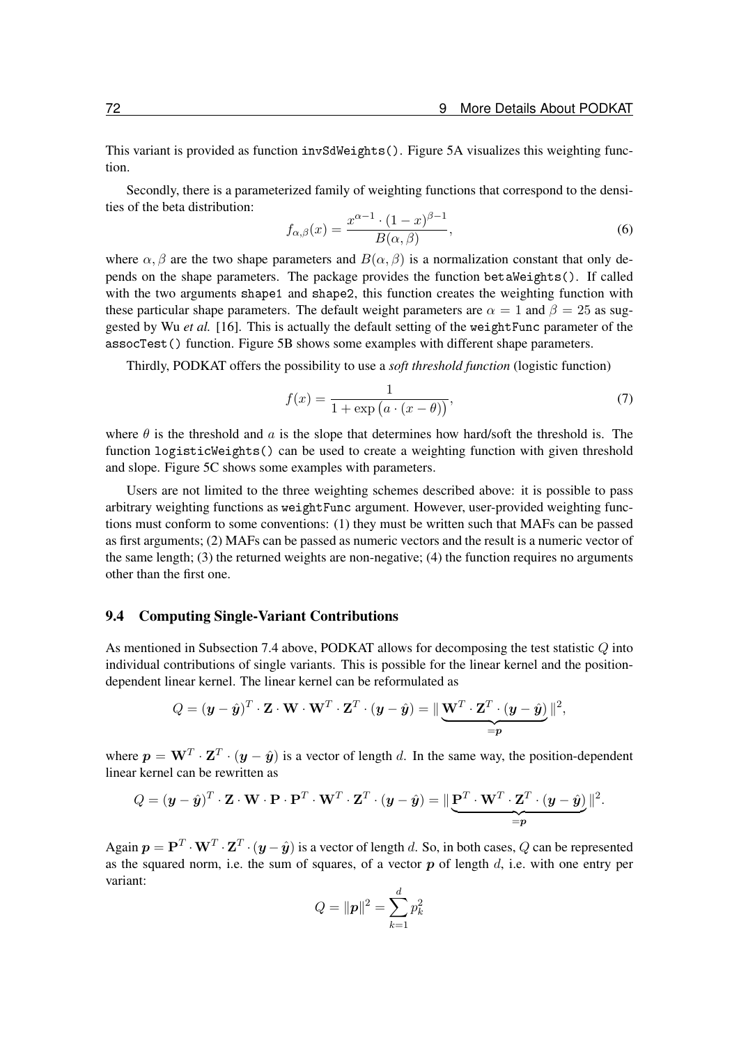This variant is provided as function `invSdWeights()`. Figure 5A visualizes this weighting function.

Secondly, there is a parameterized family of weighting functions that correspond to the densities of the beta distribution:

$$f_{\alpha,\beta}(x) = \frac{x^{\alpha-1} \cdot (1-x)^{\beta-1}}{B(\alpha,\beta)}, \tag{6}$$

where $\alpha, \beta$ are the two shape parameters and $B(\alpha, \beta)$ is a normalization constant that only depends on the shape parameters. The package provides the function `betaWeights()`. If called with the two arguments `shape1` and `shape2`, this function creates the weighting function with these particular shape parameters. The default weight parameters are $\alpha = 1$ and $\beta = 25$ as suggested by Wu *et al.* [16]. This is actually the default setting of the `weightFunc` parameter of the `assocTest()` function. Figure 5B shows some examples with different shape parameters.

Thirdly, PODKAT offers the possibility to use a *soft threshold function* (logistic function)

$$f(x) = \frac{1}{1 + \exp\big(a \cdot (x - \theta)\big)}, \tag{7}$$

where $\theta$ is the threshold and $a$ is the slope that determines how hard/soft the threshold is. The function `logisticWeights()` can be used to create a weighting function with given threshold and slope. Figure 5C shows some examples with parameters.

Users are not limited to the three weighting schemes described above: it is possible to pass arbitrary weighting functions as `weightFunc` argument. However, user-provided weighting functions must conform to some conventions: (1) they must be written such that MAFs can be passed as first arguments; (2) MAFs can be passed as numeric vectors and the result is a numeric vector of the same length; (3) the returned weights are non-negative; (4) the function requires no arguments other than the first one.

### 9.4 Computing Single-Variant Contributions

As mentioned in Subsection 7.4 above, PODKAT allows for decomposing the test statistic $Q$ into individual contributions of single variants. This is possible for the linear kernel and the position-dependent linear kernel. The linear kernel can be reformulated as

$$Q = (\boldsymbol{y} - \hat{\boldsymbol{y}})^T \cdot \mathbf{Z} \cdot \mathbf{W} \cdot \mathbf{W}^T \cdot \mathbf{Z}^T \cdot (\boldsymbol{y} - \hat{\boldsymbol{y}}) = \| \underbrace{\mathbf{W}^T \cdot \mathbf{Z}^T \cdot (\boldsymbol{y} - \hat{\boldsymbol{y}})}_{=\boldsymbol{p}} \|^2,$$

where $\boldsymbol{p} = \mathbf{W}^T \cdot \mathbf{Z}^T \cdot (\boldsymbol{y} - \hat{\boldsymbol{y}})$ is a vector of length $d$. In the same way, the position-dependent linear kernel can be rewritten as

$$Q = (\boldsymbol{y} - \hat{\boldsymbol{y}})^T \cdot \mathbf{Z} \cdot \mathbf{W} \cdot \mathbf{P} \cdot \mathbf{P}^T \cdot \mathbf{W}^T \cdot \mathbf{Z}^T \cdot (\boldsymbol{y} - \hat{\boldsymbol{y}}) = \| \underbrace{\mathbf{P}^T \cdot \mathbf{W}^T \cdot \mathbf{Z}^T \cdot (\boldsymbol{y} - \hat{\boldsymbol{y}})}_{=\boldsymbol{p}} \|^2.$$

Again $\boldsymbol{p} = \mathbf{P}^T \cdot \mathbf{W}^T \cdot \mathbf{Z}^T \cdot (\boldsymbol{y} - \hat{\boldsymbol{y}})$ is a vector of length $d$. So, in both cases, $Q$ can be represented as the squared norm, i.e. the sum of squares, of a vector $\boldsymbol{p}$ of length $d$, i.e. with one entry per variant:

$$Q = \|\boldsymbol{p}\|^2 = \sum_{k=1}^{d} p_k^2$$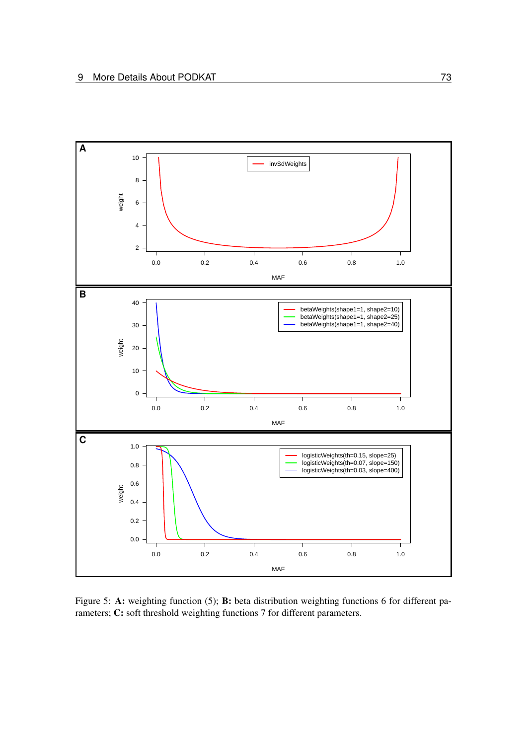A

10
8
6
4
2

weight

invSdWeights

0.0 0.2 0.4 0.6 0.8 1.0

MAF

B

40
30
20
10
0

weight

betaWeights(shape1=1, shape2=10)
betaWeights(shape1=1, shape2=25)
betaWeights(shape1=1, shape2=40)

0.0 0.2 0.4 0.6 0.8 1.0

MAF

C

1.0
0.8
0.6
0.4
0.2
0.0

weight

logisticWeights(th=0.15, slope=25)
logisticWeights(th=0.07, slope=150)
logisticWeights(th=0.03, slope=400)

0.0 0.2 0.4 0.6 0.8 1.0

MAF

Figure 5: **A:** weighting function (5); **B:** beta distribution weighting functions 6 for different parameters; **C:** soft threshold weighting functions 7 for different parameters.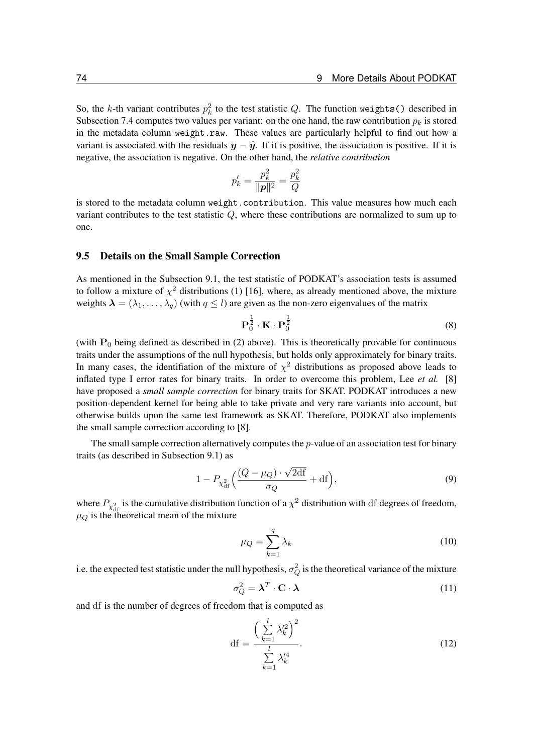So, the $k$-th variant contributes $p_k^2$ to the test statistic $Q$. The function `weights()` described in Subsection 7.4 computes two values per variant: on the one hand, the raw contribution $p_k$ is stored in the metadata column `weight.raw`. These values are particularly helpful to find out how a variant is associated with the residuals $\boldsymbol{y} - \hat{\boldsymbol{y}}$. If it is positive, the association is positive. If it is negative, the association is negative. On the other hand, the *relative contribution*

$$p'_k = \frac{p_k^2}{\|\boldsymbol{p}\|^2} = \frac{p_k^2}{Q}$$

is stored to the metadata column `weight.contribution`. This value measures how much each variant contributes to the test statistic $Q$, where these contributions are normalized to sum up to one.

## 9.5 Details on the Small Sample Correction

As mentioned in the Subsection 9.1, the test statistic of PODKAT's association tests is assumed to follow a mixture of $\chi^2$ distributions (1) [16], where, as already mentioned above, the mixture weights $\boldsymbol{\lambda} = (\lambda_1, \ldots, \lambda_q)$ (with $q \leq l$) are given as the non-zero eigenvalues of the matrix

$$\mathbf{P}_0^{\frac{1}{2}} \cdot \mathbf{K} \cdot \mathbf{P}_0^{\frac{1}{2}} \tag{8}$$

(with $\mathbf{P}_0$ being defined as described in (2) above). This is theoretically provable for continuous traits under the assumptions of the null hypothesis, but holds only approximately for binary traits. In many cases, the identifiation of the mixture of $\chi^2$ distributions as proposed above leads to inflated type I error rates for binary traits. In order to overcome this problem, Lee *et al.* [8] have proposed a *small sample correction* for binary traits for SKAT. PODKAT introduces a new position-dependent kernel for being able to take private and very rare variants into account, but otherwise builds upon the same test framework as SKAT. Therefore, PODKAT also implements the small sample correction according to [8].

The small sample correction alternatively computes the $p$-value of an association test for binary traits (as described in Subsection 9.1) as

$$1 - P_{\chi^2_{\mathrm{df}}}\Big(\frac{(Q - \mu_Q) \cdot \sqrt{2\mathrm{df}}}{\sigma_Q} + \mathrm{df}\Big), \tag{9}$$

where $P_{\chi^2_{\mathrm{df}}}$ is the cumulative distribution function of a $\chi^2$ distribution with $\mathrm{df}$ degrees of freedom, $\mu_Q$ is the theoretical mean of the mixture

$$\mu_Q = \sum_{k=1}^{q} \lambda_k \tag{10}$$

i.e. the expected test statistic under the null hypothesis, $\sigma_Q^2$ is the theoretical variance of the mixture

$$\sigma_Q^2 = \boldsymbol{\lambda}^T \cdot \mathbf{C} \cdot \boldsymbol{\lambda} \tag{11}$$

and $\mathrm{df}$ is the number of degrees of freedom that is computed as

$$\mathrm{df} = \frac{\Big(\sum\limits_{k=1}^{l} \lambda_k'^2\Big)^2}{\sum\limits_{k=1}^{l} \lambda_k'^4}. \tag{12}$$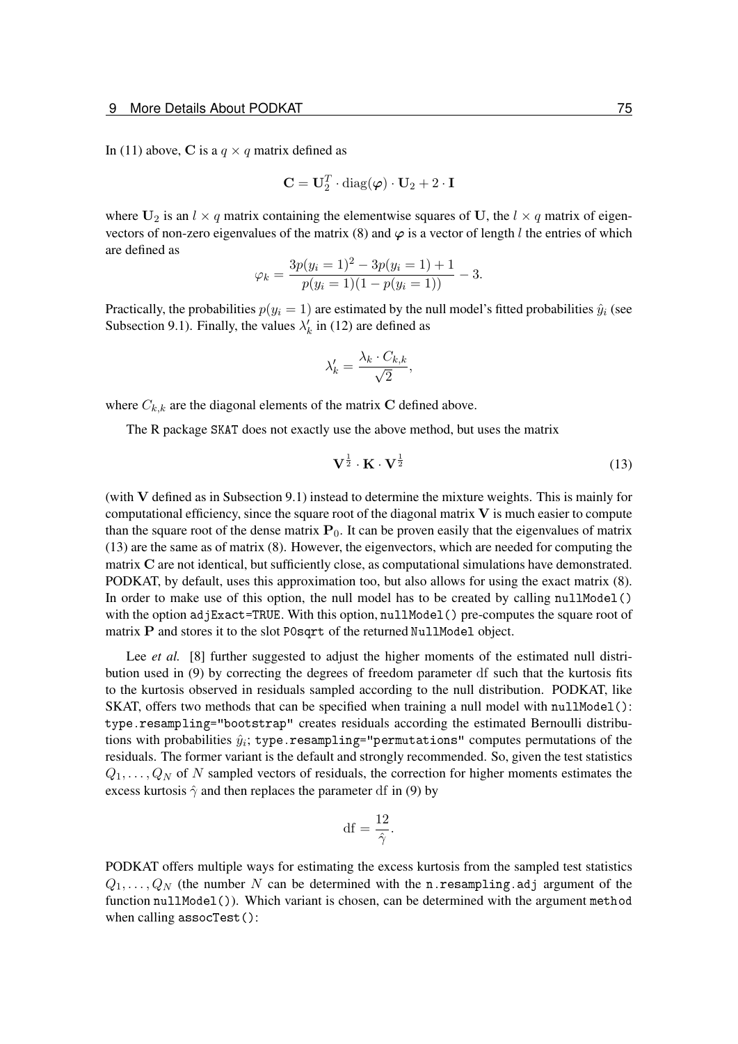In (11) above, $\mathbf{C}$ is a $q \times q$ matrix defined as

$$\mathbf{C} = \mathbf{U}_2^T \cdot \operatorname{diag}(\boldsymbol{\varphi}) \cdot \mathbf{U}_2 + 2 \cdot \mathbf{I}$$

where $\mathbf{U}_2$ is an $l \times q$ matrix containing the elementwise squares of $\mathbf{U}$, the $l \times q$ matrix of eigenvectors of non-zero eigenvalues of the matrix (8) and $\boldsymbol{\varphi}$ is a vector of length $l$ the entries of which are defined as

$$\varphi_k = \frac{3p(y_i = 1)^2 - 3p(y_i = 1) + 1}{p(y_i = 1)(1 - p(y_i = 1))} - 3.$$

Practically, the probabilities $p(y_i = 1)$ are estimated by the null model's fitted probabilities $\hat{y}_i$ (see Subsection 9.1). Finally, the values $\lambda'_k$ in (12) are defined as

$$\lambda'_k = \frac{\lambda_k \cdot C_{k,k}}{\sqrt{2}},$$

where $C_{k,k}$ are the diagonal elements of the matrix $\mathbf{C}$ defined above.

The R package `SKAT` does not exactly use the above method, but uses the matrix

$$\mathbf{V}^{\frac{1}{2}} \cdot \mathbf{K} \cdot \mathbf{V}^{\frac{1}{2}} \tag{13}$$

(with $\mathbf{V}$ defined as in Subsection 9.1) instead to determine the mixture weights. This is mainly for computational efficiency, since the square root of the diagonal matrix $\mathbf{V}$ is much easier to compute than the square root of the dense matrix $\mathbf{P}_0$. It can be proven easily that the eigenvalues of matrix (13) are the same as of matrix (8). However, the eigenvectors, which are needed for computing the matrix $\mathbf{C}$ are not identical, but sufficiently close, as computational simulations have demonstrated. PODKAT, by default, uses this approximation too, but also allows for using the exact matrix (8). In order to make use of this option, the null model has to be created by calling `nullModel()` with the option `adjExact=TRUE`. With this option, `nullModel()` pre-computes the square root of matrix $\mathbf{P}$ and stores it to the slot `P0sqrt` of the returned `NullModel` object.

Lee *et al.* [8] further suggested to adjust the higher moments of the estimated null distribution used in (9) by correcting the degrees of freedom parameter $\mathrm{df}$ such that the kurtosis fits to the kurtosis observed in residuals sampled according to the null distribution. PODKAT, like SKAT, offers two methods that can be specified when training a null model with `nullModel()`: `type.resampling="bootstrap"` creates residuals according the estimated Bernoulli distributions with probabilities $\hat{y}_i$; `type.resampling="permutations"` computes permutations of the residuals. The former variant is the default and strongly recommended. So, given the test statistics $Q_1, \ldots, Q_N$ of $N$ sampled vectors of residuals, the correction for higher moments estimates the excess kurtosis $\hat{\gamma}$ and then replaces the parameter $\mathrm{df}$ in (9) by

$$\mathrm{df} = \frac{12}{\hat{\gamma}}.$$

PODKAT offers multiple ways for estimating the excess kurtosis from the sampled test statistics $Q_1, \ldots, Q_N$ (the number $N$ can be determined with the `n.resampling.adj` argument of the function `nullModel()`). Which variant is chosen, can be determined with the argument `method` when calling `assocTest()`: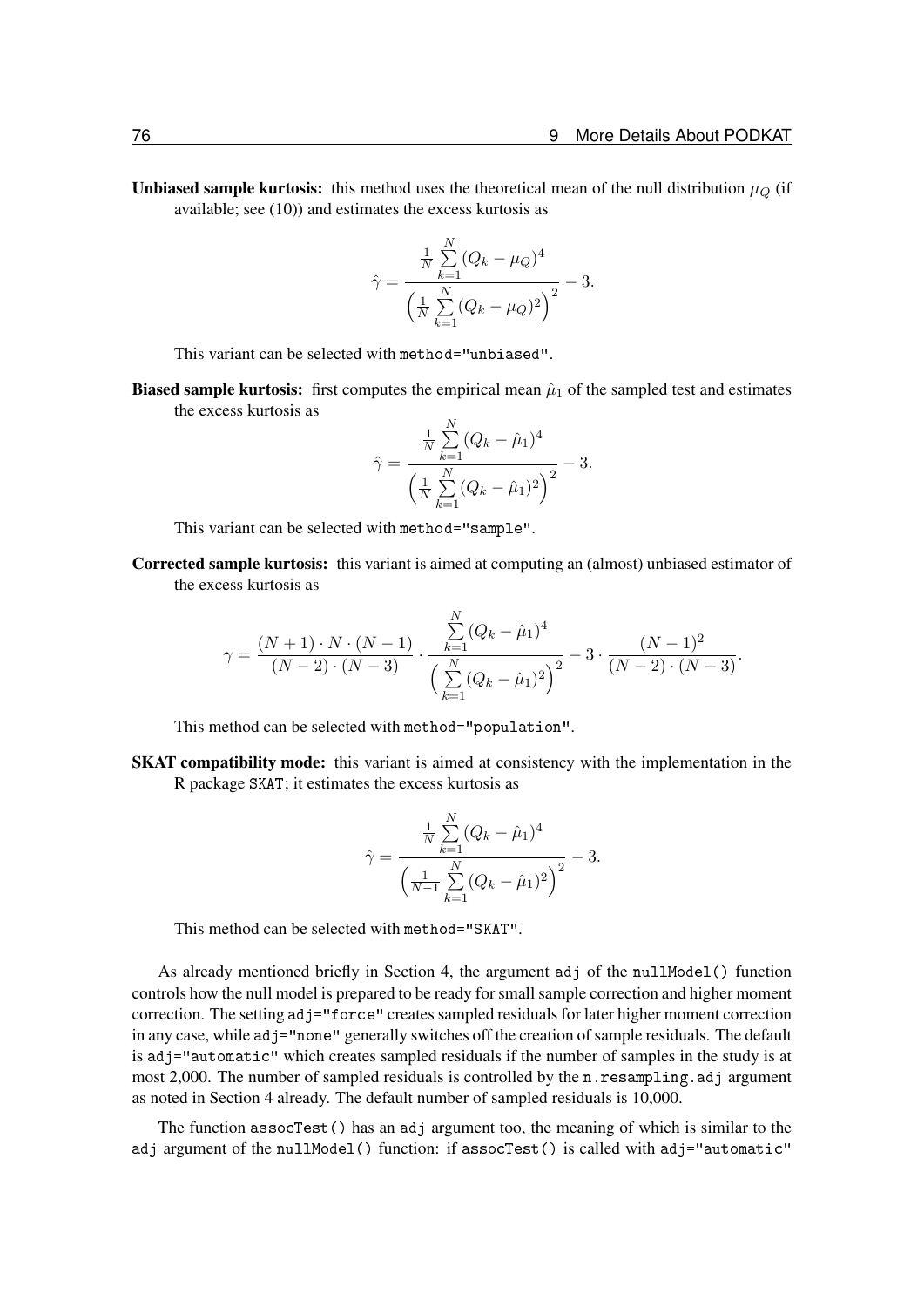**Unbiased sample kurtosis:** this method uses the theoretical mean of the null distribution $\mu_Q$ (if available; see (10)) and estimates the excess kurtosis as

$$\hat{\gamma} = \frac{\frac{1}{N}\sum_{k=1}^{N}(Q_k - \mu_Q)^4}{\left(\frac{1}{N}\sum_{k=1}^{N}(Q_k - \mu_Q)^2\right)^2} - 3.$$

This variant can be selected with `method="unbiased"`.

**Biased sample kurtosis:** first computes the empirical mean $\hat{\mu}_1$ of the sampled test and estimates the excess kurtosis as

$$\hat{\gamma} = \frac{\frac{1}{N}\sum_{k=1}^{N}(Q_k - \hat{\mu}_1)^4}{\left(\frac{1}{N}\sum_{k=1}^{N}(Q_k - \hat{\mu}_1)^2\right)^2} - 3.$$

This variant can be selected with `method="sample"`.

**Corrected sample kurtosis:** this variant is aimed at computing an (almost) unbiased estimator of the excess kurtosis as

$$\gamma = \frac{(N+1)\cdot N \cdot (N-1)}{(N-2)\cdot(N-3)} \cdot \frac{\sum_{k=1}^{N}(Q_k - \hat{\mu}_1)^4}{\left(\sum_{k=1}^{N}(Q_k - \hat{\mu}_1)^2\right)^2} - 3 \cdot \frac{(N-1)^2}{(N-2)\cdot(N-3)}.$$

This method can be selected with `method="population"`.

**SKAT compatibility mode:** this variant is aimed at consistency with the implementation in the R package `SKAT`; it estimates the excess kurtosis as

$$\hat{\gamma} = \frac{\frac{1}{N}\sum_{k=1}^{N}(Q_k - \hat{\mu}_1)^4}{\left(\frac{1}{N-1}\sum_{k=1}^{N}(Q_k - \hat{\mu}_1)^2\right)^2} - 3.$$

This method can be selected with `method="SKAT"`.

As already mentioned briefly in Section 4, the argument `adj` of the `nullModel()` function controls how the null model is prepared to be ready for small sample correction and higher moment correction. The setting `adj="force"` creates sampled residuals for later higher moment correction in any case, while `adj="none"` generally switches off the creation of sample residuals. The default is `adj="automatic"` which creates sampled residuals if the number of samples in the study is at most 2,000. The number of sampled residuals is controlled by the `n.resampling.adj` argument as noted in Section 4 already. The default number of sampled residuals is 10,000.

The function `assocTest()` has an `adj` argument too, the meaning of which is similar to the `adj` argument of the `nullModel()` function: if `assocTest()` is called with `adj="automatic"`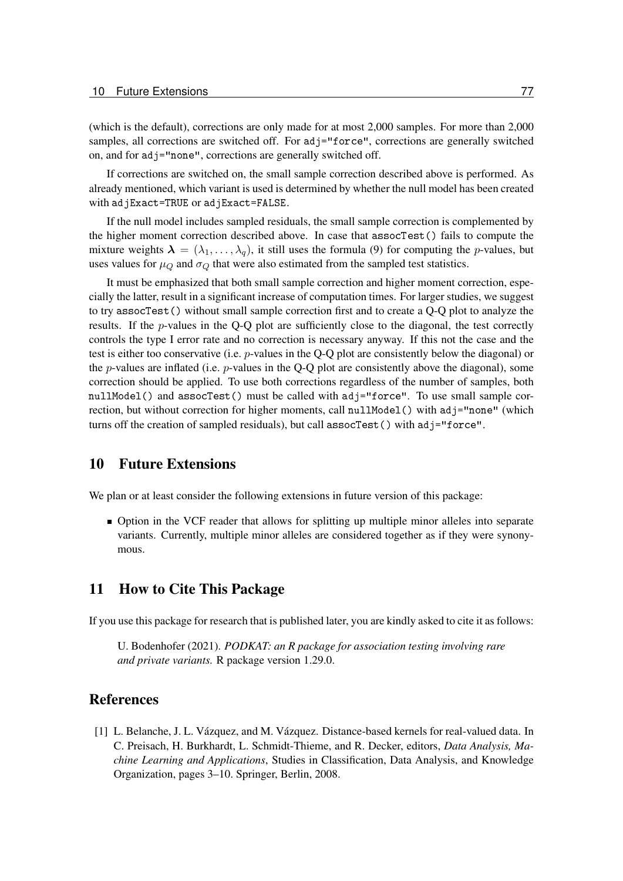(which is the default), corrections are only made for at most 2,000 samples. For more than 2,000 samples, all corrections are switched off. For `adj="force"`, corrections are generally switched on, and for `adj="none"`, corrections are generally switched off.

If corrections are switched on, the small sample correction described above is performed. As already mentioned, which variant is used is determined by whether the null model has been created with `adjExact=TRUE` or `adjExact=FALSE`.

If the null model includes sampled residuals, the small sample correction is complemented by the higher moment correction described above. In case that `assocTest()` fails to compute the mixture weights $\boldsymbol{\lambda} = (\lambda_1, \dots, \lambda_q)$, it still uses the formula (9) for computing the $p$-values, but uses values for $\mu_Q$ and $\sigma_Q$ that were also estimated from the sampled test statistics.

It must be emphasized that both small sample correction and higher moment correction, especially the latter, result in a significant increase of computation times. For larger studies, we suggest to try `assocTest()` without small sample correction first and to create a Q-Q plot to analyze the results. If the $p$-values in the Q-Q plot are sufficiently close to the diagonal, the test correctly controls the type I error rate and no correction is necessary anyway. If this not the case and the test is either too conservative (i.e. $p$-values in the Q-Q plot are consistently below the diagonal) or the $p$-values are inflated (i.e. $p$-values in the Q-Q plot are consistently above the diagonal), some correction should be applied. To use both corrections regardless of the number of samples, both `nullModel()` and `assocTest()` must be called with `adj="force"`. To use small sample correction, but without correction for higher moments, call `nullModel()` with `adj="none"` (which turns off the creation of sampled residuals), but call `assocTest()` with `adj="force"`.

## 10 Future Extensions

We plan or at least consider the following extensions in future version of this package:

- Option in the VCF reader that allows for splitting up multiple minor alleles into separate variants. Currently, multiple minor alleles are considered together as if they were synonymous.

## 11 How to Cite This Package

If you use this package for research that is published later, you are kindly asked to cite it as follows:

> U. Bodenhofer (2021). *PODKAT: an R package for association testing involving rare and private variants.* R package version 1.29.0.

## References

[1] L. Belanche, J. L. Vázquez, and M. Vázquez. Distance-based kernels for real-valued data. In C. Preisach, H. Burkhardt, L. Schmidt-Thieme, and R. Decker, editors, *Data Analysis, Machine Learning and Applications*, Studies in Classification, Data Analysis, and Knowledge Organization, pages 3–10. Springer, Berlin, 2008.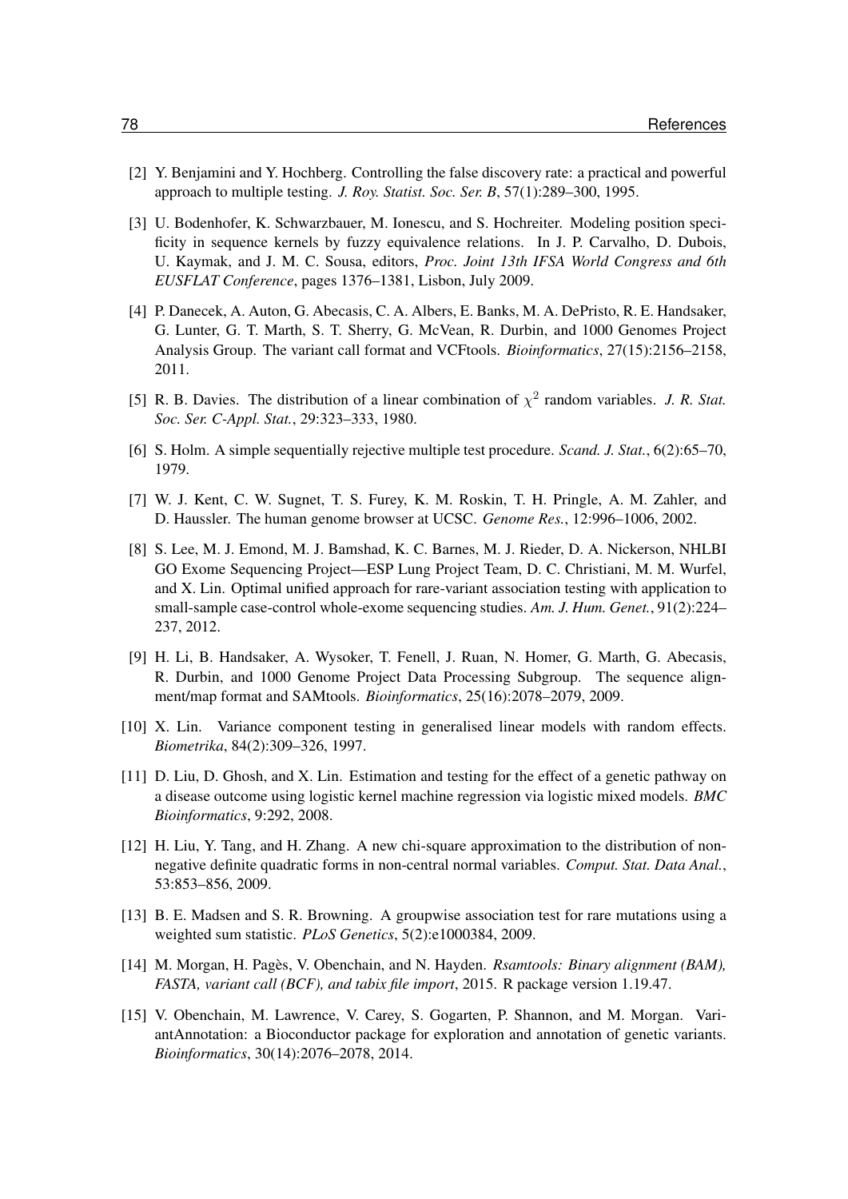[2] Y. Benjamini and Y. Hochberg. Controlling the false discovery rate: a practical and powerful approach to multiple testing. *J. Roy. Statist. Soc. Ser. B*, 57(1):289–300, 1995.

[3] U. Bodenhofer, K. Schwarzbauer, M. Ionescu, and S. Hochreiter. Modeling position specificity in sequence kernels by fuzzy equivalence relations. In J. P. Carvalho, D. Dubois, U. Kaymak, and J. M. C. Sousa, editors, *Proc. Joint 13th IFSA World Congress and 6th EUSFLAT Conference*, pages 1376–1381, Lisbon, July 2009.

[4] P. Danecek, A. Auton, G. Abecasis, C. A. Albers, E. Banks, M. A. DePristo, R. E. Handsaker, G. Lunter, G. T. Marth, S. T. Sherry, G. McVean, R. Durbin, and 1000 Genomes Project Analysis Group. The variant call format and VCFtools. *Bioinformatics*, 27(15):2156–2158, 2011.

[5] R. B. Davies. The distribution of a linear combination of $\chi^2$ random variables. *J. R. Stat. Soc. Ser. C-Appl. Stat.*, 29:323–333, 1980.

[6] S. Holm. A simple sequentially rejective multiple test procedure. *Scand. J. Stat.*, 6(2):65–70, 1979.

[7] W. J. Kent, C. W. Sugnet, T. S. Furey, K. M. Roskin, T. H. Pringle, A. M. Zahler, and D. Haussler. The human genome browser at UCSC. *Genome Res.*, 12:996–1006, 2002.

[8] S. Lee, M. J. Emond, M. J. Bamshad, K. C. Barnes, M. J. Rieder, D. A. Nickerson, NHLBI GO Exome Sequencing Project—ESP Lung Project Team, D. C. Christiani, M. M. Wurfel, and X. Lin. Optimal unified approach for rare-variant association testing with application to small-sample case-control whole-exome sequencing studies. *Am. J. Hum. Genet.*, 91(2):224–237, 2012.

[9] H. Li, B. Handsaker, A. Wysoker, T. Fenell, J. Ruan, N. Homer, G. Marth, G. Abecasis, R. Durbin, and 1000 Genome Project Data Processing Subgroup. The sequence alignment/map format and SAMtools. *Bioinformatics*, 25(16):2078–2079, 2009.

[10] X. Lin. Variance component testing in generalised linear models with random effects. *Biometrika*, 84(2):309–326, 1997.

[11] D. Liu, D. Ghosh, and X. Lin. Estimation and testing for the effect of a genetic pathway on a disease outcome using logistic kernel machine regression via logistic mixed models. *BMC Bioinformatics*, 9:292, 2008.

[12] H. Liu, Y. Tang, and H. Zhang. A new chi-square approximation to the distribution of non-negative definite quadratic forms in non-central normal variables. *Comput. Stat. Data Anal.*, 53:853–856, 2009.

[13] B. E. Madsen and S. R. Browning. A groupwise association test for rare mutations using a weighted sum statistic. *PLoS Genetics*, 5(2):e1000384, 2009.

[14] M. Morgan, H. Pagès, V. Obenchain, and N. Hayden. *Rsamtools: Binary alignment (BAM), FASTA, variant call (BCF), and tabix file import*, 2015. R package version 1.19.47.

[15] V. Obenchain, M. Lawrence, V. Carey, S. Gogarten, P. Shannon, and M. Morgan. VariantAnnotation: a Bioconductor package for exploration and annotation of genetic variants. *Bioinformatics*, 30(14):2076–2078, 2014.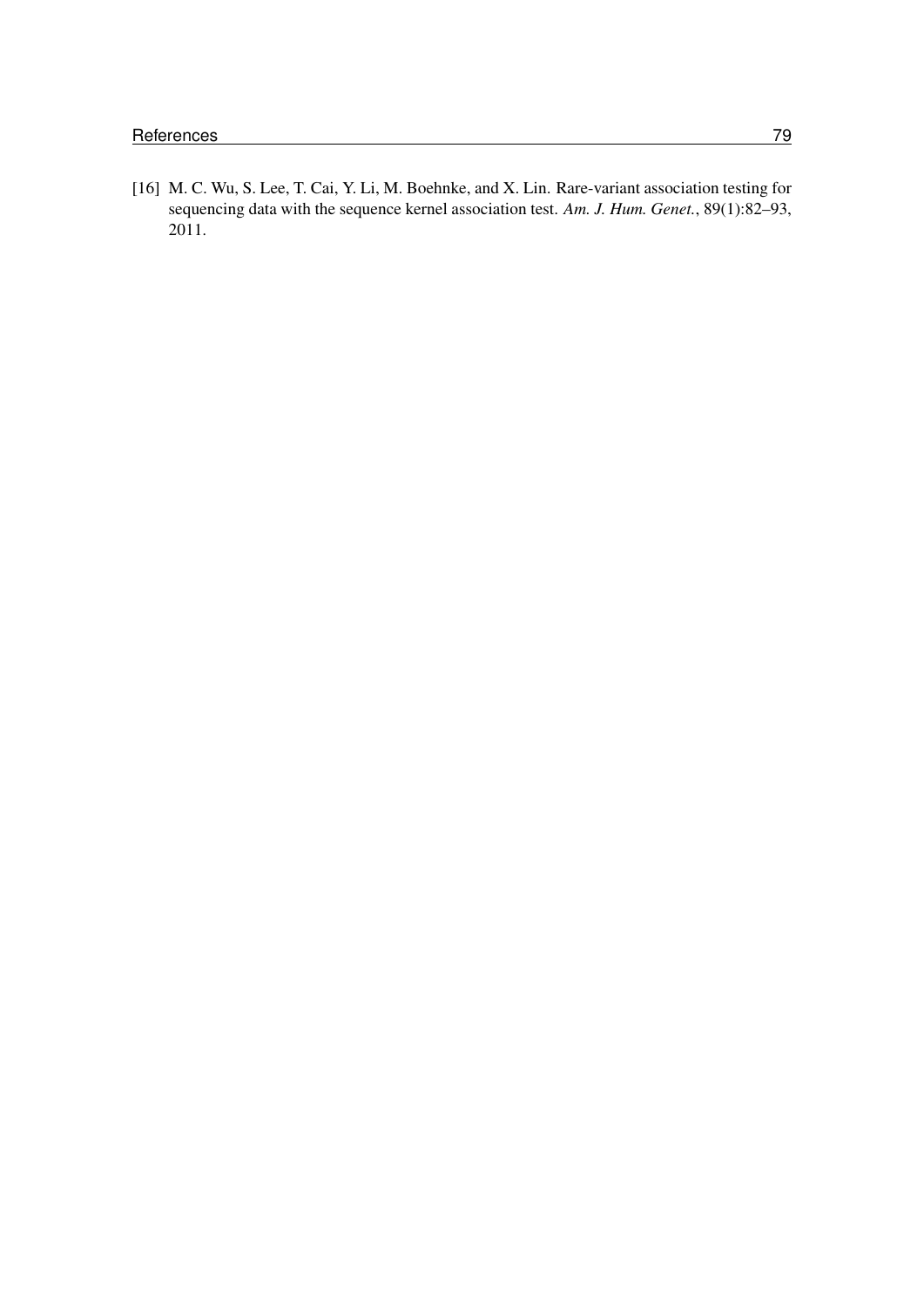[16] M. C. Wu, S. Lee, T. Cai, Y. Li, M. Boehnke, and X. Lin. Rare-variant association testing for sequencing data with the sequence kernel association test. *Am. J. Hum. Genet.*, 89(1):82–93, 2011.